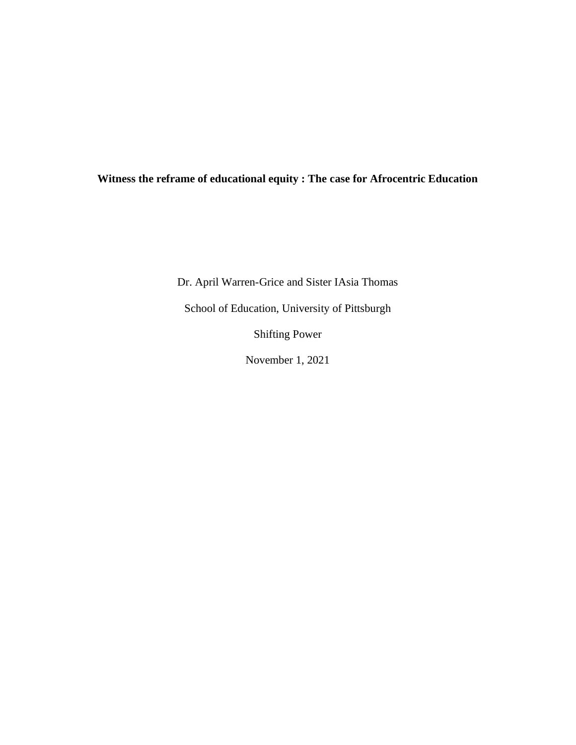# Witness the reframe of educational equity : The case for Afrocentric Education

Dr. April Warren-Grice and Sister IAsia Thomas

School of Education, University of Pittsburgh

Shifting Power

November 1, 2021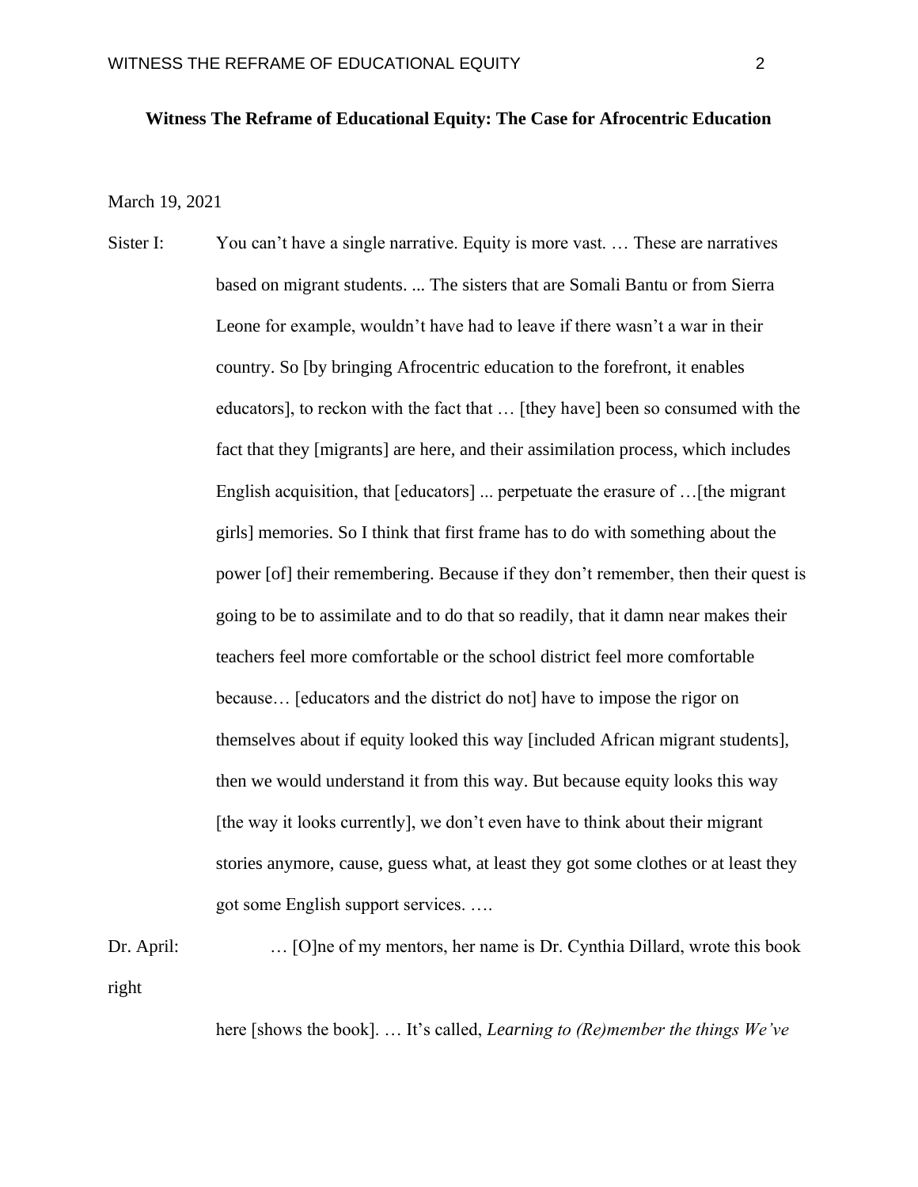**Witness The Reframe of Educational Equity: The Case for Afrocentric Education**

March 19, 2021

Sister I: You can't have a single narrative. Equity is more vast. … These are narratives based on migrant students. ... The sisters that are Somali Bantu or from Sierra Leone for example, wouldn't have had to leave if there wasn't a war in their country. So [by bringing Afrocentric education to the forefront, it enables educators], to reckon with the fact that … [they have] been so consumed with the fact that they [migrants] are here, and their assimilation process, which includes English acquisition, that [educators] ... perpetuate the erasure of …[the migrant girls] memories. So I think that first frame has to do with something about the power [of] their remembering. Because if they don't remember, then their quest is going to be to assimilate and to do that so readily, that it damn near makes their teachers feel more comfortable or the school district feel more comfortable because… [educators and the district do not] have to impose the rigor on themselves about if equity looked this way [included African migrant students], then we would understand it from this way. But because equity looks this way [the way it looks currently], we don't even have to think about their migrant stories anymore, cause, guess what, at least they got some clothes or at least they got some English support services. ….

Dr. April: … [O]ne of my mentors, her name is Dr. Cynthia Dillard, wrote this book right here [shows the book]. … It's called, *Learning to (Re)member the things We've*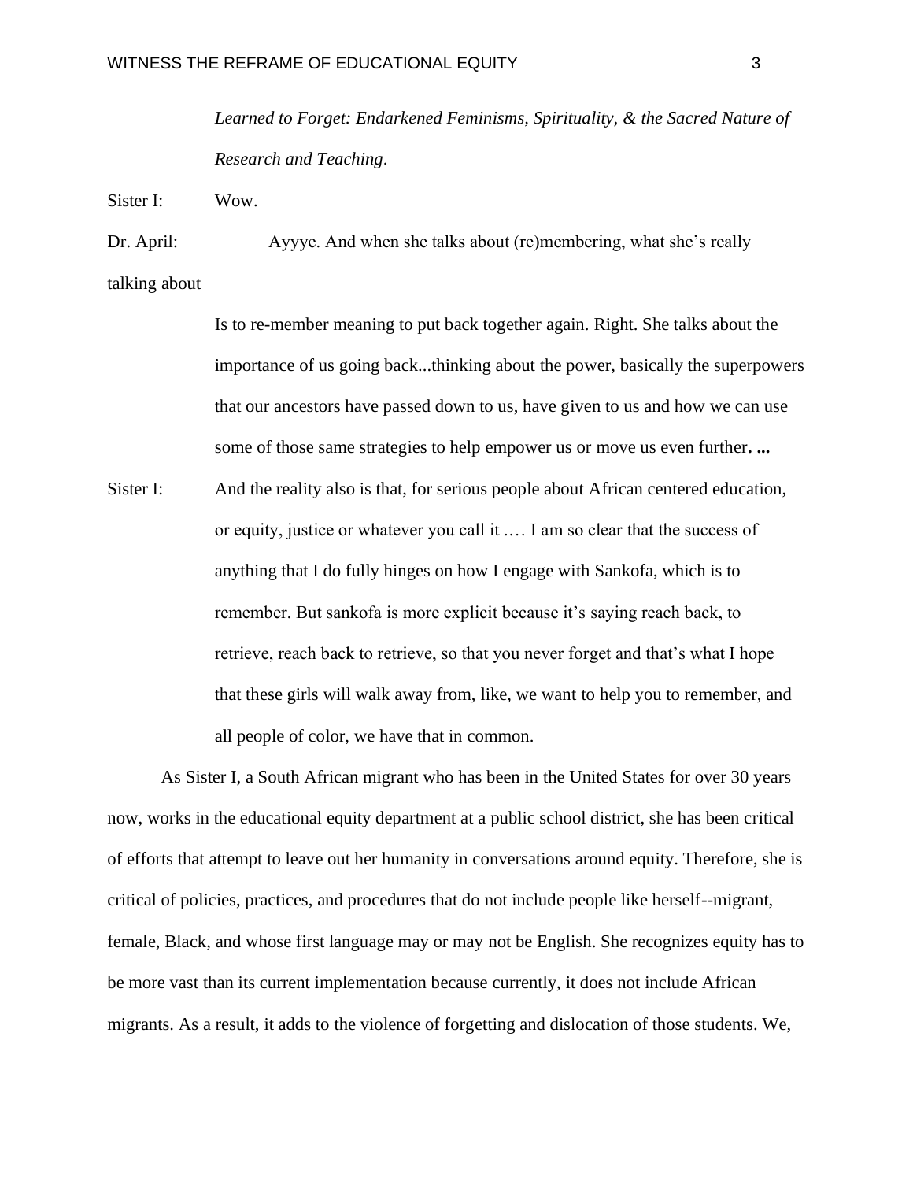*Learned to Forget: Endarkened Feminisms, Spirituality, & the Sacred Nature of Research and Teaching*.

Sister I: Wow.

Dr. April: Ayyye. And when she talks about (re)membering, what she's really talking about

Is to re-member meaning to put back together again. Right. She talks about the importance of us going back...thinking about the power, basically the superpowers that our ancestors have passed down to us, have given to us and how we can use some of those same strategies to help empower us or move us even further**. ...**

Sister I: And the reality also is that, for serious people about African centered education, or equity, justice or whatever you call it .… I am so clear that the success of anything that I do fully hinges on how I engage with Sankofa, which is to remember. But sankofa is more explicit because it's saying reach back, to retrieve, reach back to retrieve, so that you never forget and that's what I hope that these girls will walk away from, like, we want to help you to remember, and all people of color, we have that in common.

As Sister I, a South African migrant who has been in the United States for over 30 years now, works in the educational equity department at a public school district, she has been critical of efforts that attempt to leave out her humanity in conversations around equity. Therefore, she is critical of policies, practices, and procedures that do not include people like herself--migrant, female, Black, and whose first language may or may not be English. She recognizes equity has to be more vast than its current implementation because currently, it does not include African migrants. As a result, it adds to the violence of forgetting and dislocation of those students. We,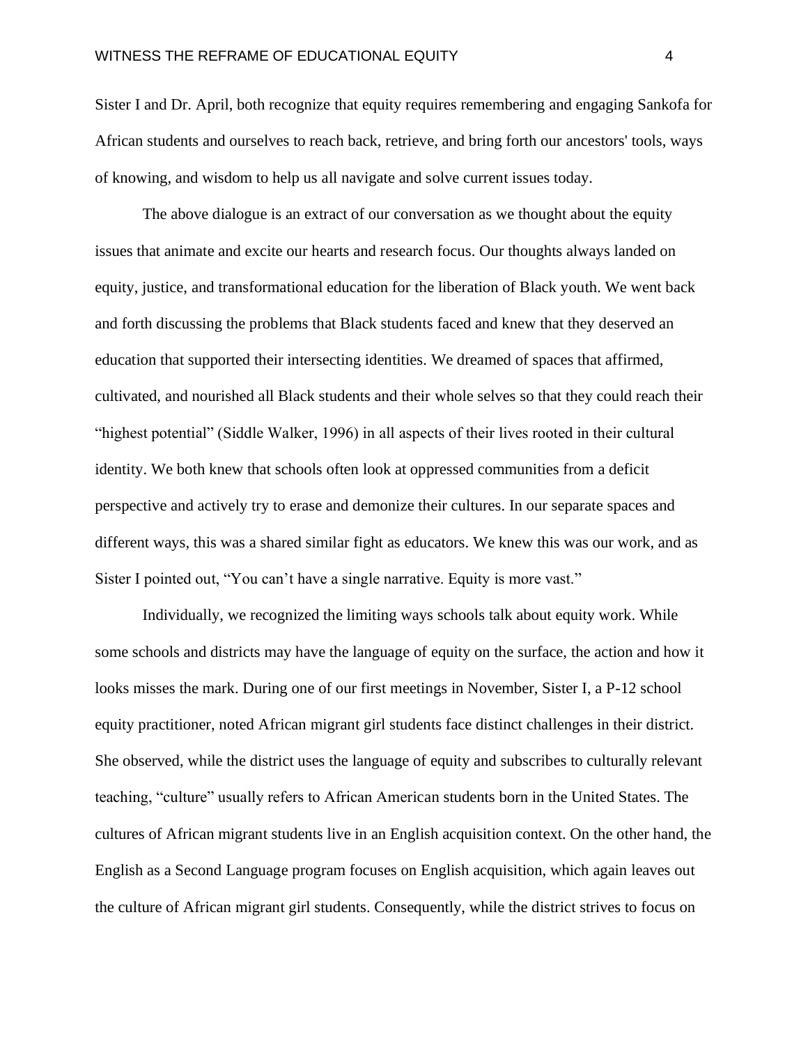Sister I and Dr. April, both recognize that equity requires remembering and engaging Sankofa for African students and ourselves to reach back, retrieve, and bring forth our ancestors' tools, ways of knowing, and wisdom to help us all navigate and solve current issues today.

The above dialogue is an extract of our conversation as we thought about the equity issues that animate and excite our hearts and research focus. Our thoughts always landed on equity, justice, and transformational education for the liberation of Black youth. We went back and forth discussing the problems that Black students faced and knew that they deserved an education that supported their intersecting identities. We dreamed of spaces that affirmed, cultivated, and nourished all Black students and their whole selves so that they could reach their "highest potential" (Siddle Walker, 1996) in all aspects of their lives rooted in their cultural identity. We both knew that schools often look at oppressed communities from a deficit perspective and actively try to erase and demonize their cultures. In our separate spaces and different ways, this was a shared similar fight as educators. We knew this was our work, and as Sister I pointed out, "You can't have a single narrative. Equity is more vast."

Individually, we recognized the limiting ways schools talk about equity work. While some schools and districts may have the language of equity on the surface, the action and how it looks misses the mark. During one of our first meetings in November, Sister I, a P-12 school equity practitioner, noted African migrant girl students face distinct challenges in their district. She observed, while the district uses the language of equity and subscribes to culturally relevant teaching, "culture" usually refers to African American students born in the United States. The cultures of African migrant students live in an English acquisition context. On the other hand, the English as a Second Language program focuses on English acquisition, which again leaves out the culture of African migrant girl students. Consequently, while the district strives to focus on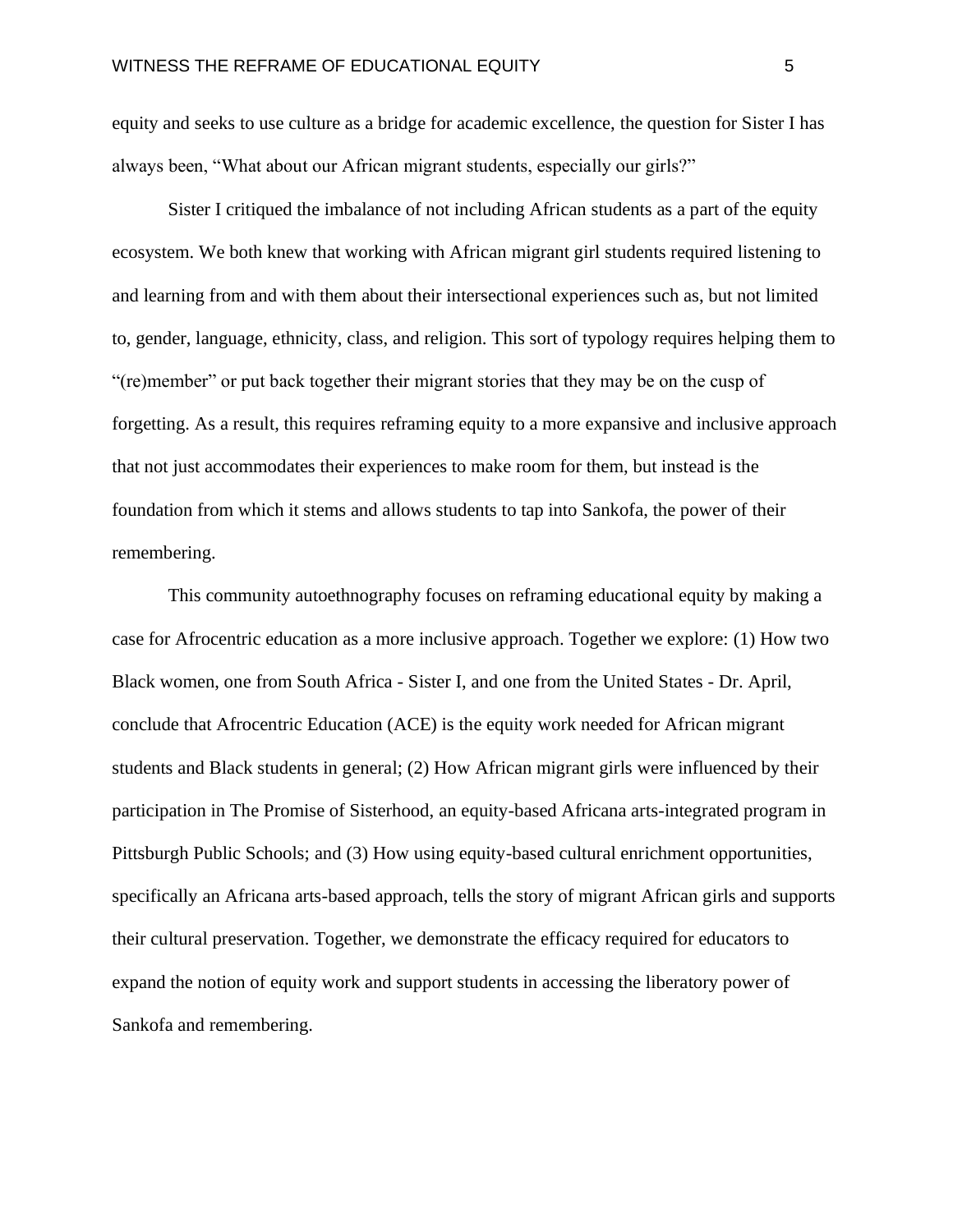equity and seeks to use culture as a bridge for academic excellence, the question for Sister I has always been, "What about our African migrant students, especially our girls?"

Sister I critiqued the imbalance of not including African students as a part of the equity ecosystem. We both knew that working with African migrant girl students required listening to and learning from and with them about their intersectional experiences such as, but not limited to, gender, language, ethnicity, class, and religion. This sort of typology requires helping them to "(re)member" or put back together their migrant stories that they may be on the cusp of forgetting. As a result, this requires reframing equity to a more expansive and inclusive approach that not just accommodates their experiences to make room for them, but instead is the foundation from which it stems and allows students to tap into Sankofa, the power of their remembering.

This community autoethnography focuses on reframing educational equity by making a case for Afrocentric education as a more inclusive approach. Together we explore: (1) How two Black women, one from South Africa - Sister I, and one from the United States - Dr. April, conclude that Afrocentric Education (ACE) is the equity work needed for African migrant students and Black students in general; (2) How African migrant girls were influenced by their participation in The Promise of Sisterhood, an equity-based Africana arts-integrated program in Pittsburgh Public Schools; and (3) How using equity-based cultural enrichment opportunities, specifically an Africana arts-based approach, tells the story of migrant African girls and supports their cultural preservation. Together, we demonstrate the efficacy required for educators to expand the notion of equity work and support students in accessing the liberatory power of Sankofa and remembering.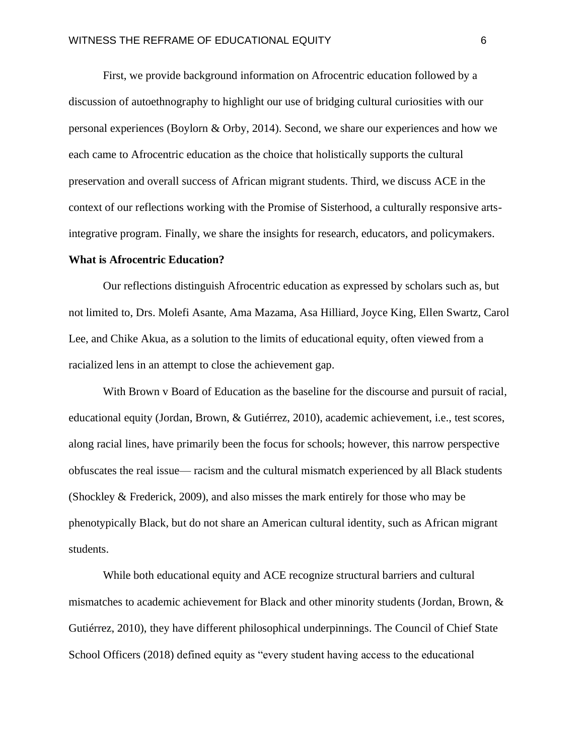First, we provide background information on Afrocentric education followed by a discussion of autoethnography to highlight our use of bridging cultural curiosities with our personal experiences (Boylorn & Orby, 2014). Second, we share our experiences and how we each came to Afrocentric education as the choice that holistically supports the cultural preservation and overall success of African migrant students. Third, we discuss ACE in the context of our reflections working with the Promise of Sisterhood, a culturally responsive arts-integrative program. Finally, we share the insights for research, educators, and policymakers.

**What is Afrocentric Education?**

Our reflections distinguish Afrocentric education as expressed by scholars such as, but not limited to, Drs. Molefi Asante, Ama Mazama, Asa Hilliard, Joyce King, Ellen Swartz, Carol Lee, and Chike Akua, as a solution to the limits of educational equity, often viewed from a racialized lens in an attempt to close the achievement gap.

With Brown v Board of Education as the baseline for the discourse and pursuit of racial, educational equity (Jordan, Brown, & Gutiérrez, 2010), academic achievement, i.e., test scores, along racial lines, have primarily been the focus for schools; however, this narrow perspective obfuscates the real issue— racism and the cultural mismatch experienced by all Black students (Shockley & Frederick, 2009), and also misses the mark entirely for those who may be phenotypically Black, but do not share an American cultural identity, such as African migrant students.

While both educational equity and ACE recognize structural barriers and cultural mismatches to academic achievement for Black and other minority students (Jordan, Brown, & Gutiérrez, 2010), they have different philosophical underpinnings. The Council of Chief State School Officers (2018) defined equity as "every student having access to the educational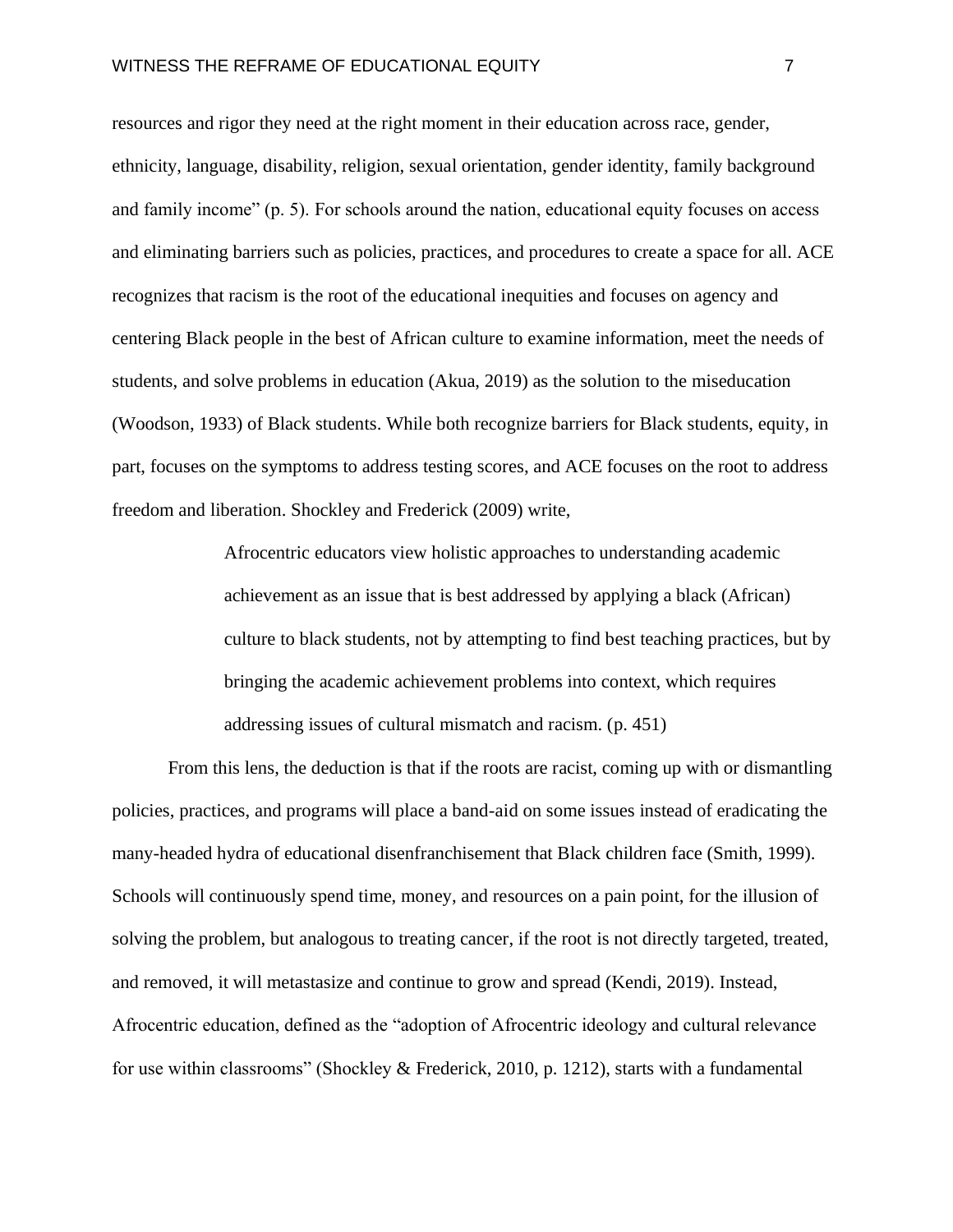resources and rigor they need at the right moment in their education across race, gender, ethnicity, language, disability, religion, sexual orientation, gender identity, family background and family income" (p. 5). For schools around the nation, educational equity focuses on access and eliminating barriers such as policies, practices, and procedures to create a space for all. ACE recognizes that racism is the root of the educational inequities and focuses on agency and centering Black people in the best of African culture to examine information, meet the needs of students, and solve problems in education (Akua, 2019) as the solution to the miseducation (Woodson, 1933) of Black students. While both recognize barriers for Black students, equity, in part, focuses on the symptoms to address testing scores, and ACE focuses on the root to address freedom and liberation. Shockley and Frederick (2009) write,

> Afrocentric educators view holistic approaches to understanding academic achievement as an issue that is best addressed by applying a black (African) culture to black students, not by attempting to find best teaching practices, but by bringing the academic achievement problems into context, which requires addressing issues of cultural mismatch and racism. (p. 451)

From this lens, the deduction is that if the roots are racist, coming up with or dismantling policies, practices, and programs will place a band-aid on some issues instead of eradicating the many-headed hydra of educational disenfranchisement that Black children face (Smith, 1999). Schools will continuously spend time, money, and resources on a pain point, for the illusion of solving the problem, but analogous to treating cancer, if the root is not directly targeted, treated, and removed, it will metastasize and continue to grow and spread (Kendi, 2019). Instead, Afrocentric education, defined as the "adoption of Afrocentric ideology and cultural relevance for use within classrooms" (Shockley & Frederick, 2010, p. 1212), starts with a fundamental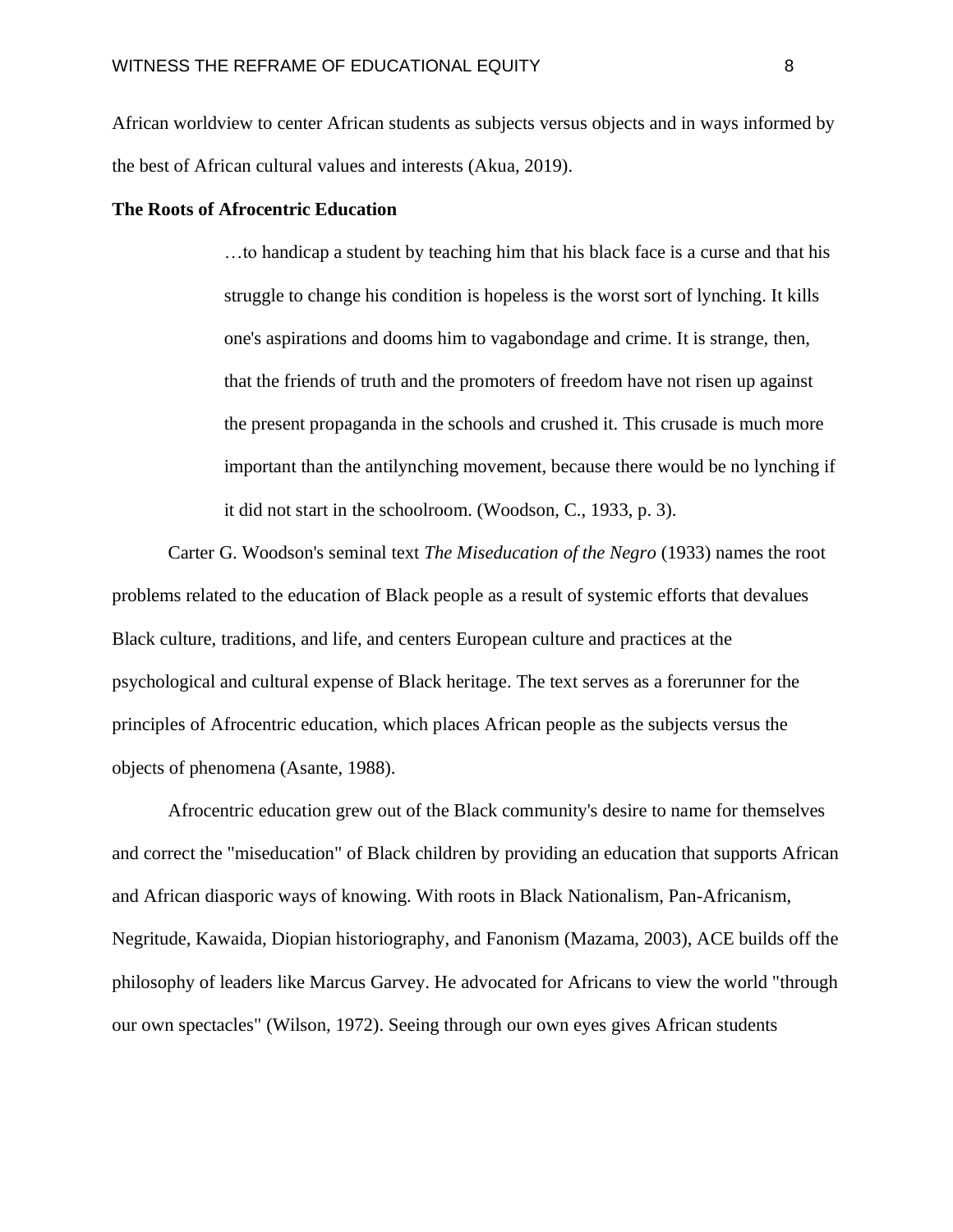African worldview to center African students as subjects versus objects and in ways informed by the best of African cultural values and interests (Akua, 2019).

**The Roots of Afrocentric Education**

> …to handicap a student by teaching him that his black face is a curse and that his struggle to change his condition is hopeless is the worst sort of lynching. It kills one's aspirations and dooms him to vagabondage and crime. It is strange, then, that the friends of truth and the promoters of freedom have not risen up against the present propaganda in the schools and crushed it. This crusade is much more important than the antilynching movement, because there would be no lynching if it did not start in the schoolroom. (Woodson, C., 1933, p. 3).

Carter G. Woodson's seminal text *The Miseducation of the Negro* (1933) names the root problems related to the education of Black people as a result of systemic efforts that devalues Black culture, traditions, and life, and centers European culture and practices at the psychological and cultural expense of Black heritage. The text serves as a forerunner for the principles of Afrocentric education, which places African people as the subjects versus the objects of phenomena (Asante, 1988).

Afrocentric education grew out of the Black community's desire to name for themselves and correct the "miseducation" of Black children by providing an education that supports African and African diasporic ways of knowing. With roots in Black Nationalism, Pan-Africanism, Negritude, Kawaida, Diopian historiography, and Fanonism (Mazama, 2003), ACE builds off the philosophy of leaders like Marcus Garvey. He advocated for Africans to view the world "through our own spectacles" (Wilson, 1972). Seeing through our own eyes gives African students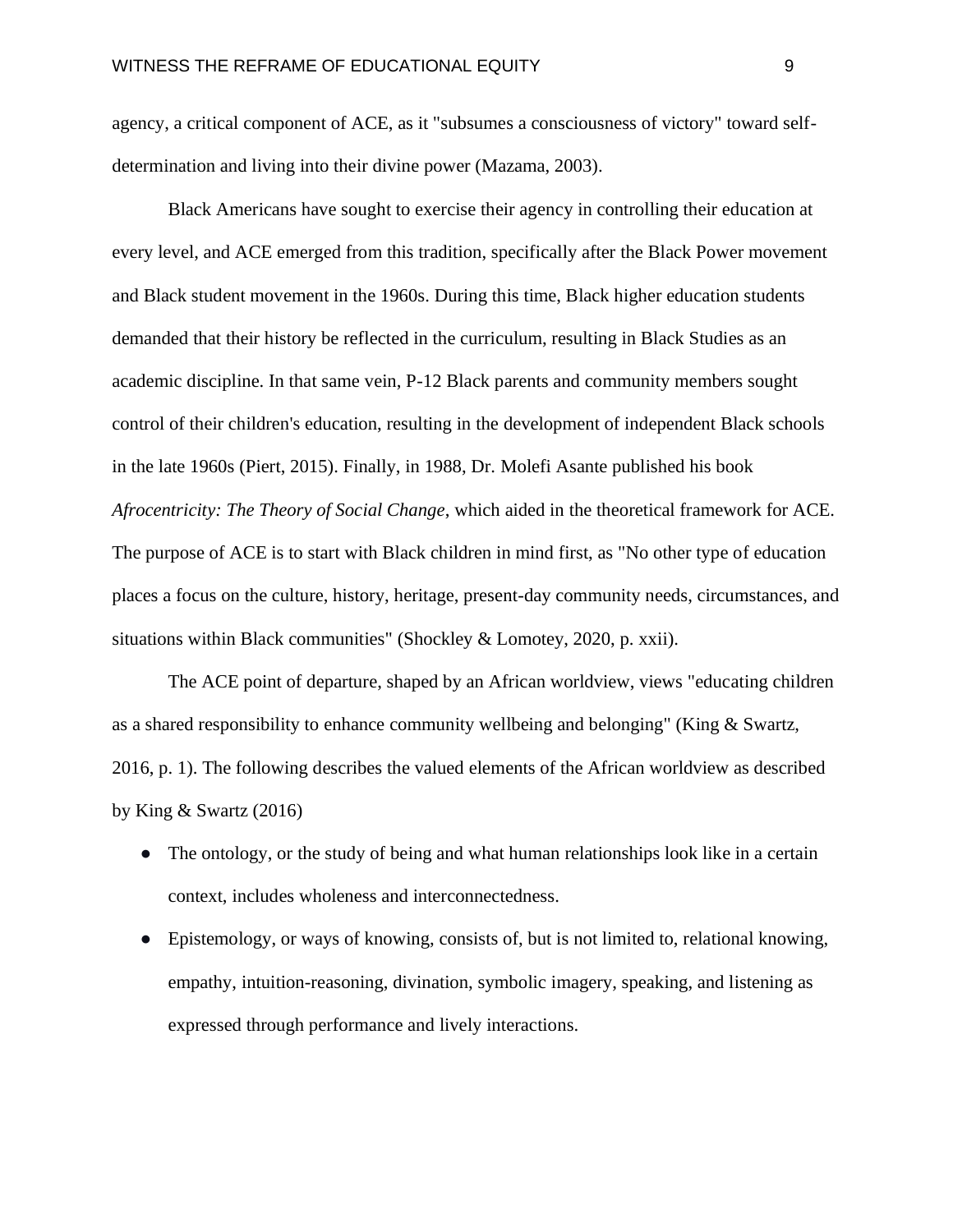agency, a critical component of ACE, as it "subsumes a consciousness of victory" toward self-determination and living into their divine power (Mazama, 2003).

Black Americans have sought to exercise their agency in controlling their education at every level, and ACE emerged from this tradition, specifically after the Black Power movement and Black student movement in the 1960s. During this time, Black higher education students demanded that their history be reflected in the curriculum, resulting in Black Studies as an academic discipline. In that same vein, P-12 Black parents and community members sought control of their children's education, resulting in the development of independent Black schools in the late 1960s (Piert, 2015). Finally, in 1988, Dr. Molefi Asante published his book *Afrocentricity: The Theory of Social Change*, which aided in the theoretical framework for ACE. The purpose of ACE is to start with Black children in mind first, as "No other type of education places a focus on the culture, history, heritage, present-day community needs, circumstances, and situations within Black communities" (Shockley & Lomotey, 2020, p. xxii).

The ACE point of departure, shaped by an African worldview, views "educating children as a shared responsibility to enhance community wellbeing and belonging" (King & Swartz, 2016, p. 1). The following describes the valued elements of the African worldview as described by King & Swartz (2016)

- The ontology, or the study of being and what human relationships look like in a certain context, includes wholeness and interconnectedness.
- Epistemology, or ways of knowing, consists of, but is not limited to, relational knowing, empathy, intuition-reasoning, divination, symbolic imagery, speaking, and listening as expressed through performance and lively interactions.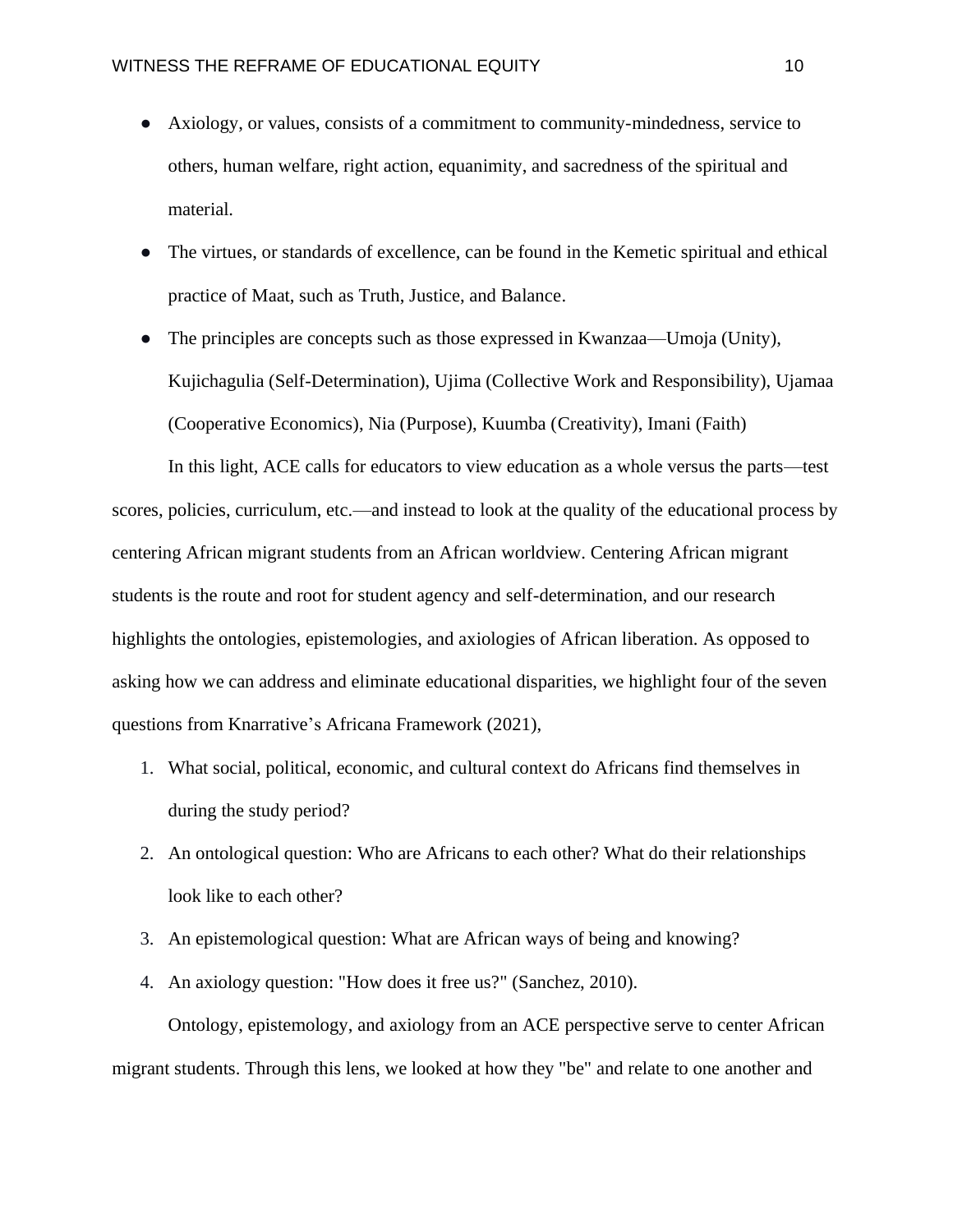- Axiology, or values, consists of a commitment to community-mindedness, service to others, human welfare, right action, equanimity, and sacredness of the spiritual and material.
- The virtues, or standards of excellence, can be found in the Kemetic spiritual and ethical practice of Maat, such as Truth, Justice, and Balance.
- The principles are concepts such as those expressed in Kwanzaa—Umoja (Unity), Kujichagulia (Self-Determination), Ujima (Collective Work and Responsibility), Ujamaa (Cooperative Economics), Nia (Purpose), Kuumba (Creativity), Imani (Faith)

In this light, ACE calls for educators to view education as a whole versus the parts—test scores, policies, curriculum, etc.—and instead to look at the quality of the educational process by centering African migrant students from an African worldview. Centering African migrant students is the route and root for student agency and self-determination, and our research highlights the ontologies, epistemologies, and axiologies of African liberation. As opposed to asking how we can address and eliminate educational disparities, we highlight four of the seven questions from Knarrative's Africana Framework (2021),

1. What social, political, economic, and cultural context do Africans find themselves in during the study period?
2. An ontological question: Who are Africans to each other? What do their relationships look like to each other?
3. An epistemological question: What are African ways of being and knowing?
4. An axiology question: "How does it free us?" (Sanchez, 2010).

Ontology, epistemology, and axiology from an ACE perspective serve to center African migrant students. Through this lens, we looked at how they "be" and relate to one another and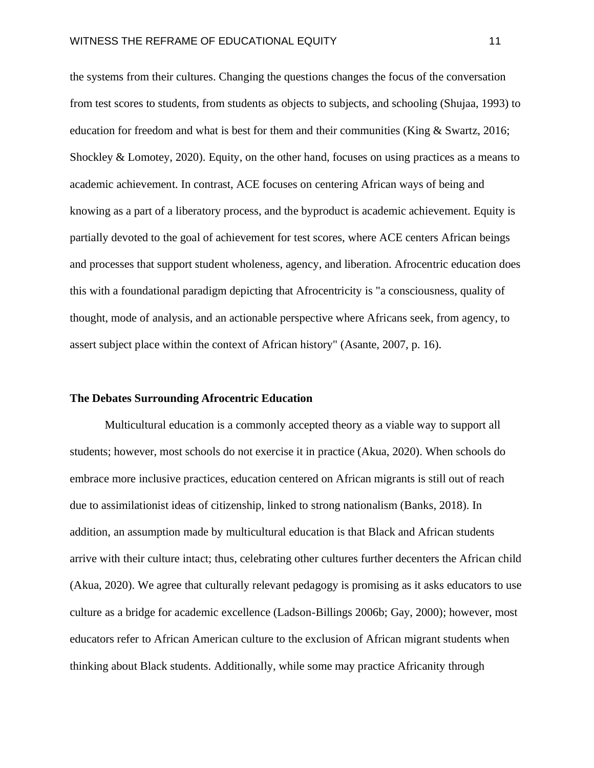the systems from their cultures. Changing the questions changes the focus of the conversation from test scores to students, from students as objects to subjects, and schooling (Shujaa, 1993) to education for freedom and what is best for them and their communities (King & Swartz, 2016; Shockley & Lomotey, 2020). Equity, on the other hand, focuses on using practices as a means to academic achievement. In contrast, ACE focuses on centering African ways of being and knowing as a part of a liberatory process, and the byproduct is academic achievement. Equity is partially devoted to the goal of achievement for test scores, where ACE centers African beings and processes that support student wholeness, agency, and liberation. Afrocentric education does this with a foundational paradigm depicting that Afrocentricity is "a consciousness, quality of thought, mode of analysis, and an actionable perspective where Africans seek, from agency, to assert subject place within the context of African history" (Asante, 2007, p. 16).

## The Debates Surrounding Afrocentric Education

Multicultural education is a commonly accepted theory as a viable way to support all students; however, most schools do not exercise it in practice (Akua, 2020). When schools do embrace more inclusive practices, education centered on African migrants is still out of reach due to assimilationist ideas of citizenship, linked to strong nationalism (Banks, 2018). In addition, an assumption made by multicultural education is that Black and African students arrive with their culture intact; thus, celebrating other cultures further decenters the African child (Akua, 2020). We agree that culturally relevant pedagogy is promising as it asks educators to use culture as a bridge for academic excellence (Ladson-Billings 2006b; Gay, 2000); however, most educators refer to African American culture to the exclusion of African migrant students when thinking about Black students. Additionally, while some may practice Africanity through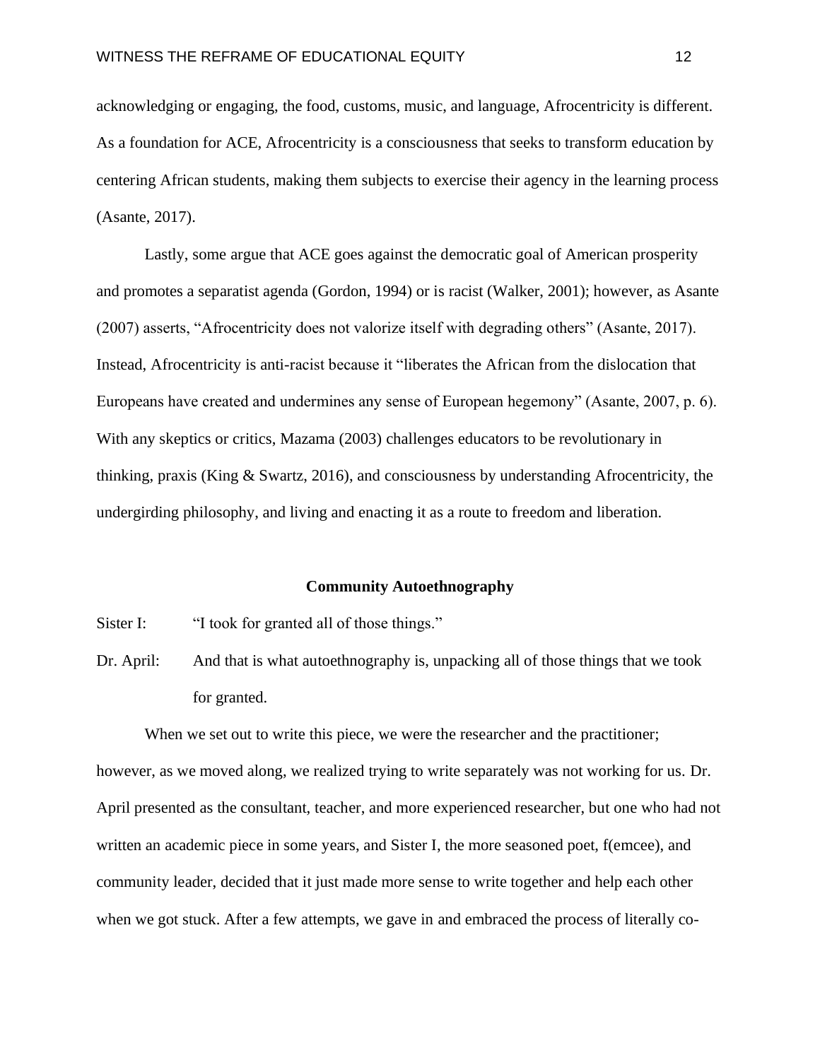acknowledging or engaging, the food, customs, music, and language, Afrocentricity is different. As a foundation for ACE, Afrocentricity is a consciousness that seeks to transform education by centering African students, making them subjects to exercise their agency in the learning process (Asante, 2017).

Lastly, some argue that ACE goes against the democratic goal of American prosperity and promotes a separatist agenda (Gordon, 1994) or is racist (Walker, 2001); however, as Asante (2007) asserts, "Afrocentricity does not valorize itself with degrading others" (Asante, 2017). Instead, Afrocentricity is anti-racist because it "liberates the African from the dislocation that Europeans have created and undermines any sense of European hegemony" (Asante, 2007, p. 6). With any skeptics or critics, Mazama (2003) challenges educators to be revolutionary in thinking, praxis (King & Swartz, 2016), and consciousness by understanding Afrocentricity, the undergirding philosophy, and living and enacting it as a route to freedom and liberation.

## Community Autoethnography

Sister I: "I took for granted all of those things."

Dr. April: And that is what autoethnography is, unpacking all of those things that we took for granted.

When we set out to write this piece, we were the researcher and the practitioner; however, as we moved along, we realized trying to write separately was not working for us. Dr. April presented as the consultant, teacher, and more experienced researcher, but one who had not written an academic piece in some years, and Sister I, the more seasoned poet, f(emcee), and community leader, decided that it just made more sense to write together and help each other when we got stuck. After a few attempts, we gave in and embraced the process of literally co-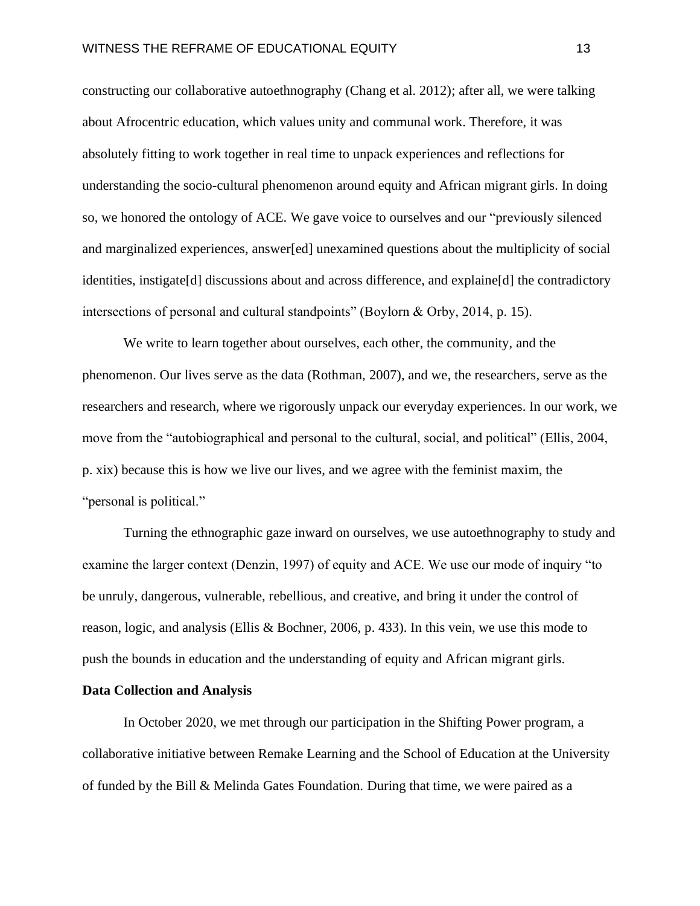constructing our collaborative autoethnography (Chang et al. 2012); after all, we were talking about Afrocentric education, which values unity and communal work. Therefore, it was absolutely fitting to work together in real time to unpack experiences and reflections for understanding the socio-cultural phenomenon around equity and African migrant girls. In doing so, we honored the ontology of ACE. We gave voice to ourselves and our "previously silenced and marginalized experiences, answer[ed] unexamined questions about the multiplicity of social identities, instigate[d] discussions about and across difference, and explaine[d] the contradictory intersections of personal and cultural standpoints" (Boylorn & Orby, 2014, p. 15).

We write to learn together about ourselves, each other, the community, and the phenomenon. Our lives serve as the data (Rothman, 2007), and we, the researchers, serve as the researchers and research, where we rigorously unpack our everyday experiences. In our work, we move from the "autobiographical and personal to the cultural, social, and political" (Ellis, 2004, p. xix) because this is how we live our lives, and we agree with the feminist maxim, the "personal is political."

Turning the ethnographic gaze inward on ourselves, we use autoethnography to study and examine the larger context (Denzin, 1997) of equity and ACE. We use our mode of inquiry "to be unruly, dangerous, vulnerable, rebellious, and creative, and bring it under the control of reason, logic, and analysis (Ellis & Bochner, 2006, p. 433). In this vein, we use this mode to push the bounds in education and the understanding of equity and African migrant girls.

**Data Collection and Analysis**

In October 2020, we met through our participation in the Shifting Power program, a collaborative initiative between Remake Learning and the School of Education at the University of funded by the Bill & Melinda Gates Foundation. During that time, we were paired as a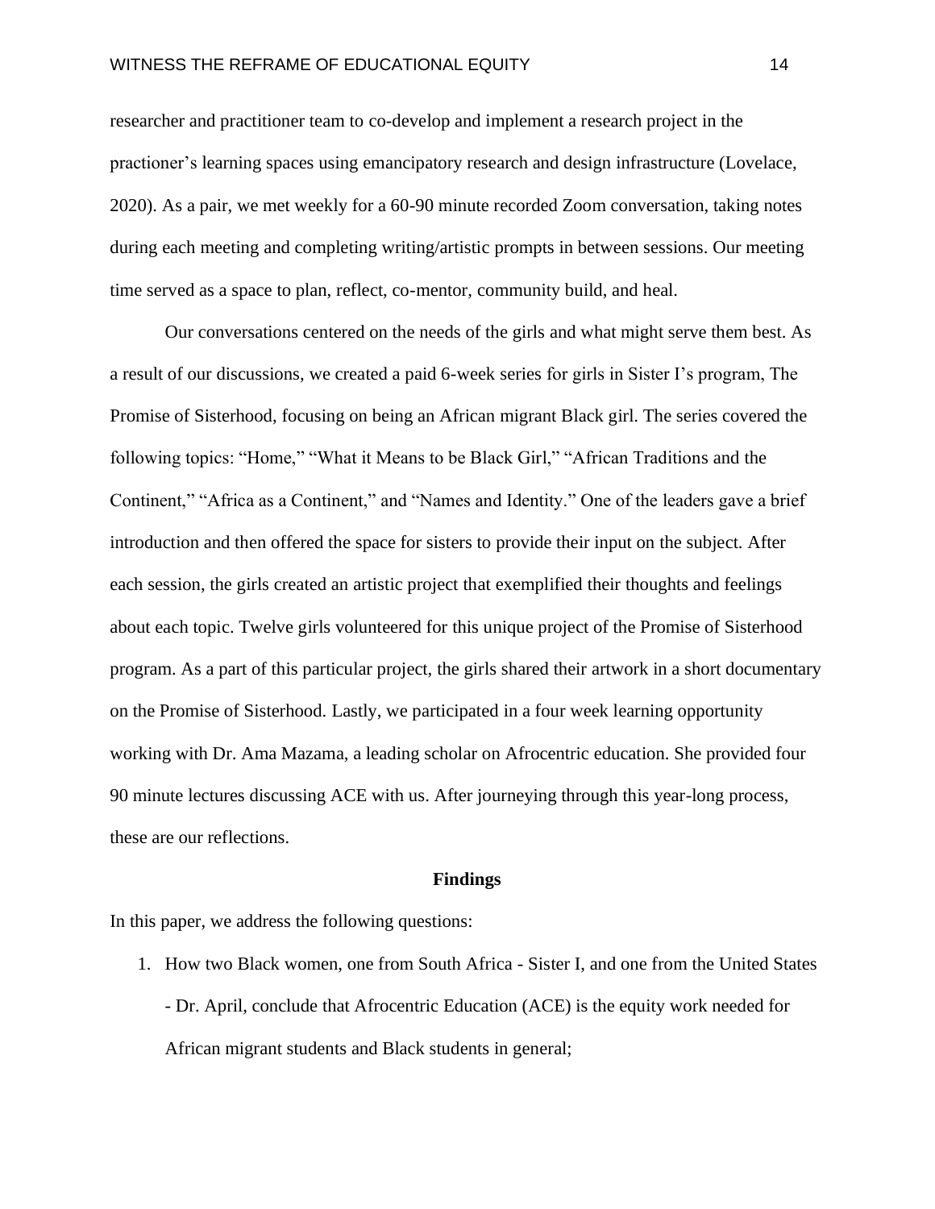researcher and practitioner team to co-develop and implement a research project in the practioner's learning spaces using emancipatory research and design infrastructure (Lovelace, 2020). As a pair, we met weekly for a 60-90 minute recorded Zoom conversation, taking notes during each meeting and completing writing/artistic prompts in between sessions. Our meeting time served as a space to plan, reflect, co-mentor, community build, and heal.

Our conversations centered on the needs of the girls and what might serve them best. As a result of our discussions, we created a paid 6-week series for girls in Sister I's program, The Promise of Sisterhood, focusing on being an African migrant Black girl. The series covered the following topics: "Home," "What it Means to be Black Girl," "African Traditions and the Continent," "Africa as a Continent," and "Names and Identity." One of the leaders gave a brief introduction and then offered the space for sisters to provide their input on the subject. After each session, the girls created an artistic project that exemplified their thoughts and feelings about each topic. Twelve girls volunteered for this unique project of the Promise of Sisterhood program. As a part of this particular project, the girls shared their artwork in a short documentary on the Promise of Sisterhood. Lastly, we participated in a four week learning opportunity working with Dr. Ama Mazama, a leading scholar on Afrocentric education. She provided four 90 minute lectures discussing ACE with us. After journeying through this year-long process, these are our reflections.

## Findings

In this paper, we address the following questions:

1. How two Black women, one from South Africa - Sister I, and one from the United States - Dr. April, conclude that Afrocentric Education (ACE) is the equity work needed for African migrant students and Black students in general;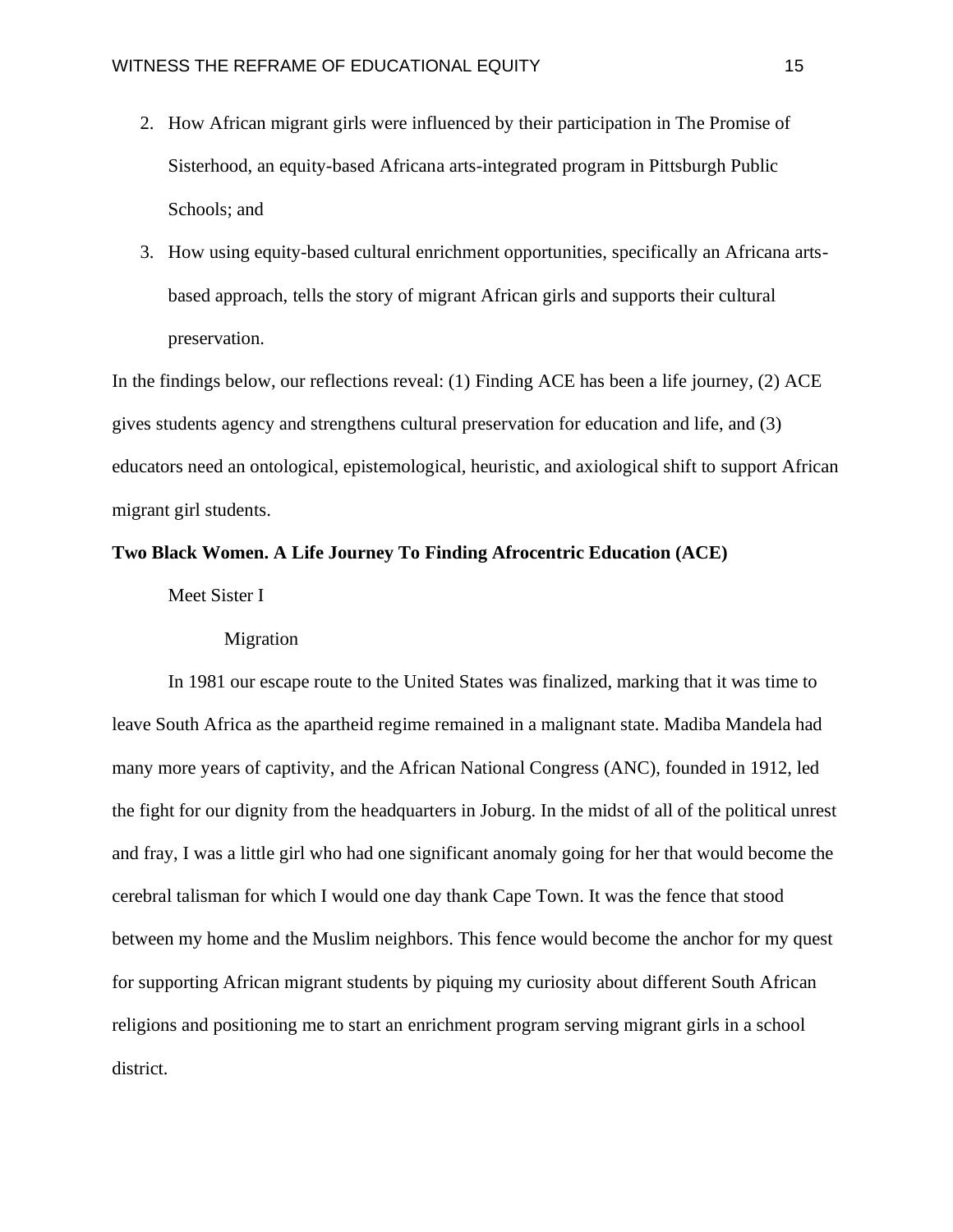2. How African migrant girls were influenced by their participation in The Promise of Sisterhood, an equity-based Africana arts-integrated program in Pittsburgh Public Schools; and
3. How using equity-based cultural enrichment opportunities, specifically an Africana arts-based approach, tells the story of migrant African girls and supports their cultural preservation.

In the findings below, our reflections reveal: (1) Finding ACE has been a life journey, (2) ACE gives students agency and strengthens cultural preservation for education and life, and (3) educators need an ontological, epistemological, heuristic, and axiological shift to support African migrant girl students.

## Two Black Women. A Life Journey To Finding Afrocentric Education (ACE)

### Meet Sister I

#### Migration

In 1981 our escape route to the United States was finalized, marking that it was time to leave South Africa as the apartheid regime remained in a malignant state. Madiba Mandela had many more years of captivity, and the African National Congress (ANC), founded in 1912, led the fight for our dignity from the headquarters in Joburg. In the midst of all of the political unrest and fray, I was a little girl who had one significant anomaly going for her that would become the cerebral talisman for which I would one day thank Cape Town. It was the fence that stood between my home and the Muslim neighbors. This fence would become the anchor for my quest for supporting African migrant students by piquing my curiosity about different South African religions and positioning me to start an enrichment program serving migrant girls in a school district.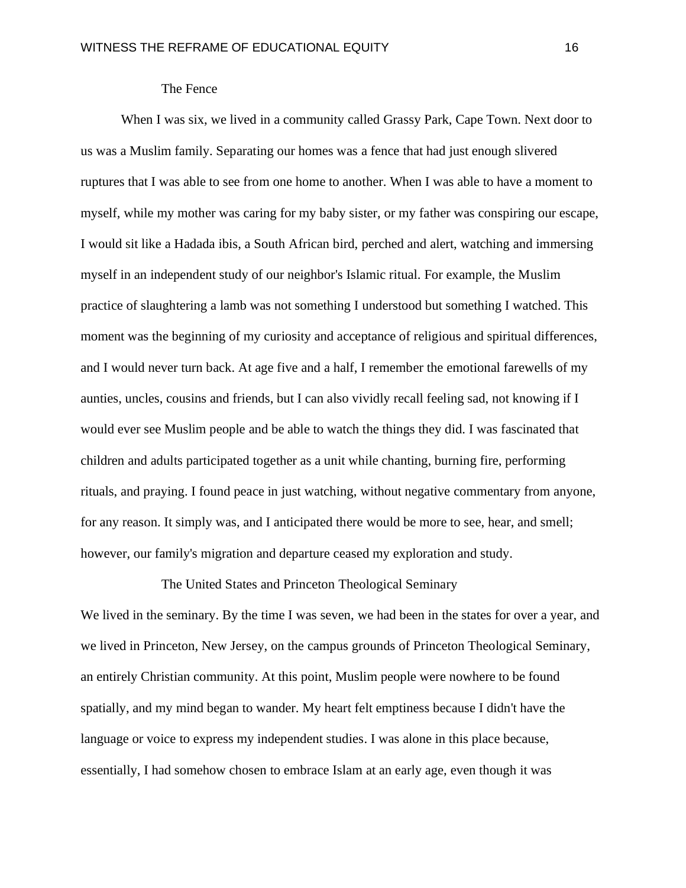## The Fence

When I was six, we lived in a community called Grassy Park, Cape Town. Next door to us was a Muslim family. Separating our homes was a fence that had just enough slivered ruptures that I was able to see from one home to another. When I was able to have a moment to myself, while my mother was caring for my baby sister, or my father was conspiring our escape, I would sit like a Hadada ibis, a South African bird, perched and alert, watching and immersing myself in an independent study of our neighbor's Islamic ritual. For example, the Muslim practice of slaughtering a lamb was not something I understood but something I watched. This moment was the beginning of my curiosity and acceptance of religious and spiritual differences, and I would never turn back. At age five and a half, I remember the emotional farewells of my aunties, uncles, cousins and friends, but I can also vividly recall feeling sad, not knowing if I would ever see Muslim people and be able to watch the things they did. I was fascinated that children and adults participated together as a unit while chanting, burning fire, performing rituals, and praying. I found peace in just watching, without negative commentary from anyone, for any reason. It simply was, and I anticipated there would be more to see, hear, and smell; however, our family's migration and departure ceased my exploration and study.

## The United States and Princeton Theological Seminary

We lived in the seminary. By the time I was seven, we had been in the states for over a year, and we lived in Princeton, New Jersey, on the campus grounds of Princeton Theological Seminary, an entirely Christian community. At this point, Muslim people were nowhere to be found spatially, and my mind began to wander. My heart felt emptiness because I didn't have the language or voice to express my independent studies. I was alone in this place because, essentially, I had somehow chosen to embrace Islam at an early age, even though it was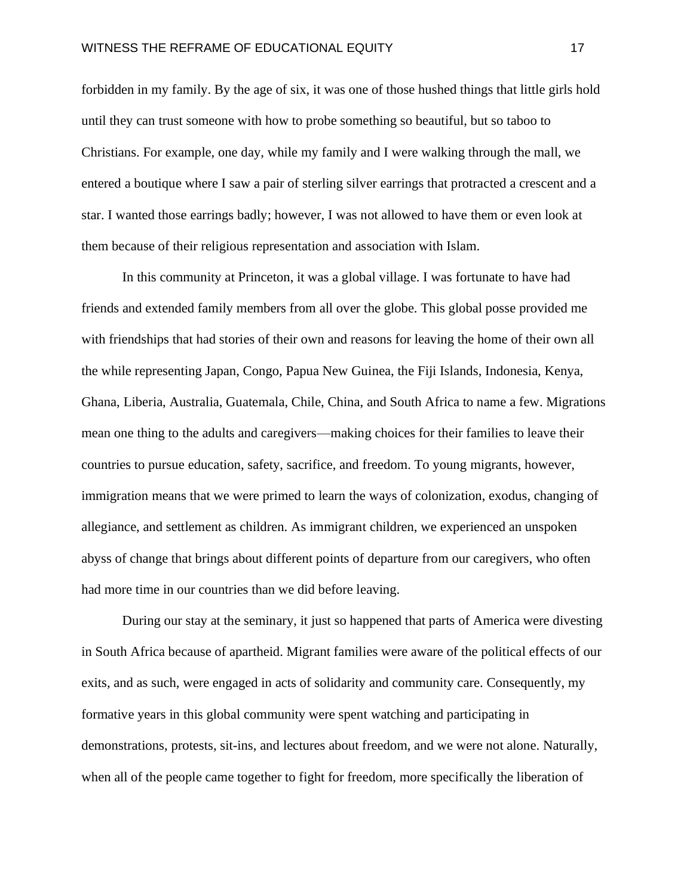forbidden in my family. By the age of six, it was one of those hushed things that little girls hold until they can trust someone with how to probe something so beautiful, but so taboo to Christians. For example, one day, while my family and I were walking through the mall, we entered a boutique where I saw a pair of sterling silver earrings that protracted a crescent and a star. I wanted those earrings badly; however, I was not allowed to have them or even look at them because of their religious representation and association with Islam.

In this community at Princeton, it was a global village. I was fortunate to have had friends and extended family members from all over the globe. This global posse provided me with friendships that had stories of their own and reasons for leaving the home of their own all the while representing Japan, Congo, Papua New Guinea, the Fiji Islands, Indonesia, Kenya, Ghana, Liberia, Australia, Guatemala, Chile, China, and South Africa to name a few. Migrations mean one thing to the adults and caregivers—making choices for their families to leave their countries to pursue education, safety, sacrifice, and freedom. To young migrants, however, immigration means that we were primed to learn the ways of colonization, exodus, changing of allegiance, and settlement as children. As immigrant children, we experienced an unspoken abyss of change that brings about different points of departure from our caregivers, who often had more time in our countries than we did before leaving.

During our stay at the seminary, it just so happened that parts of America were divesting in South Africa because of apartheid. Migrant families were aware of the political effects of our exits, and as such, were engaged in acts of solidarity and community care. Consequently, my formative years in this global community were spent watching and participating in demonstrations, protests, sit-ins, and lectures about freedom, and we were not alone. Naturally, when all of the people came together to fight for freedom, more specifically the liberation of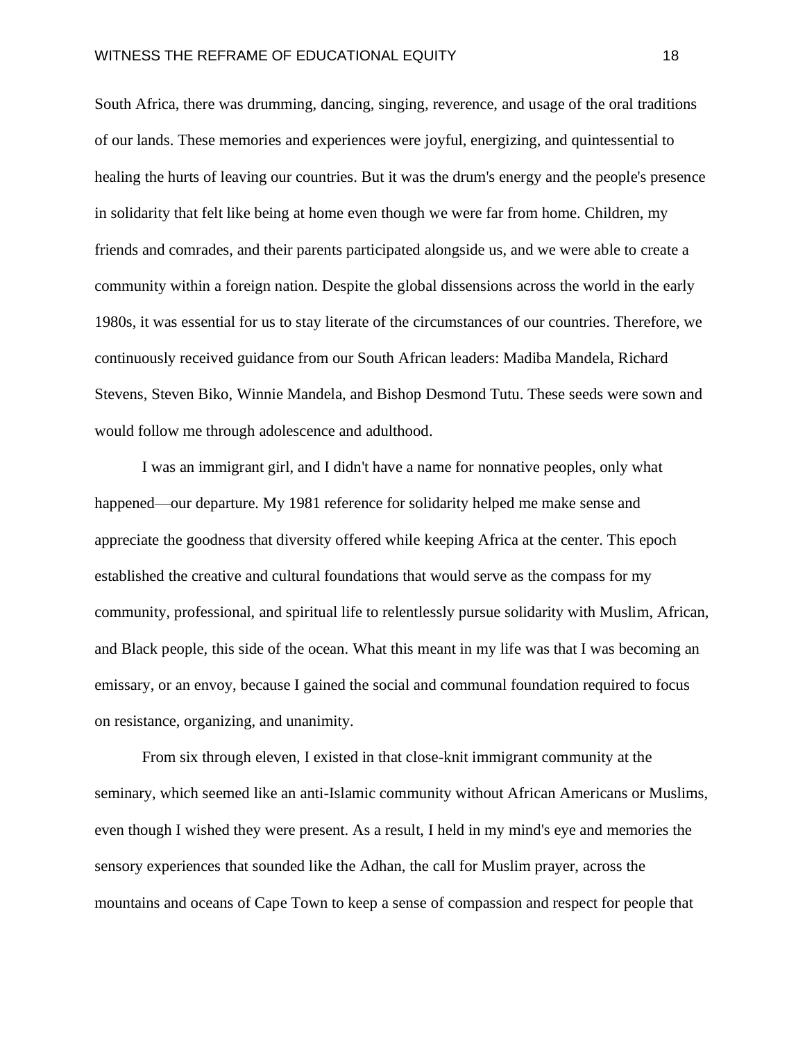South Africa, there was drumming, dancing, singing, reverence, and usage of the oral traditions of our lands. These memories and experiences were joyful, energizing, and quintessential to healing the hurts of leaving our countries. But it was the drum's energy and the people's presence in solidarity that felt like being at home even though we were far from home. Children, my friends and comrades, and their parents participated alongside us, and we were able to create a community within a foreign nation. Despite the global dissensions across the world in the early 1980s, it was essential for us to stay literate of the circumstances of our countries. Therefore, we continuously received guidance from our South African leaders: Madiba Mandela, Richard Stevens, Steven Biko, Winnie Mandela, and Bishop Desmond Tutu. These seeds were sown and would follow me through adolescence and adulthood.

I was an immigrant girl, and I didn't have a name for nonnative peoples, only what happened—our departure. My 1981 reference for solidarity helped me make sense and appreciate the goodness that diversity offered while keeping Africa at the center. This epoch established the creative and cultural foundations that would serve as the compass for my community, professional, and spiritual life to relentlessly pursue solidarity with Muslim, African, and Black people, this side of the ocean. What this meant in my life was that I was becoming an emissary, or an envoy, because I gained the social and communal foundation required to focus on resistance, organizing, and unanimity.

From six through eleven, I existed in that close-knit immigrant community at the seminary, which seemed like an anti-Islamic community without African Americans or Muslims, even though I wished they were present. As a result, I held in my mind's eye and memories the sensory experiences that sounded like the Adhan, the call for Muslim prayer, across the mountains and oceans of Cape Town to keep a sense of compassion and respect for people that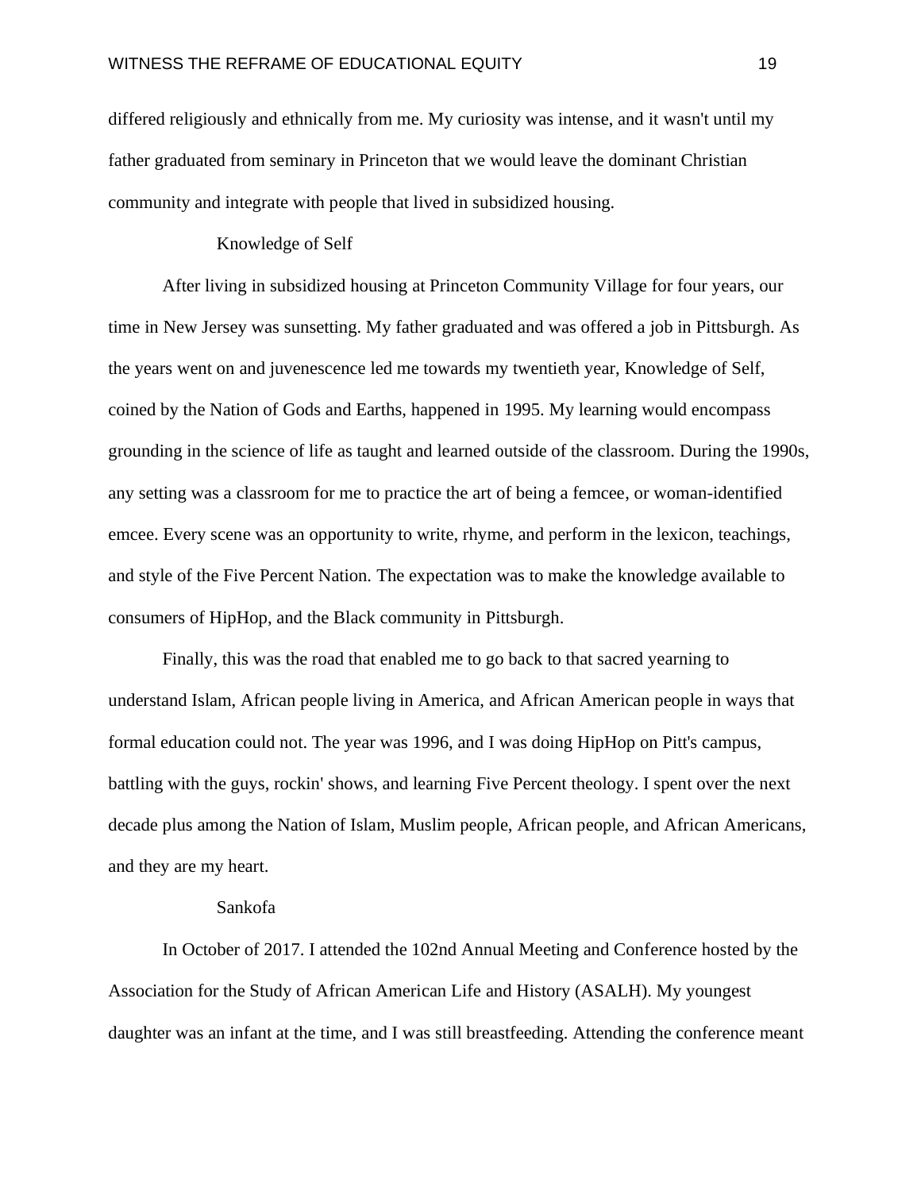differed religiously and ethnically from me. My curiosity was intense, and it wasn't until my father graduated from seminary in Princeton that we would leave the dominant Christian community and integrate with people that lived in subsidized housing.

### Knowledge of Self

After living in subsidized housing at Princeton Community Village for four years, our time in New Jersey was sunsetting. My father graduated and was offered a job in Pittsburgh. As the years went on and juvenescence led me towards my twentieth year, Knowledge of Self, coined by the Nation of Gods and Earths, happened in 1995. My learning would encompass grounding in the science of life as taught and learned outside of the classroom. During the 1990s, any setting was a classroom for me to practice the art of being a femcee, or woman-identified emcee. Every scene was an opportunity to write, rhyme, and perform in the lexicon, teachings, and style of the Five Percent Nation. The expectation was to make the knowledge available to consumers of HipHop, and the Black community in Pittsburgh.

Finally, this was the road that enabled me to go back to that sacred yearning to understand Islam, African people living in America, and African American people in ways that formal education could not. The year was 1996, and I was doing HipHop on Pitt's campus, battling with the guys, rockin' shows, and learning Five Percent theology. I spent over the next decade plus among the Nation of Islam, Muslim people, African people, and African Americans, and they are my heart.

### Sankofa

In October of 2017. I attended the 102nd Annual Meeting and Conference hosted by the Association for the Study of African American Life and History (ASALH). My youngest daughter was an infant at the time, and I was still breastfeeding. Attending the conference meant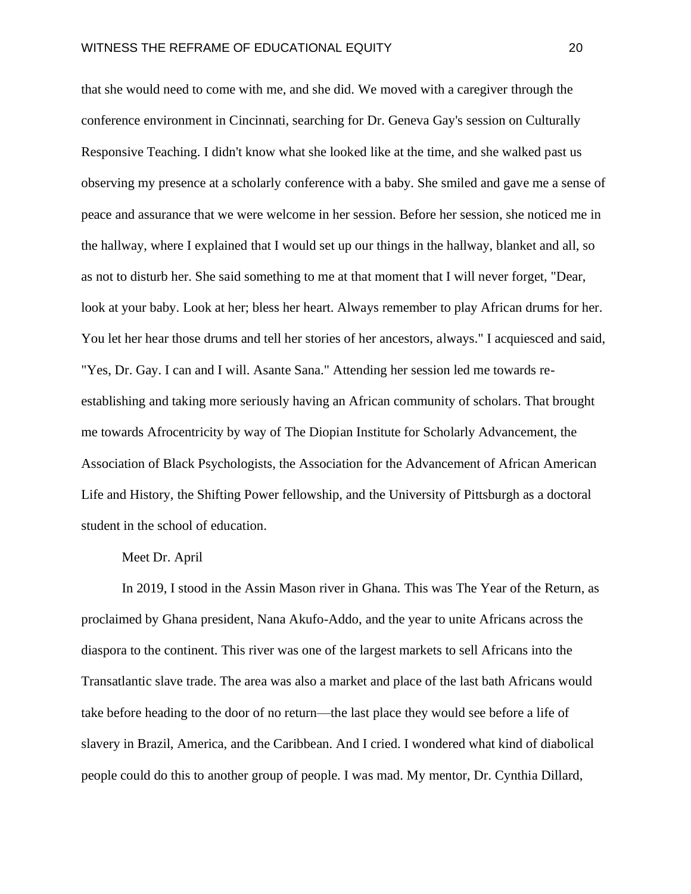that she would need to come with me, and she did. We moved with a caregiver through the conference environment in Cincinnati, searching for Dr. Geneva Gay's session on Culturally Responsive Teaching. I didn't know what she looked like at the time, and she walked past us observing my presence at a scholarly conference with a baby. She smiled and gave me a sense of peace and assurance that we were welcome in her session. Before her session, she noticed me in the hallway, where I explained that I would set up our things in the hallway, blanket and all, so as not to disturb her. She said something to me at that moment that I will never forget, "Dear, look at your baby. Look at her; bless her heart. Always remember to play African drums for her. You let her hear those drums and tell her stories of her ancestors, always." I acquiesced and said, "Yes, Dr. Gay. I can and I will. Asante Sana." Attending her session led me towards re-establishing and taking more seriously having an African community of scholars. That brought me towards Afrocentricity by way of The Diopian Institute for Scholarly Advancement, the Association of Black Psychologists, the Association for the Advancement of African American Life and History, the Shifting Power fellowship, and the University of Pittsburgh as a doctoral student in the school of education.

### Meet Dr. April

In 2019, I stood in the Assin Mason river in Ghana. This was The Year of the Return, as proclaimed by Ghana president, Nana Akufo-Addo, and the year to unite Africans across the diaspora to the continent. This river was one of the largest markets to sell Africans into the Transatlantic slave trade. The area was also a market and place of the last bath Africans would take before heading to the door of no return—the last place they would see before a life of slavery in Brazil, America, and the Caribbean. And I cried. I wondered what kind of diabolical people could do this to another group of people. I was mad. My mentor, Dr. Cynthia Dillard,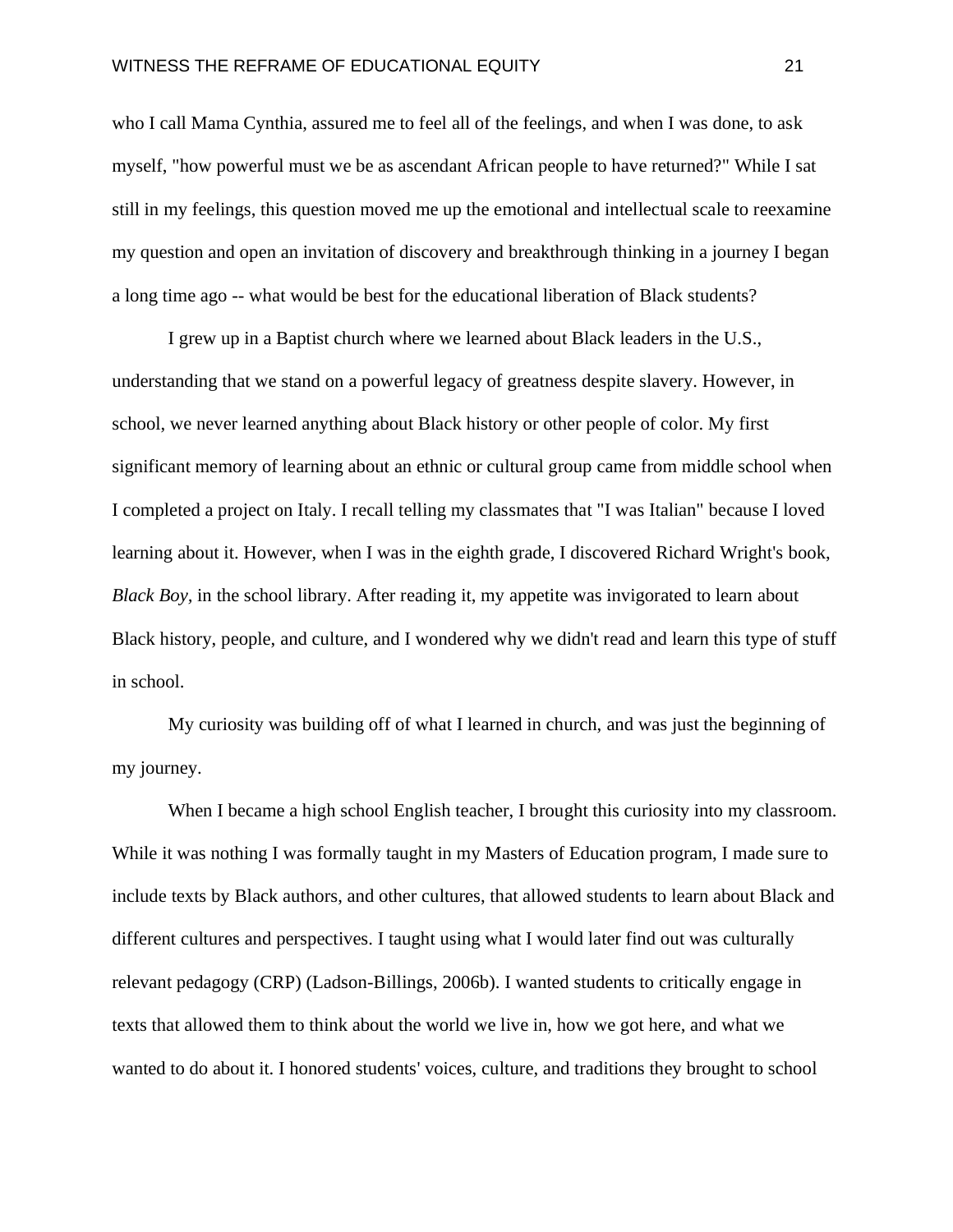who I call Mama Cynthia, assured me to feel all of the feelings, and when I was done, to ask myself, "how powerful must we be as ascendant African people to have returned?" While I sat still in my feelings, this question moved me up the emotional and intellectual scale to reexamine my question and open an invitation of discovery and breakthrough thinking in a journey I began a long time ago -- what would be best for the educational liberation of Black students?

I grew up in a Baptist church where we learned about Black leaders in the U.S., understanding that we stand on a powerful legacy of greatness despite slavery. However, in school, we never learned anything about Black history or other people of color. My first significant memory of learning about an ethnic or cultural group came from middle school when I completed a project on Italy. I recall telling my classmates that "I was Italian" because I loved learning about it. However, when I was in the eighth grade, I discovered Richard Wright's book, *Black Boy*, in the school library. After reading it, my appetite was invigorated to learn about Black history, people, and culture, and I wondered why we didn't read and learn this type of stuff in school.

My curiosity was building off of what I learned in church, and was just the beginning of my journey.

When I became a high school English teacher, I brought this curiosity into my classroom. While it was nothing I was formally taught in my Masters of Education program, I made sure to include texts by Black authors, and other cultures, that allowed students to learn about Black and different cultures and perspectives. I taught using what I would later find out was culturally relevant pedagogy (CRP) (Ladson-Billings, 2006b). I wanted students to critically engage in texts that allowed them to think about the world we live in, how we got here, and what we wanted to do about it. I honored students' voices, culture, and traditions they brought to school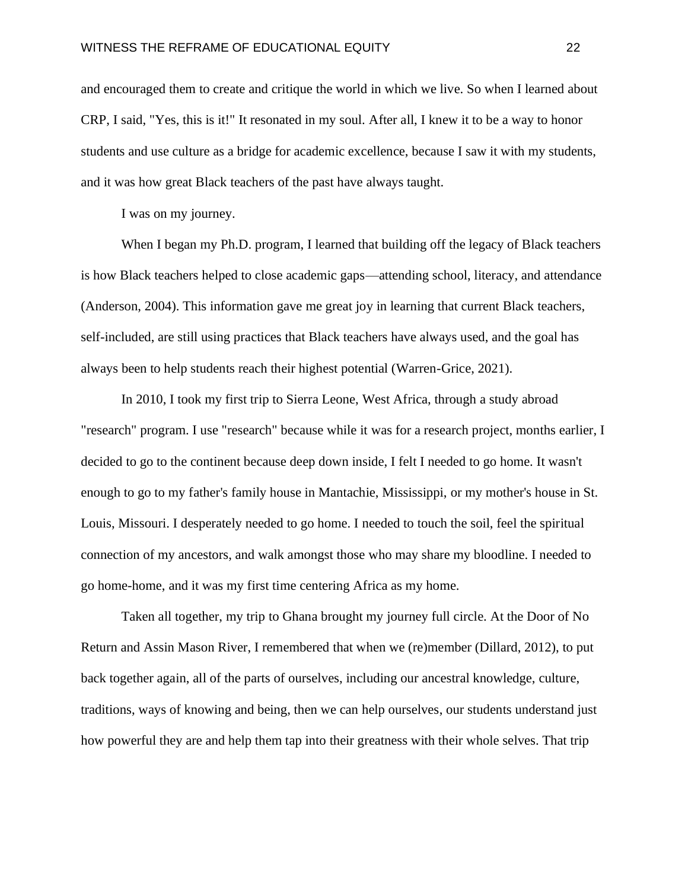and encouraged them to create and critique the world in which we live. So when I learned about CRP, I said, "Yes, this is it!" It resonated in my soul. After all, I knew it to be a way to honor students and use culture as a bridge for academic excellence, because I saw it with my students, and it was how great Black teachers of the past have always taught.

I was on my journey.

When I began my Ph.D. program, I learned that building off the legacy of Black teachers is how Black teachers helped to close academic gaps—attending school, literacy, and attendance (Anderson, 2004). This information gave me great joy in learning that current Black teachers, self-included, are still using practices that Black teachers have always used, and the goal has always been to help students reach their highest potential (Warren-Grice, 2021).

In 2010, I took my first trip to Sierra Leone, West Africa, through a study abroad "research" program. I use "research" because while it was for a research project, months earlier, I decided to go to the continent because deep down inside, I felt I needed to go home. It wasn't enough to go to my father's family house in Mantachie, Mississippi, or my mother's house in St. Louis, Missouri. I desperately needed to go home. I needed to touch the soil, feel the spiritual connection of my ancestors, and walk amongst those who may share my bloodline. I needed to go home-home, and it was my first time centering Africa as my home.

Taken all together, my trip to Ghana brought my journey full circle. At the Door of No Return and Assin Mason River, I remembered that when we (re)member (Dillard, 2012), to put back together again, all of the parts of ourselves, including our ancestral knowledge, culture, traditions, ways of knowing and being, then we can help ourselves, our students understand just how powerful they are and help them tap into their greatness with their whole selves. That trip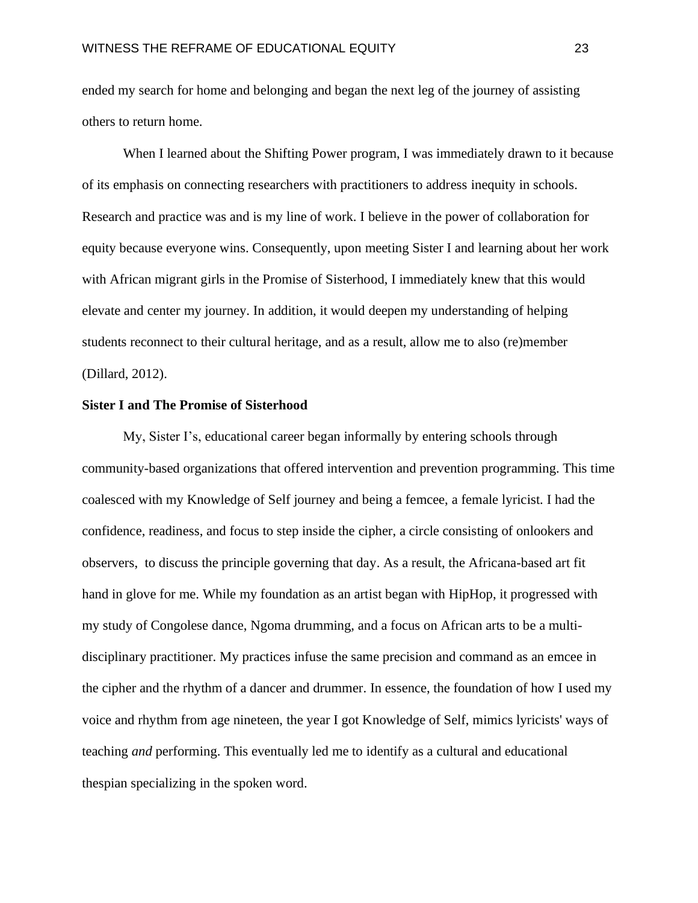ended my search for home and belonging and began the next leg of the journey of assisting others to return home.

When I learned about the Shifting Power program, I was immediately drawn to it because of its emphasis on connecting researchers with practitioners to address inequity in schools. Research and practice was and is my line of work. I believe in the power of collaboration for equity because everyone wins. Consequently, upon meeting Sister I and learning about her work with African migrant girls in the Promise of Sisterhood, I immediately knew that this would elevate and center my journey. In addition, it would deepen my understanding of helping students reconnect to their cultural heritage, and as a result, allow me to also (re)member (Dillard, 2012).

**Sister I and The Promise of Sisterhood**

My, Sister I's, educational career began informally by entering schools through community-based organizations that offered intervention and prevention programming. This time coalesced with my Knowledge of Self journey and being a femcee, a female lyricist. I had the confidence, readiness, and focus to step inside the cipher, a circle consisting of onlookers and observers, to discuss the principle governing that day. As a result, the Africana-based art fit hand in glove for me. While my foundation as an artist began with HipHop, it progressed with my study of Congolese dance, Ngoma drumming, and a focus on African arts to be a multi-disciplinary practitioner. My practices infuse the same precision and command as an emcee in the cipher and the rhythm of a dancer and drummer. In essence, the foundation of how I used my voice and rhythm from age nineteen, the year I got Knowledge of Self, mimics lyricists' ways of teaching *and* performing. This eventually led me to identify as a cultural and educational thespian specializing in the spoken word.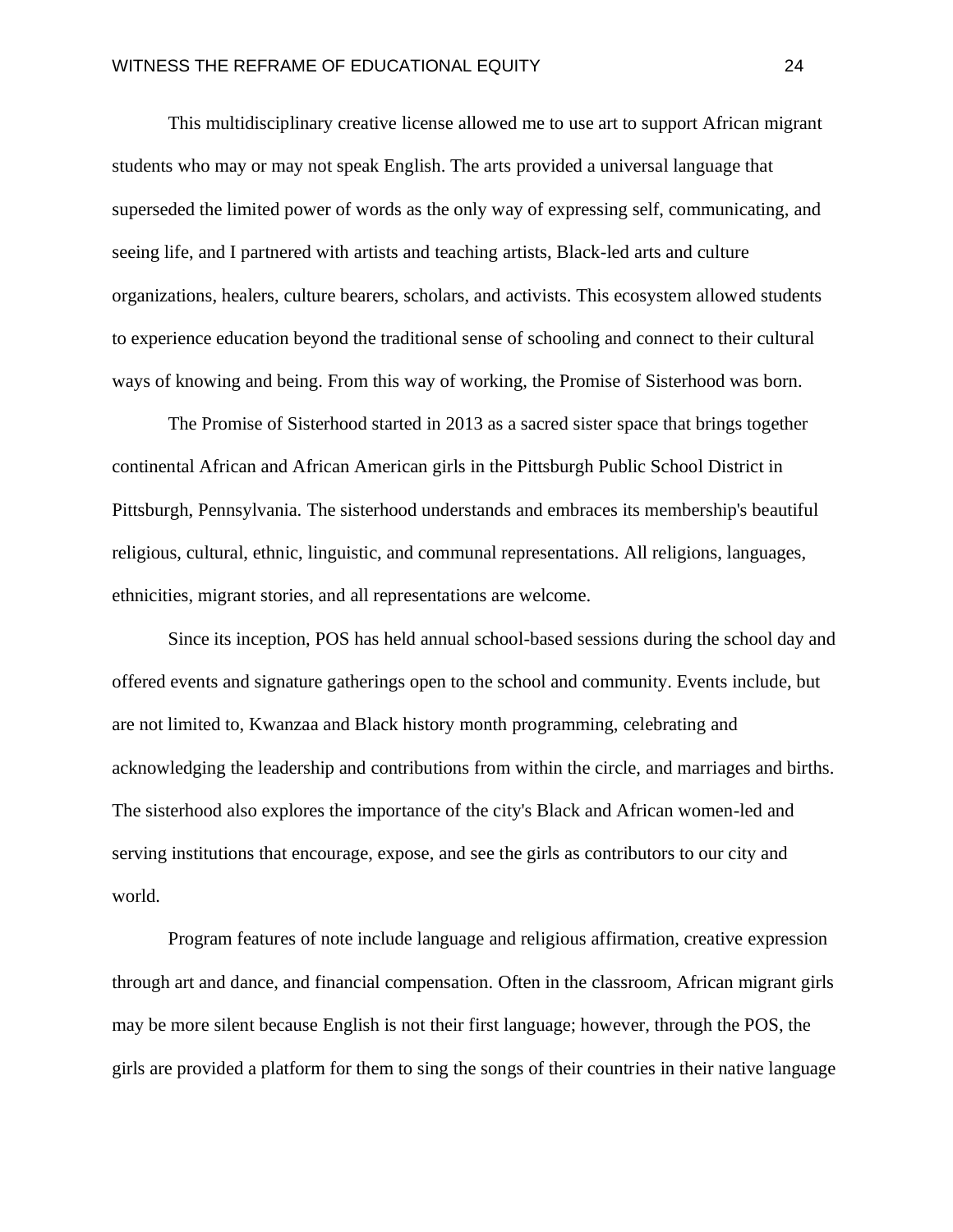This multidisciplinary creative license allowed me to use art to support African migrant students who may or may not speak English. The arts provided a universal language that superseded the limited power of words as the only way of expressing self, communicating, and seeing life, and I partnered with artists and teaching artists, Black-led arts and culture organizations, healers, culture bearers, scholars, and activists. This ecosystem allowed students to experience education beyond the traditional sense of schooling and connect to their cultural ways of knowing and being. From this way of working, the Promise of Sisterhood was born.

The Promise of Sisterhood started in 2013 as a sacred sister space that brings together continental African and African American girls in the Pittsburgh Public School District in Pittsburgh, Pennsylvania. The sisterhood understands and embraces its membership's beautiful religious, cultural, ethnic, linguistic, and communal representations. All religions, languages, ethnicities, migrant stories, and all representations are welcome.

Since its inception, POS has held annual school-based sessions during the school day and offered events and signature gatherings open to the school and community. Events include, but are not limited to, Kwanzaa and Black history month programming, celebrating and acknowledging the leadership and contributions from within the circle, and marriages and births. The sisterhood also explores the importance of the city's Black and African women-led and serving institutions that encourage, expose, and see the girls as contributors to our city and world.

Program features of note include language and religious affirmation, creative expression through art and dance, and financial compensation. Often in the classroom, African migrant girls may be more silent because English is not their first language; however, through the POS, the girls are provided a platform for them to sing the songs of their countries in their native language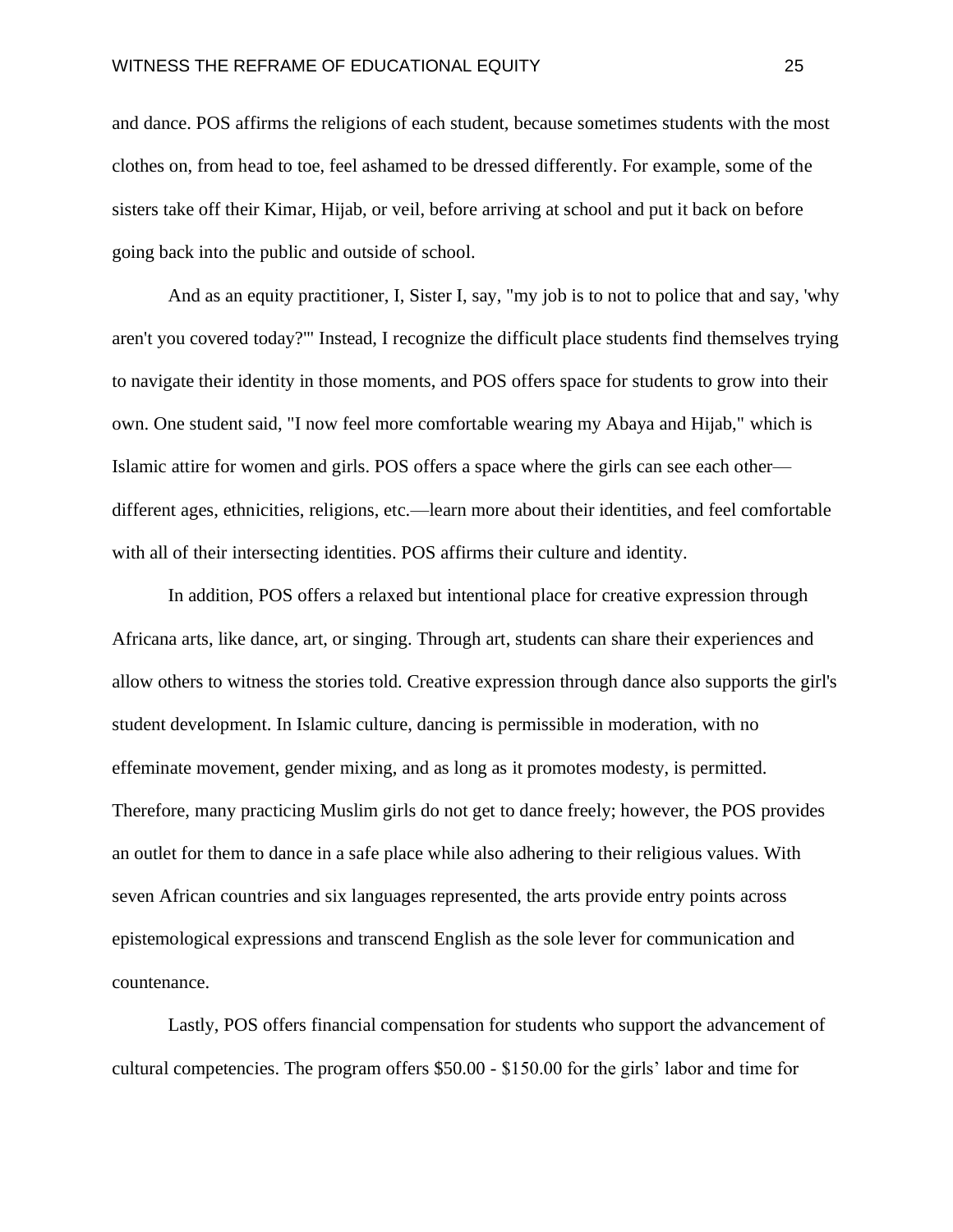and dance. POS affirms the religions of each student, because sometimes students with the most clothes on, from head to toe, feel ashamed to be dressed differently. For example, some of the sisters take off their Kimar, Hijab, or veil, before arriving at school and put it back on before going back into the public and outside of school.

And as an equity practitioner, I, Sister I, say, "my job is to not to police that and say, 'why aren't you covered today?'" Instead, I recognize the difficult place students find themselves trying to navigate their identity in those moments, and POS offers space for students to grow into their own. One student said, "I now feel more comfortable wearing my Abaya and Hijab," which is Islamic attire for women and girls. POS offers a space where the girls can see each other—different ages, ethnicities, religions, etc.—learn more about their identities, and feel comfortable with all of their intersecting identities. POS affirms their culture and identity.

In addition, POS offers a relaxed but intentional place for creative expression through Africana arts, like dance, art, or singing. Through art, students can share their experiences and allow others to witness the stories told. Creative expression through dance also supports the girl's student development. In Islamic culture, dancing is permissible in moderation, with no effeminate movement, gender mixing, and as long as it promotes modesty, is permitted. Therefore, many practicing Muslim girls do not get to dance freely; however, the POS provides an outlet for them to dance in a safe place while also adhering to their religious values. With seven African countries and six languages represented, the arts provide entry points across epistemological expressions and transcend English as the sole lever for communication and countenance.

Lastly, POS offers financial compensation for students who support the advancement of cultural competencies. The program offers $50.00 - $150.00 for the girls' labor and time for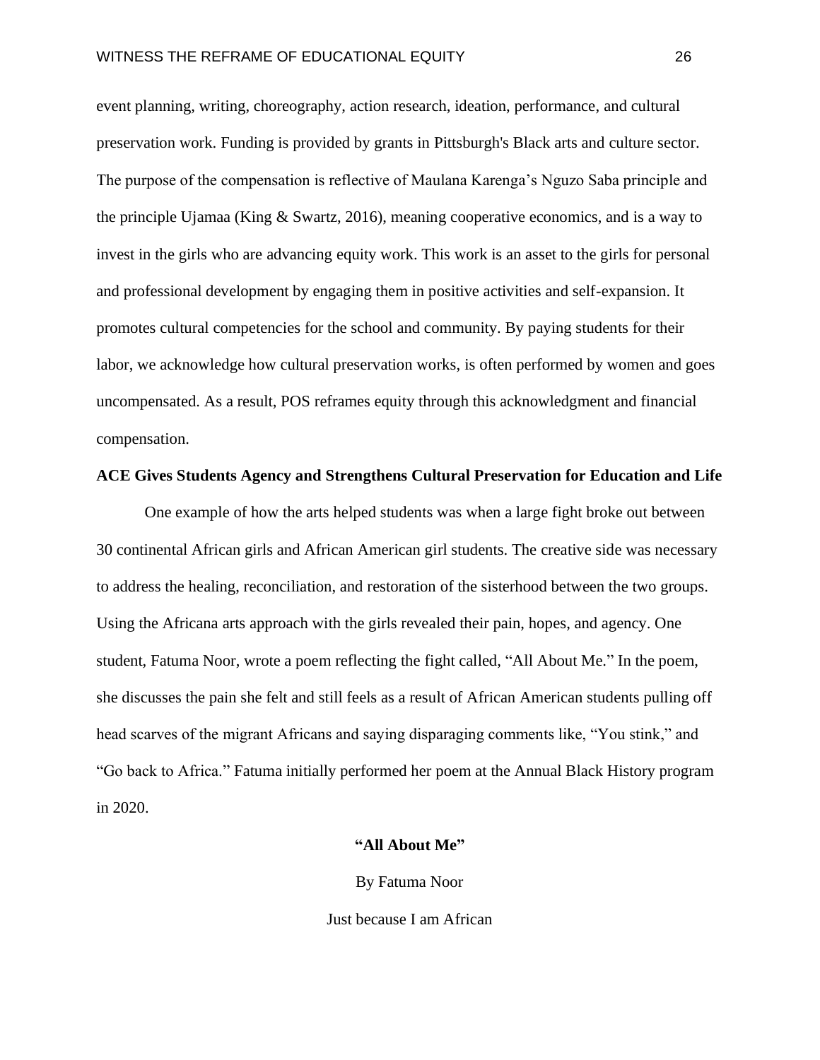event planning, writing, choreography, action research, ideation, performance, and cultural preservation work. Funding is provided by grants in Pittsburgh's Black arts and culture sector. The purpose of the compensation is reflective of Maulana Karenga's Nguzo Saba principle and the principle Ujamaa (King & Swartz, 2016), meaning cooperative economics, and is a way to invest in the girls who are advancing equity work. This work is an asset to the girls for personal and professional development by engaging them in positive activities and self-expansion. It promotes cultural competencies for the school and community. By paying students for their labor, we acknowledge how cultural preservation works, is often performed by women and goes uncompensated. As a result, POS reframes equity through this acknowledgment and financial compensation.

**ACE Gives Students Agency and Strengthens Cultural Preservation for Education and Life**

One example of how the arts helped students was when a large fight broke out between 30 continental African girls and African American girl students. The creative side was necessary to address the healing, reconciliation, and restoration of the sisterhood between the two groups. Using the Africana arts approach with the girls revealed their pain, hopes, and agency. One student, Fatuma Noor, wrote a poem reflecting the fight called, "All About Me." In the poem, she discusses the pain she felt and still feels as a result of African American students pulling off head scarves of the migrant Africans and saying disparaging comments like, "You stink," and "Go back to Africa." Fatuma initially performed her poem at the Annual Black History program in 2020.

**"All About Me"**

By Fatuma Noor

Just because I am African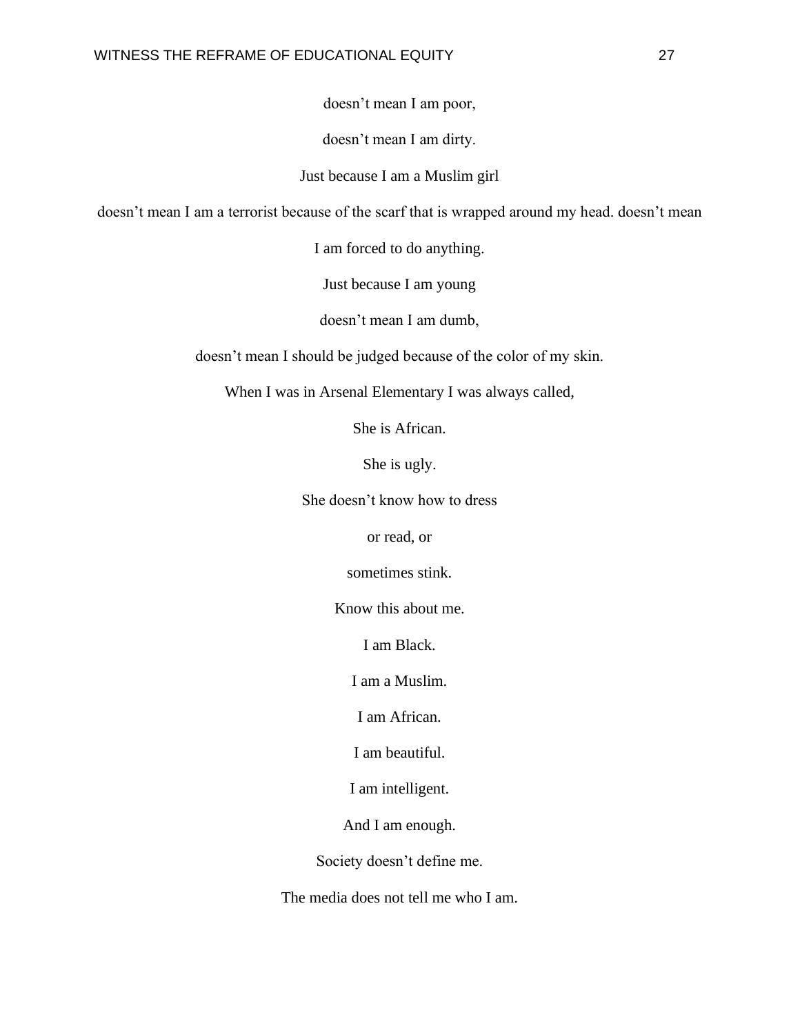doesn't mean I am poor,

doesn't mean I am dirty.

Just because I am a Muslim girl

doesn't mean I am a terrorist because of the scarf that is wrapped around my head. doesn't mean

I am forced to do anything.

Just because I am young

doesn't mean I am dumb,

doesn't mean I should be judged because of the color of my skin.

When I was in Arsenal Elementary I was always called,

She is African.

She is ugly.

She doesn't know how to dress

or read, or

sometimes stink.

Know this about me.

I am Black.

I am a Muslim.

I am African.

I am beautiful.

I am intelligent.

And I am enough.

Society doesn't define me.

The media does not tell me who I am.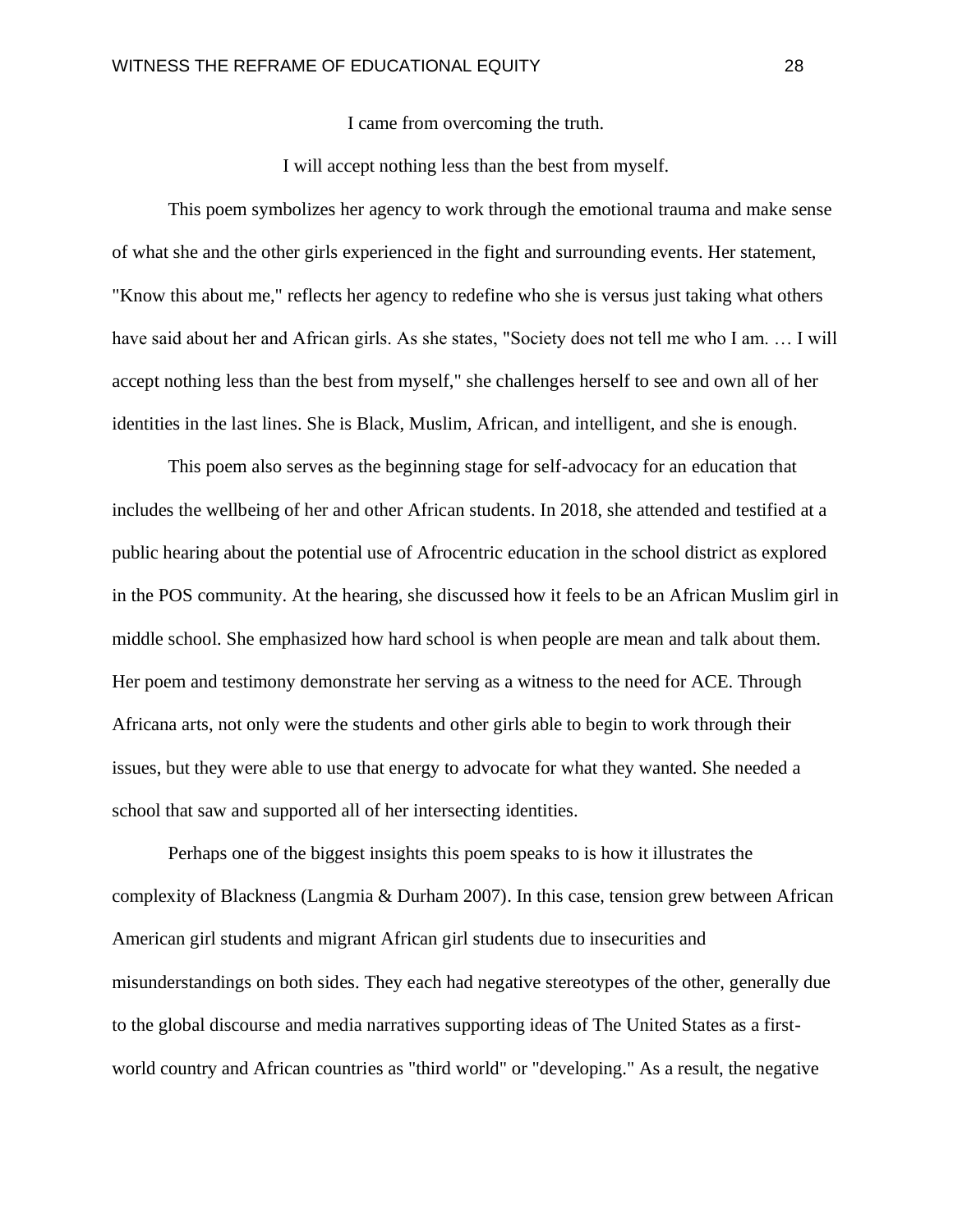I came from overcoming the truth.

I will accept nothing less than the best from myself.

This poem symbolizes her agency to work through the emotional trauma and make sense of what she and the other girls experienced in the fight and surrounding events. Her statement, "Know this about me," reflects her agency to redefine who she is versus just taking what others have said about her and African girls. As she states, "Society does not tell me who I am. … I will accept nothing less than the best from myself," she challenges herself to see and own all of her identities in the last lines. She is Black, Muslim, African, and intelligent, and she is enough.

This poem also serves as the beginning stage for self-advocacy for an education that includes the wellbeing of her and other African students. In 2018, she attended and testified at a public hearing about the potential use of Afrocentric education in the school district as explored in the POS community. At the hearing, she discussed how it feels to be an African Muslim girl in middle school. She emphasized how hard school is when people are mean and talk about them. Her poem and testimony demonstrate her serving as a witness to the need for ACE. Through Africana arts, not only were the students and other girls able to begin to work through their issues, but they were able to use that energy to advocate for what they wanted. She needed a school that saw and supported all of her intersecting identities.

Perhaps one of the biggest insights this poem speaks to is how it illustrates the complexity of Blackness (Langmia & Durham 2007). In this case, tension grew between African American girl students and migrant African girl students due to insecurities and misunderstandings on both sides. They each had negative stereotypes of the other, generally due to the global discourse and media narratives supporting ideas of The United States as a first-world country and African countries as "third world" or "developing." As a result, the negative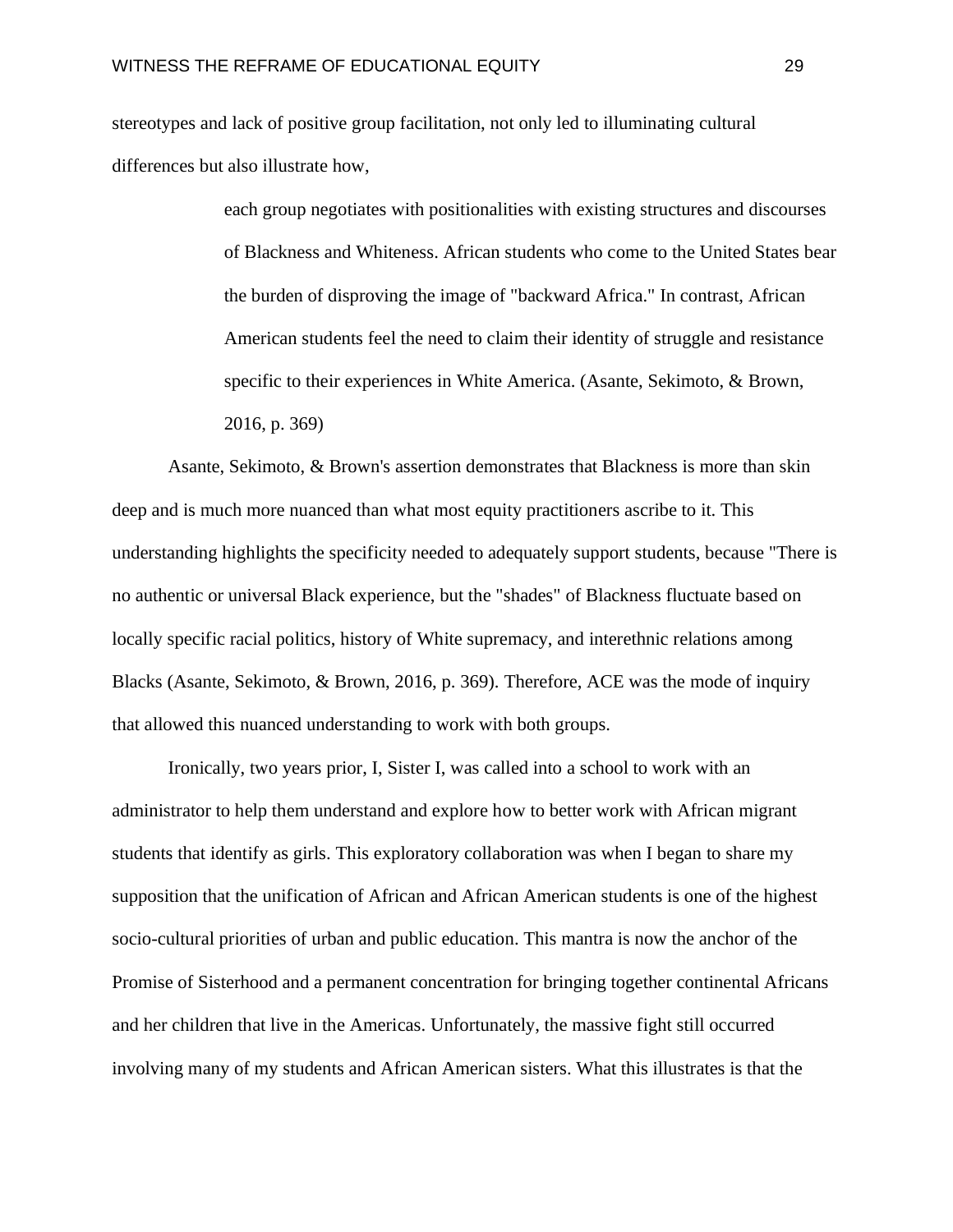stereotypes and lack of positive group facilitation, not only led to illuminating cultural differences but also illustrate how,

> each group negotiates with positionalities with existing structures and discourses of Blackness and Whiteness. African students who come to the United States bear the burden of disproving the image of "backward Africa." In contrast, African American students feel the need to claim their identity of struggle and resistance specific to their experiences in White America. (Asante, Sekimoto, & Brown, 2016, p. 369)

Asante, Sekimoto, & Brown's assertion demonstrates that Blackness is more than skin deep and is much more nuanced than what most equity practitioners ascribe to it. This understanding highlights the specificity needed to adequately support students, because "There is no authentic or universal Black experience, but the "shades" of Blackness fluctuate based on locally specific racial politics, history of White supremacy, and interethnic relations among Blacks (Asante, Sekimoto, & Brown, 2016, p. 369). Therefore, ACE was the mode of inquiry that allowed this nuanced understanding to work with both groups.

Ironically, two years prior, I, Sister I, was called into a school to work with an administrator to help them understand and explore how to better work with African migrant students that identify as girls. This exploratory collaboration was when I began to share my supposition that the unification of African and African American students is one of the highest socio-cultural priorities of urban and public education. This mantra is now the anchor of the Promise of Sisterhood and a permanent concentration for bringing together continental Africans and her children that live in the Americas. Unfortunately, the massive fight still occurred involving many of my students and African American sisters. What this illustrates is that the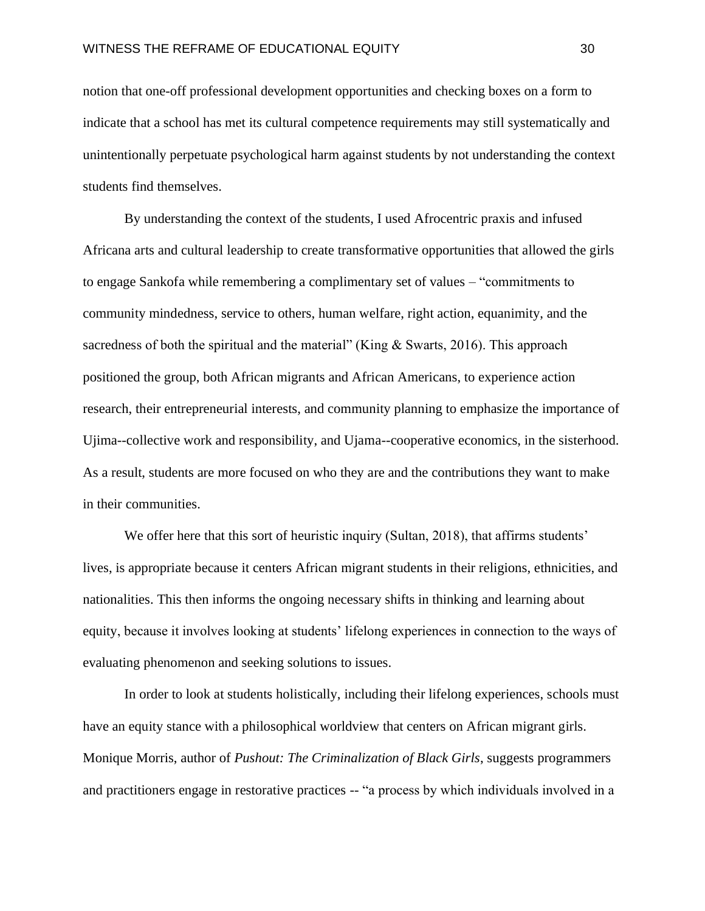notion that one-off professional development opportunities and checking boxes on a form to indicate that a school has met its cultural competence requirements may still systematically and unintentionally perpetuate psychological harm against students by not understanding the context students find themselves.

By understanding the context of the students, I used Afrocentric praxis and infused Africana arts and cultural leadership to create transformative opportunities that allowed the girls to engage Sankofa while remembering a complimentary set of values – "commitments to community mindedness, service to others, human welfare, right action, equanimity, and the sacredness of both the spiritual and the material" (King & Swarts, 2016). This approach positioned the group, both African migrants and African Americans, to experience action research, their entrepreneurial interests, and community planning to emphasize the importance of Ujima--collective work and responsibility, and Ujama--cooperative economics, in the sisterhood. As a result, students are more focused on who they are and the contributions they want to make in their communities.

We offer here that this sort of heuristic inquiry (Sultan, 2018), that affirms students' lives, is appropriate because it centers African migrant students in their religions, ethnicities, and nationalities. This then informs the ongoing necessary shifts in thinking and learning about equity, because it involves looking at students' lifelong experiences in connection to the ways of evaluating phenomenon and seeking solutions to issues.

In order to look at students holistically, including their lifelong experiences, schools must have an equity stance with a philosophical worldview that centers on African migrant girls. Monique Morris, author of *Pushout: The Criminalization of Black Girls*, suggests programmers and practitioners engage in restorative practices -- "a process by which individuals involved in a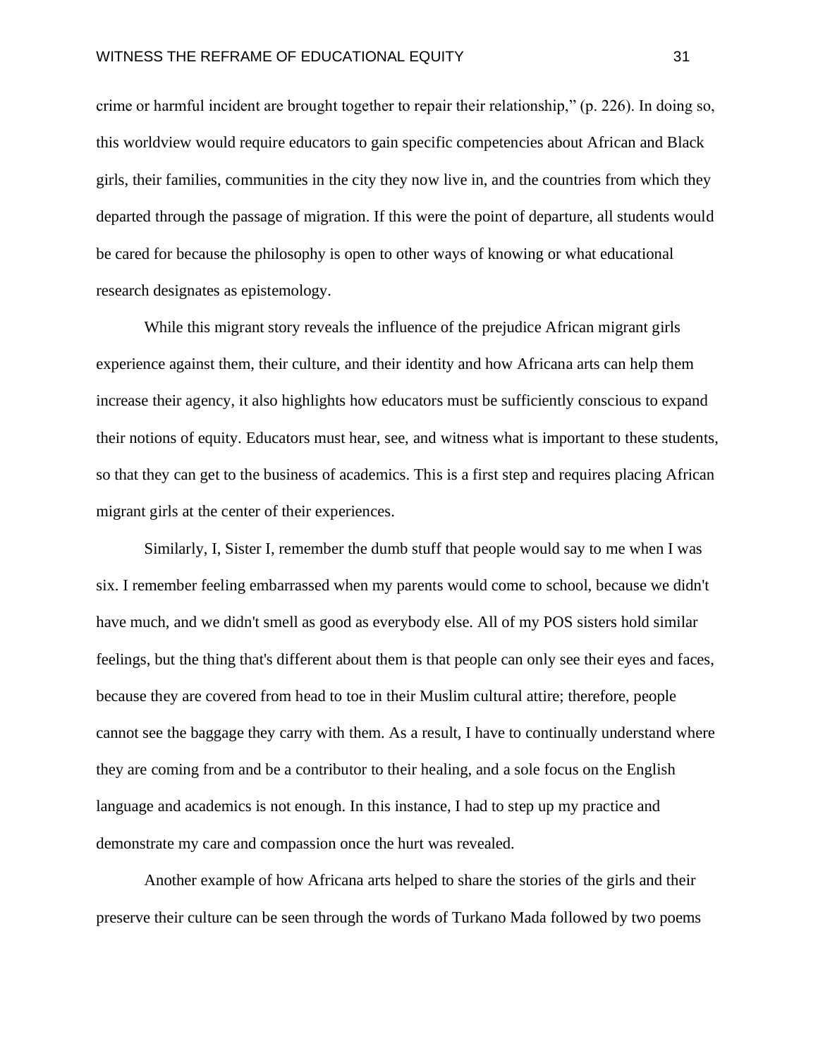crime or harmful incident are brought together to repair their relationship," (p. 226). In doing so, this worldview would require educators to gain specific competencies about African and Black girls, their families, communities in the city they now live in, and the countries from which they departed through the passage of migration. If this were the point of departure, all students would be cared for because the philosophy is open to other ways of knowing or what educational research designates as epistemology.

While this migrant story reveals the influence of the prejudice African migrant girls experience against them, their culture, and their identity and how Africana arts can help them increase their agency, it also highlights how educators must be sufficiently conscious to expand their notions of equity. Educators must hear, see, and witness what is important to these students, so that they can get to the business of academics. This is a first step and requires placing African migrant girls at the center of their experiences.

Similarly, I, Sister I, remember the dumb stuff that people would say to me when I was six. I remember feeling embarrassed when my parents would come to school, because we didn't have much, and we didn't smell as good as everybody else. All of my POS sisters hold similar feelings, but the thing that's different about them is that people can only see their eyes and faces, because they are covered from head to toe in their Muslim cultural attire; therefore, people cannot see the baggage they carry with them. As a result, I have to continually understand where they are coming from and be a contributor to their healing, and a sole focus on the English language and academics is not enough. In this instance, I had to step up my practice and demonstrate my care and compassion once the hurt was revealed.

Another example of how Africana arts helped to share the stories of the girls and their preserve their culture can be seen through the words of Turkano Mada followed by two poems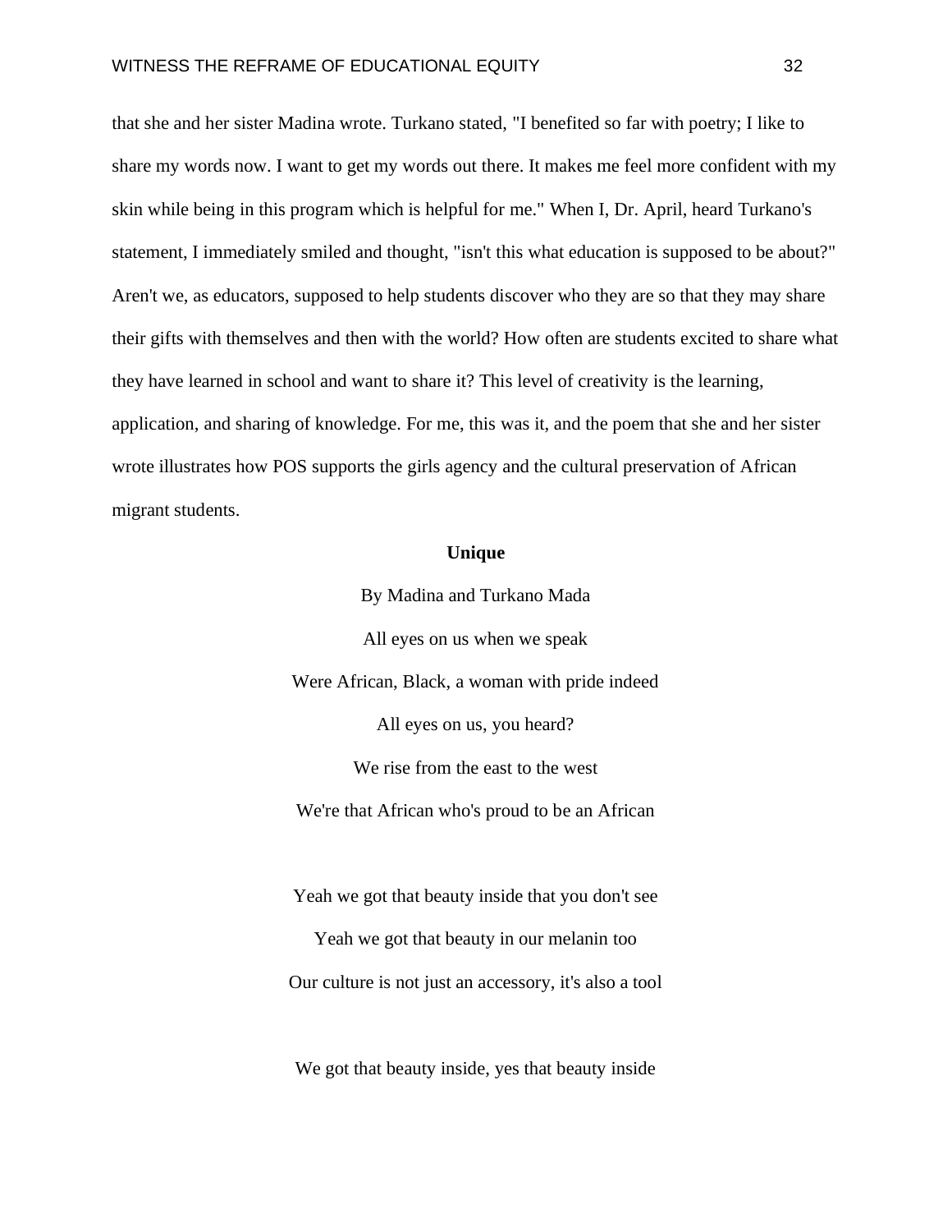that she and her sister Madina wrote. Turkano stated, "I benefited so far with poetry; I like to share my words now. I want to get my words out there. It makes me feel more confident with my skin while being in this program which is helpful for me." When I, Dr. April, heard Turkano's statement, I immediately smiled and thought, "isn't this what education is supposed to be about?" Aren't we, as educators, supposed to help students discover who they are so that they may share their gifts with themselves and then with the world? How often are students excited to share what they have learned in school and want to share it? This level of creativity is the learning, application, and sharing of knowledge. For me, this was it, and the poem that she and her sister wrote illustrates how POS supports the girls agency and the cultural preservation of African migrant students.

**Unique**

By Madina and Turkano Mada

All eyes on us when we speak
Were African, Black, a woman with pride indeed
All eyes on us, you heard?
We rise from the east to the west
We're that African who's proud to be an African

Yeah we got that beauty inside that you don't see
Yeah we got that beauty in our melanin too
Our culture is not just an accessory, it's also a tool

We got that beauty inside, yes that beauty inside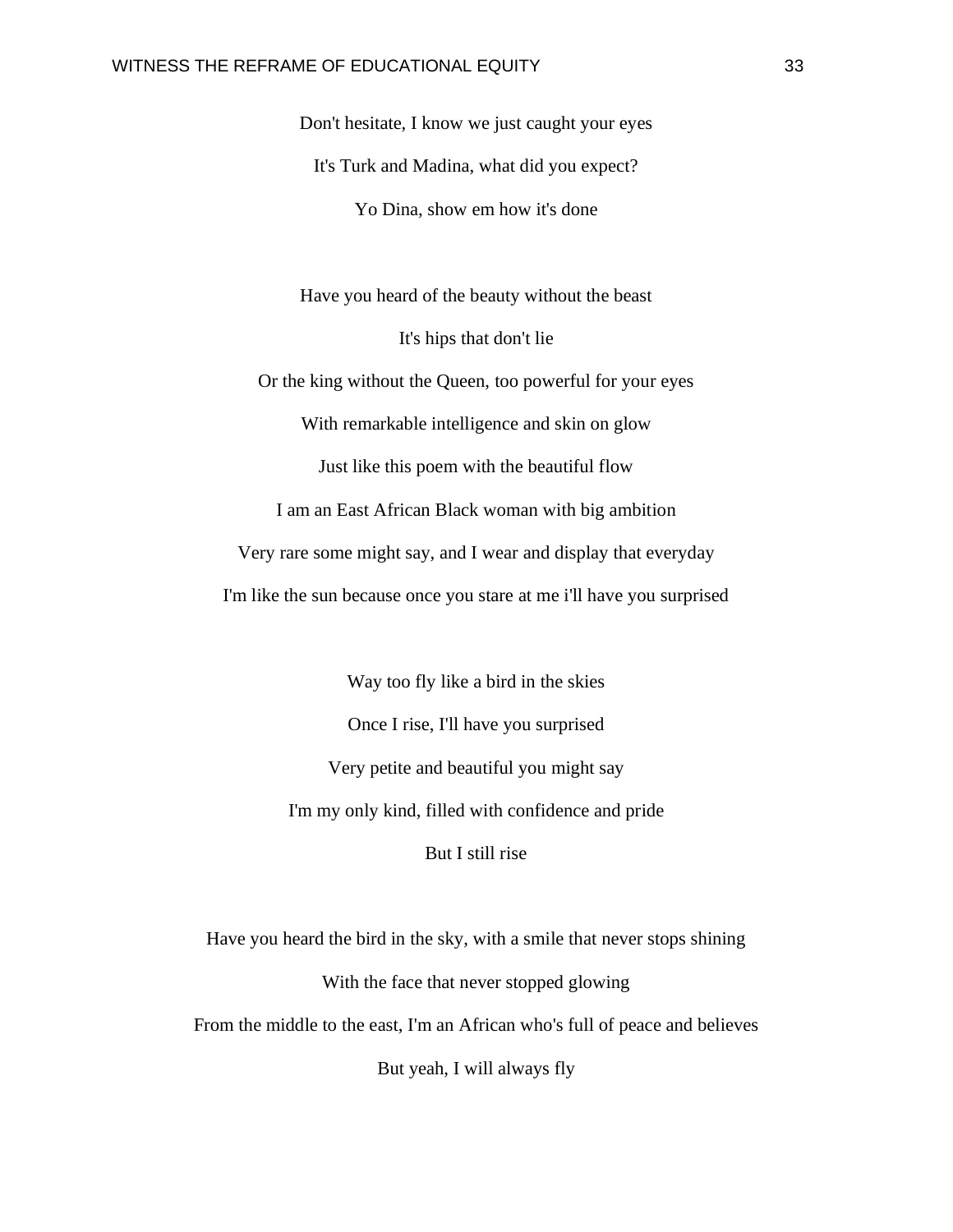Don't hesitate, I know we just caught your eyes

It's Turk and Madina, what did you expect?

Yo Dina, show em how it's done

Have you heard of the beauty without the beast

It's hips that don't lie

Or the king without the Queen, too powerful for your eyes

With remarkable intelligence and skin on glow

Just like this poem with the beautiful flow

I am an East African Black woman with big ambition

Very rare some might say, and I wear and display that everyday

I'm like the sun because once you stare at me i'll have you surprised

Way too fly like a bird in the skies

Once I rise, I'll have you surprised

Very petite and beautiful you might say

I'm my only kind, filled with confidence and pride

But I still rise

Have you heard the bird in the sky, with a smile that never stops shining

With the face that never stopped glowing

From the middle to the east, I'm an African who's full of peace and believes

But yeah, I will always fly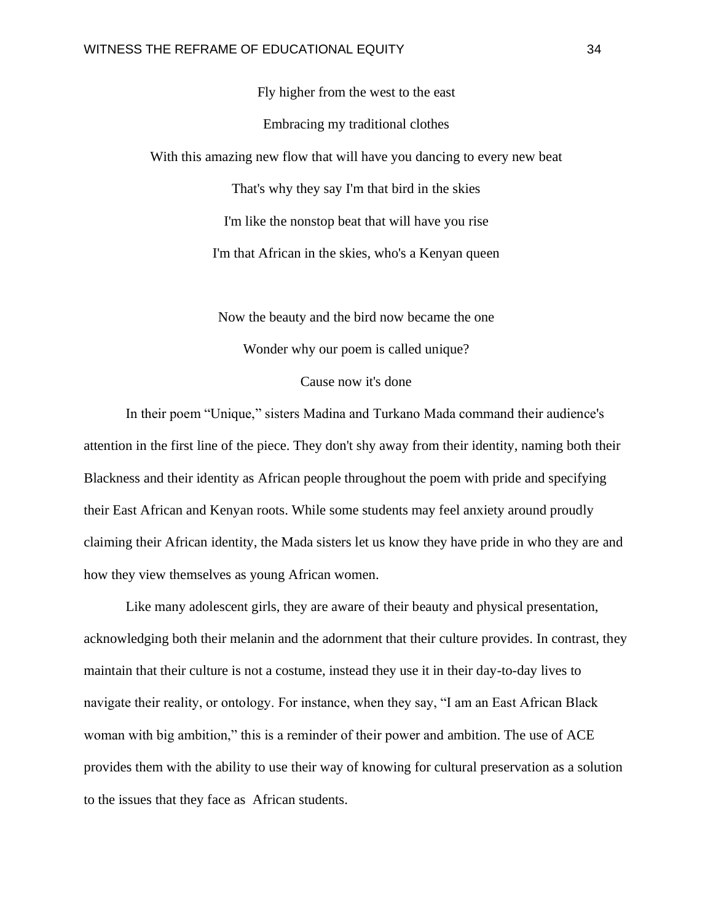Fly higher from the west to the east

Embracing my traditional clothes

With this amazing new flow that will have you dancing to every new beat

That's why they say I'm that bird in the skies

I'm like the nonstop beat that will have you rise

I'm that African in the skies, who's a Kenyan queen

Now the beauty and the bird now became the one

Wonder why our poem is called unique?

Cause now it's done

In their poem "Unique," sisters Madina and Turkano Mada command their audience's attention in the first line of the piece. They don't shy away from their identity, naming both their Blackness and their identity as African people throughout the poem with pride and specifying their East African and Kenyan roots. While some students may feel anxiety around proudly claiming their African identity, the Mada sisters let us know they have pride in who they are and how they view themselves as young African women.

Like many adolescent girls, they are aware of their beauty and physical presentation, acknowledging both their melanin and the adornment that their culture provides. In contrast, they maintain that their culture is not a costume, instead they use it in their day-to-day lives to navigate their reality, or ontology. For instance, when they say, "I am an East African Black woman with big ambition," this is a reminder of their power and ambition. The use of ACE provides them with the ability to use their way of knowing for cultural preservation as a solution to the issues that they face as African students.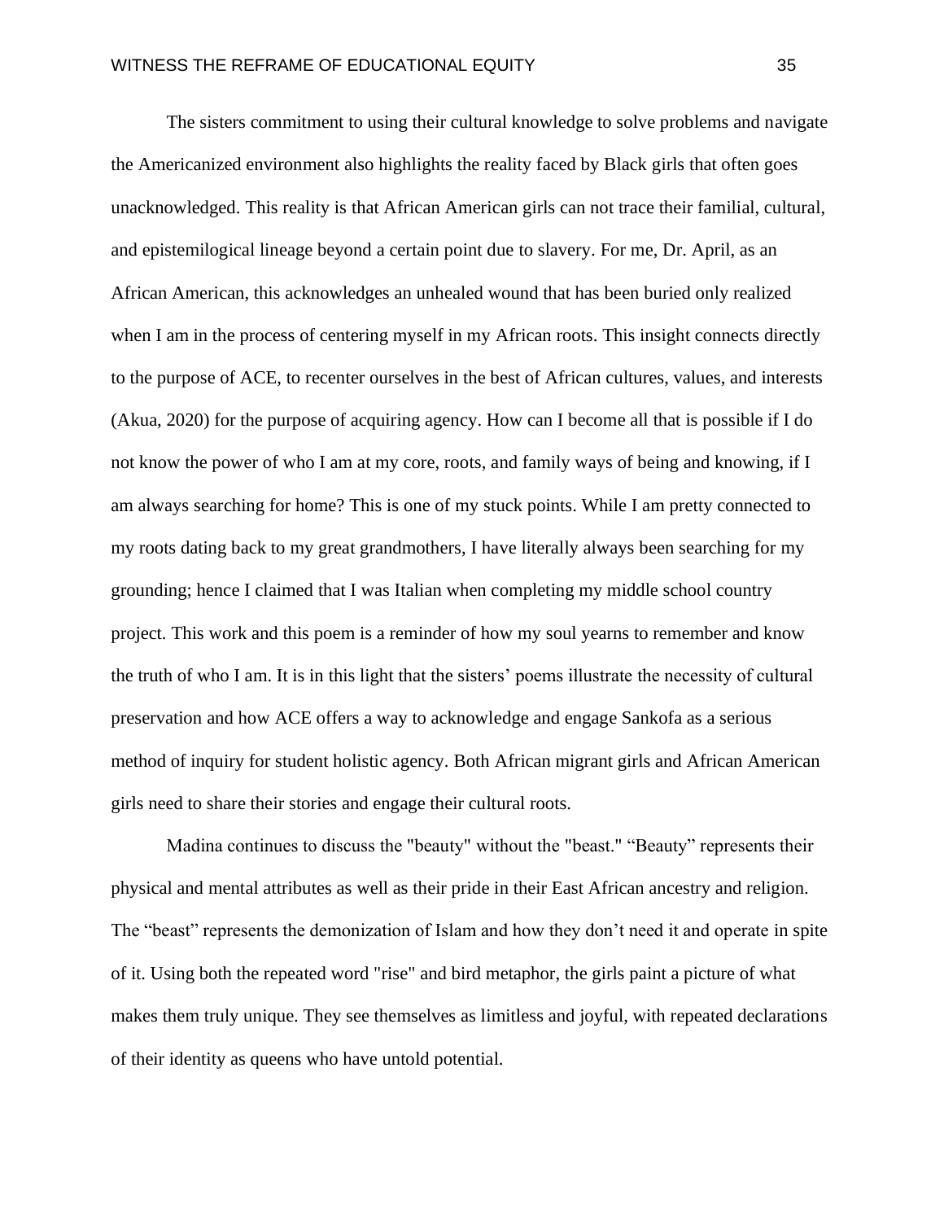The sisters commitment to using their cultural knowledge to solve problems and navigate the Americanized environment also highlights the reality faced by Black girls that often goes unacknowledged. This reality is that African American girls can not trace their familial, cultural, and epistemilogical lineage beyond a certain point due to slavery. For me, Dr. April, as an African American, this acknowledges an unhealed wound that has been buried only realized when I am in the process of centering myself in my African roots. This insight connects directly to the purpose of ACE, to recenter ourselves in the best of African cultures, values, and interests (Akua, 2020) for the purpose of acquiring agency. How can I become all that is possible if I do not know the power of who I am at my core, roots, and family ways of being and knowing, if I am always searching for home? This is one of my stuck points. While I am pretty connected to my roots dating back to my great grandmothers, I have literally always been searching for my grounding; hence I claimed that I was Italian when completing my middle school country project. This work and this poem is a reminder of how my soul yearns to remember and know the truth of who I am. It is in this light that the sisters' poems illustrate the necessity of cultural preservation and how ACE offers a way to acknowledge and engage Sankofa as a serious method of inquiry for student holistic agency. Both African migrant girls and African American girls need to share their stories and engage their cultural roots.

Madina continues to discuss the "beauty" without the "beast." "Beauty" represents their physical and mental attributes as well as their pride in their East African ancestry and religion. The "beast" represents the demonization of Islam and how they don't need it and operate in spite of it. Using both the repeated word "rise" and bird metaphor, the girls paint a picture of what makes them truly unique. They see themselves as limitless and joyful, with repeated declarations of their identity as queens who have untold potential.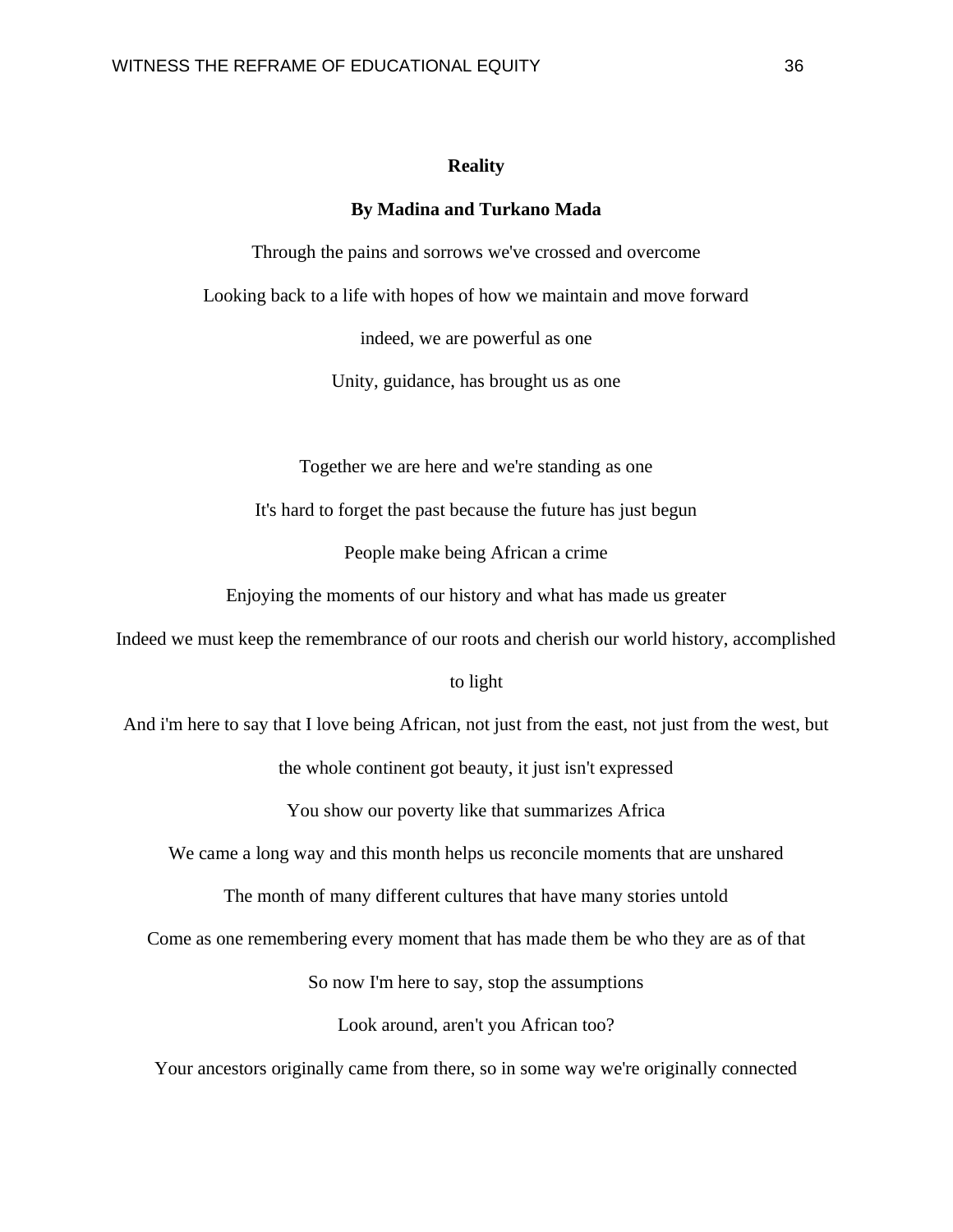**Reality**

**By Madina and Turkano Mada**

Through the pains and sorrows we've crossed and overcome

Looking back to a life with hopes of how we maintain and move forward

indeed, we are powerful as one

Unity, guidance, has brought us as one

Together we are here and we're standing as one

It's hard to forget the past because the future has just begun

People make being African a crime

Enjoying the moments of our history and what has made us greater

Indeed we must keep the remembrance of our roots and cherish our world history, accomplished to light

And i'm here to say that I love being African, not just from the east, not just from the west, but the whole continent got beauty, it just isn't expressed

You show our poverty like that summarizes Africa

We came a long way and this month helps us reconcile moments that are unshared

The month of many different cultures that have many stories untold

Come as one remembering every moment that has made them be who they are as of that

So now I'm here to say, stop the assumptions

Look around, aren't you African too?

Your ancestors originally came from there, so in some way we're originally connected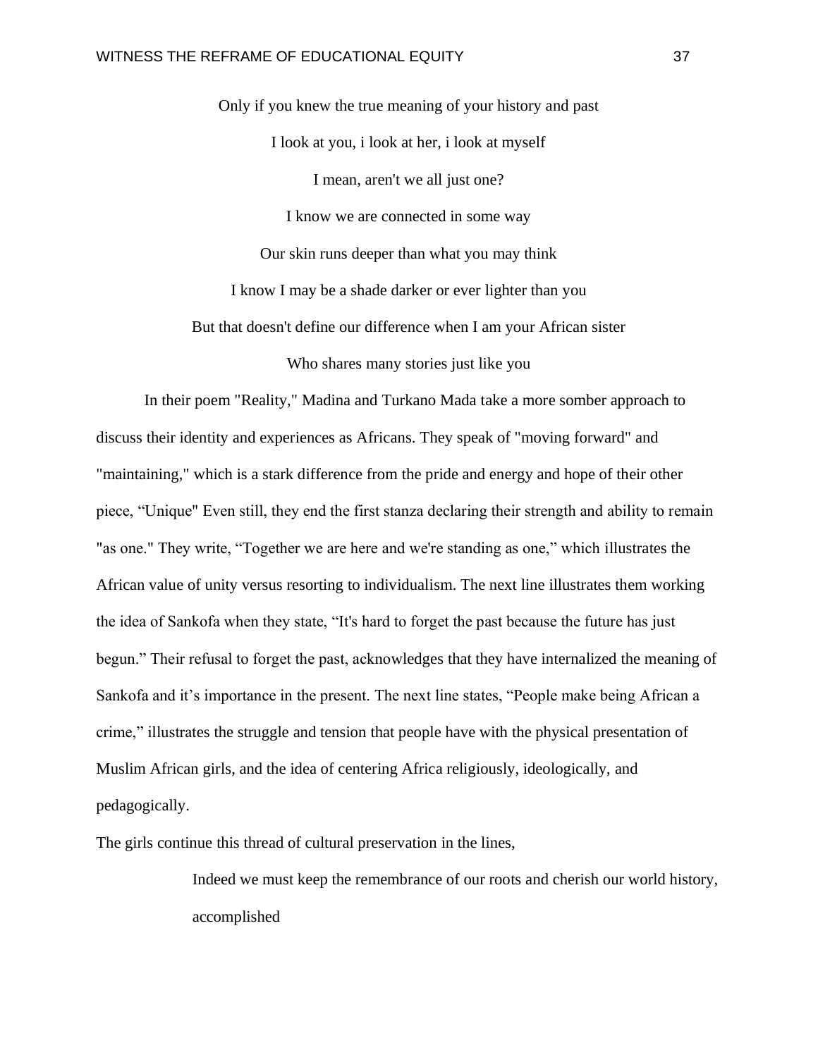Only if you knew the true meaning of your history and past

I look at you, i look at her, i look at myself

I mean, aren't we all just one?

I know we are connected in some way

Our skin runs deeper than what you may think

I know I may be a shade darker or ever lighter than you

But that doesn't define our difference when I am your African sister

Who shares many stories just like you

In their poem "Reality," Madina and Turkano Mada take a more somber approach to discuss their identity and experiences as Africans. They speak of "moving forward" and "maintaining," which is a stark difference from the pride and energy and hope of their other piece, “Unique" Even still, they end the first stanza declaring their strength and ability to remain "as one." They write, “Together we are here and we're standing as one,” which illustrates the African value of unity versus resorting to individualism. The next line illustrates them working the idea of Sankofa when they state, “It's hard to forget the past because the future has just begun.” Their refusal to forget the past, acknowledges that they have internalized the meaning of Sankofa and it’s importance in the present. The next line states, “People make being African a crime,” illustrates the struggle and tension that people have with the physical presentation of Muslim African girls, and the idea of centering Africa religiously, ideologically, and pedagogically.

The girls continue this thread of cultural preservation in the lines,

> Indeed we must keep the remembrance of our roots and cherish our world history, accomplished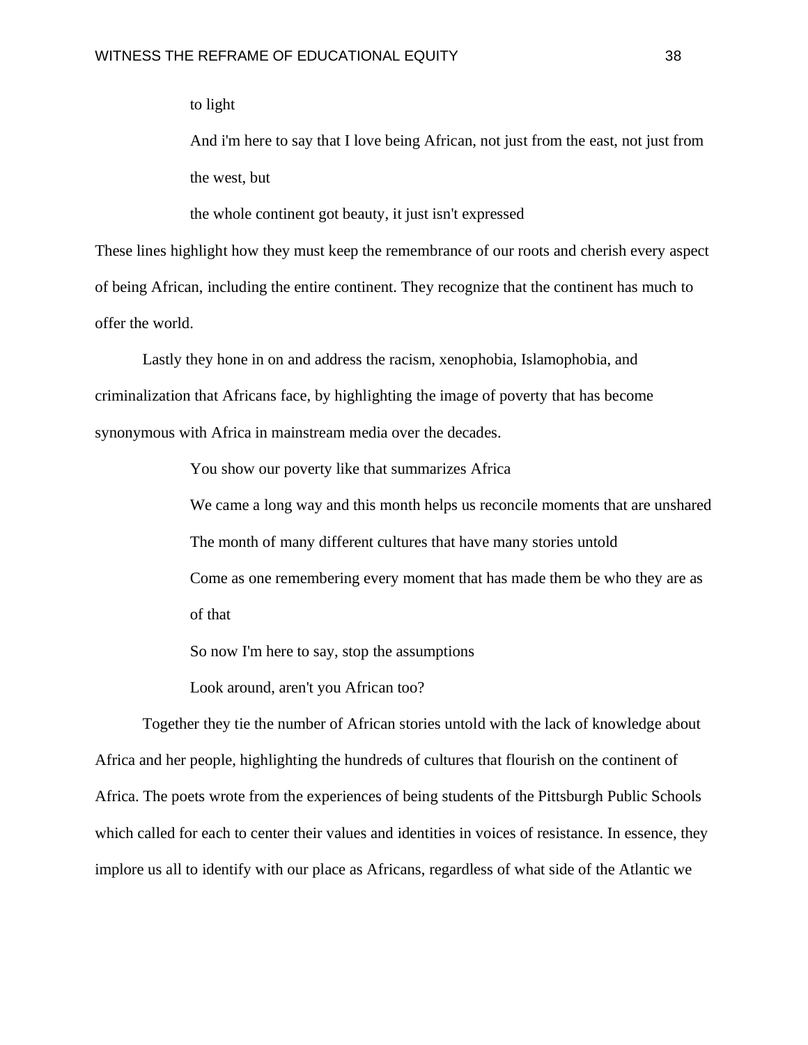to light

And i'm here to say that I love being African, not just from the east, not just from the west, but

the whole continent got beauty, it just isn't expressed

These lines highlight how they must keep the remembrance of our roots and cherish every aspect of being African, including the entire continent. They recognize that the continent has much to offer the world.

Lastly they hone in on and address the racism, xenophobia, Islamophobia, and criminalization that Africans face, by highlighting the image of poverty that has become synonymous with Africa in mainstream media over the decades.

> You show our poverty like that summarizes Africa
>
> We came a long way and this month helps us reconcile moments that are unshared
>
> The month of many different cultures that have many stories untold
>
> Come as one remembering every moment that has made them be who they are as of that
>
> So now I'm here to say, stop the assumptions
>
> Look around, aren't you African too?

Together they tie the number of African stories untold with the lack of knowledge about Africa and her people, highlighting the hundreds of cultures that flourish on the continent of Africa. The poets wrote from the experiences of being students of the Pittsburgh Public Schools which called for each to center their values and identities in voices of resistance. In essence, they implore us all to identify with our place as Africans, regardless of what side of the Atlantic we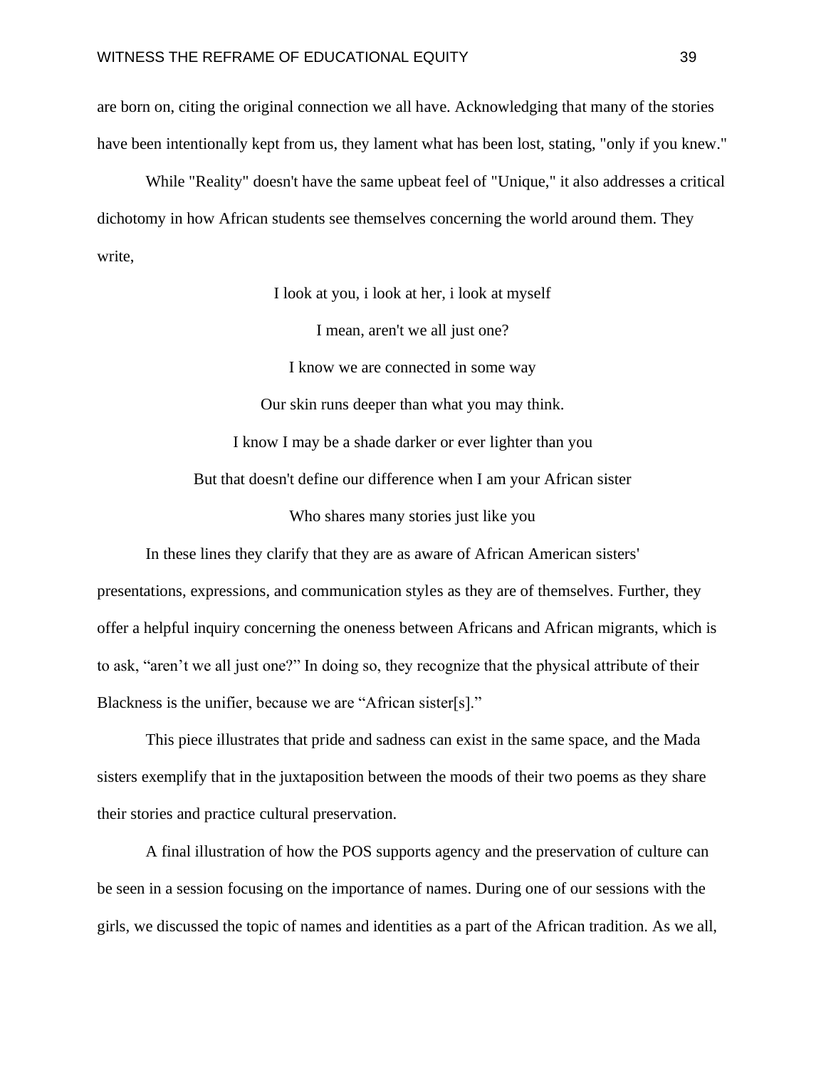are born on, citing the original connection we all have. Acknowledging that many of the stories have been intentionally kept from us, they lament what has been lost, stating, "only if you knew."

While "Reality" doesn't have the same upbeat feel of "Unique," it also addresses a critical dichotomy in how African students see themselves concerning the world around them. They write,

> I look at you, i look at her, i look at myself
>
> I mean, aren't we all just one?
>
> I know we are connected in some way
>
> Our skin runs deeper than what you may think.
>
> I know I may be a shade darker or ever lighter than you
>
> But that doesn't define our difference when I am your African sister
>
> Who shares many stories just like you

In these lines they clarify that they are as aware of African American sisters' presentations, expressions, and communication styles as they are of themselves. Further, they offer a helpful inquiry concerning the oneness between Africans and African migrants, which is to ask, "aren't we all just one?" In doing so, they recognize that the physical attribute of their Blackness is the unifier, because we are "African sister[s]."

This piece illustrates that pride and sadness can exist in the same space, and the Mada sisters exemplify that in the juxtaposition between the moods of their two poems as they share their stories and practice cultural preservation.

A final illustration of how the POS supports agency and the preservation of culture can be seen in a session focusing on the importance of names. During one of our sessions with the girls, we discussed the topic of names and identities as a part of the African tradition. As we all,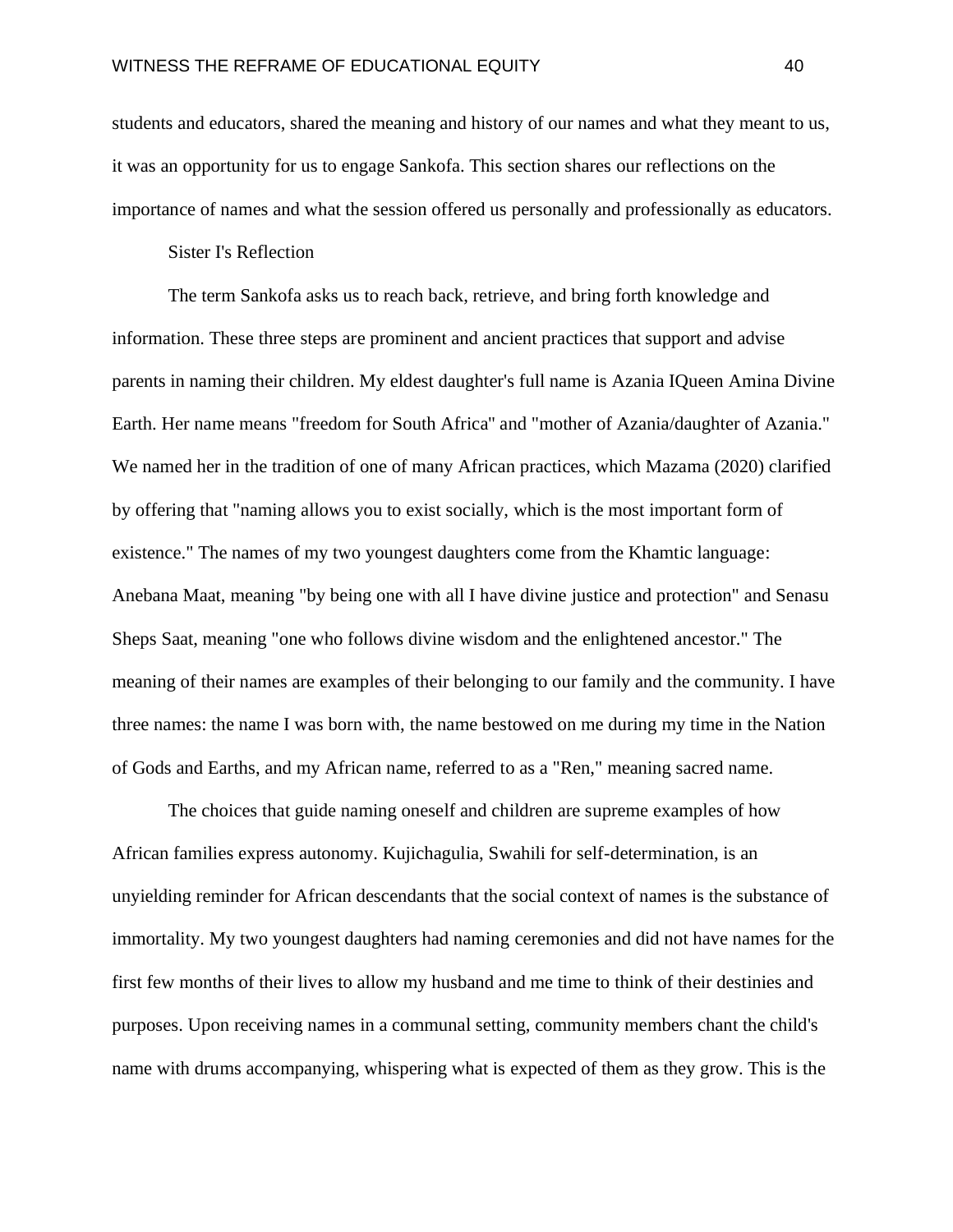students and educators, shared the meaning and history of our names and what they meant to us, it was an opportunity for us to engage Sankofa. This section shares our reflections on the importance of names and what the session offered us personally and professionally as educators.

Sister I's Reflection

The term Sankofa asks us to reach back, retrieve, and bring forth knowledge and information. These three steps are prominent and ancient practices that support and advise parents in naming their children. My eldest daughter's full name is Azania IQueen Amina Divine Earth. Her name means "freedom for South Africa" and "mother of Azania/daughter of Azania." We named her in the tradition of one of many African practices, which Mazama (2020) clarified by offering that "naming allows you to exist socially, which is the most important form of existence." The names of my two youngest daughters come from the Khamtic language: Anebana Maat, meaning "by being one with all I have divine justice and protection" and Senasu Sheps Saat, meaning "one who follows divine wisdom and the enlightened ancestor." The meaning of their names are examples of their belonging to our family and the community. I have three names: the name I was born with, the name bestowed on me during my time in the Nation of Gods and Earths, and my African name, referred to as a "Ren," meaning sacred name.

The choices that guide naming oneself and children are supreme examples of how African families express autonomy. Kujichagulia, Swahili for self-determination, is an unyielding reminder for African descendants that the social context of names is the substance of immortality. My two youngest daughters had naming ceremonies and did not have names for the first few months of their lives to allow my husband and me time to think of their destinies and purposes. Upon receiving names in a communal setting, community members chant the child's name with drums accompanying, whispering what is expected of them as they grow. This is the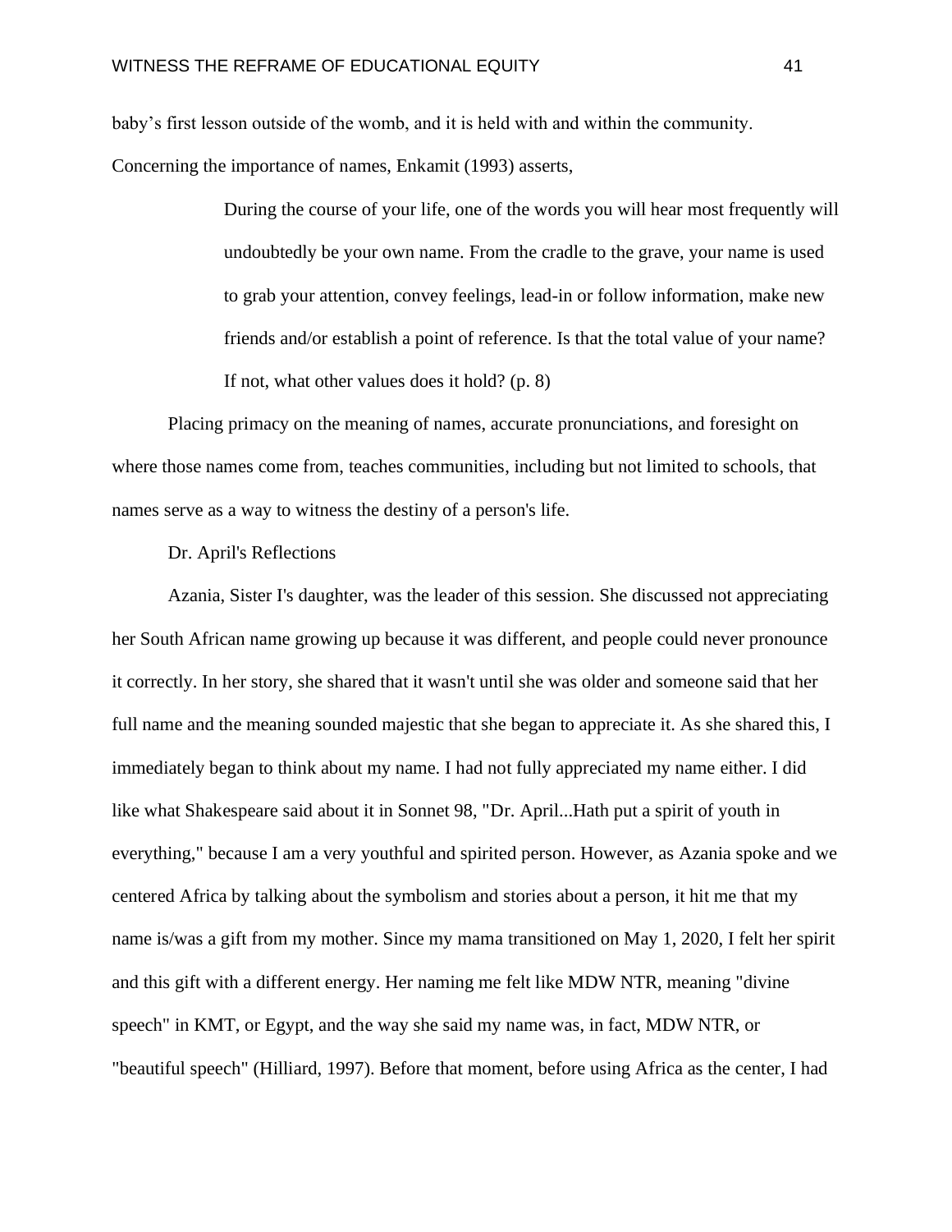baby's first lesson outside of the womb, and it is held with and within the community. Concerning the importance of names, Enkamit (1993) asserts,

> During the course of your life, one of the words you will hear most frequently will undoubtedly be your own name. From the cradle to the grave, your name is used to grab your attention, convey feelings, lead-in or follow information, make new friends and/or establish a point of reference. Is that the total value of your name? If not, what other values does it hold? (p. 8)

Placing primacy on the meaning of names, accurate pronunciations, and foresight on where those names come from, teaches communities, including but not limited to schools, that names serve as a way to witness the destiny of a person's life.

Dr. April's Reflections

Azania, Sister I's daughter, was the leader of this session. She discussed not appreciating her South African name growing up because it was different, and people could never pronounce it correctly. In her story, she shared that it wasn't until she was older and someone said that her full name and the meaning sounded majestic that she began to appreciate it. As she shared this, I immediately began to think about my name. I had not fully appreciated my name either. I did like what Shakespeare said about it in Sonnet 98, "Dr. April...Hath put a spirit of youth in everything," because I am a very youthful and spirited person. However, as Azania spoke and we centered Africa by talking about the symbolism and stories about a person, it hit me that my name is/was a gift from my mother. Since my mama transitioned on May 1, 2020, I felt her spirit and this gift with a different energy. Her naming me felt like MDW NTR, meaning "divine speech" in KMT, or Egypt, and the way she said my name was, in fact, MDW NTR, or "beautiful speech" (Hilliard, 1997). Before that moment, before using Africa as the center, I had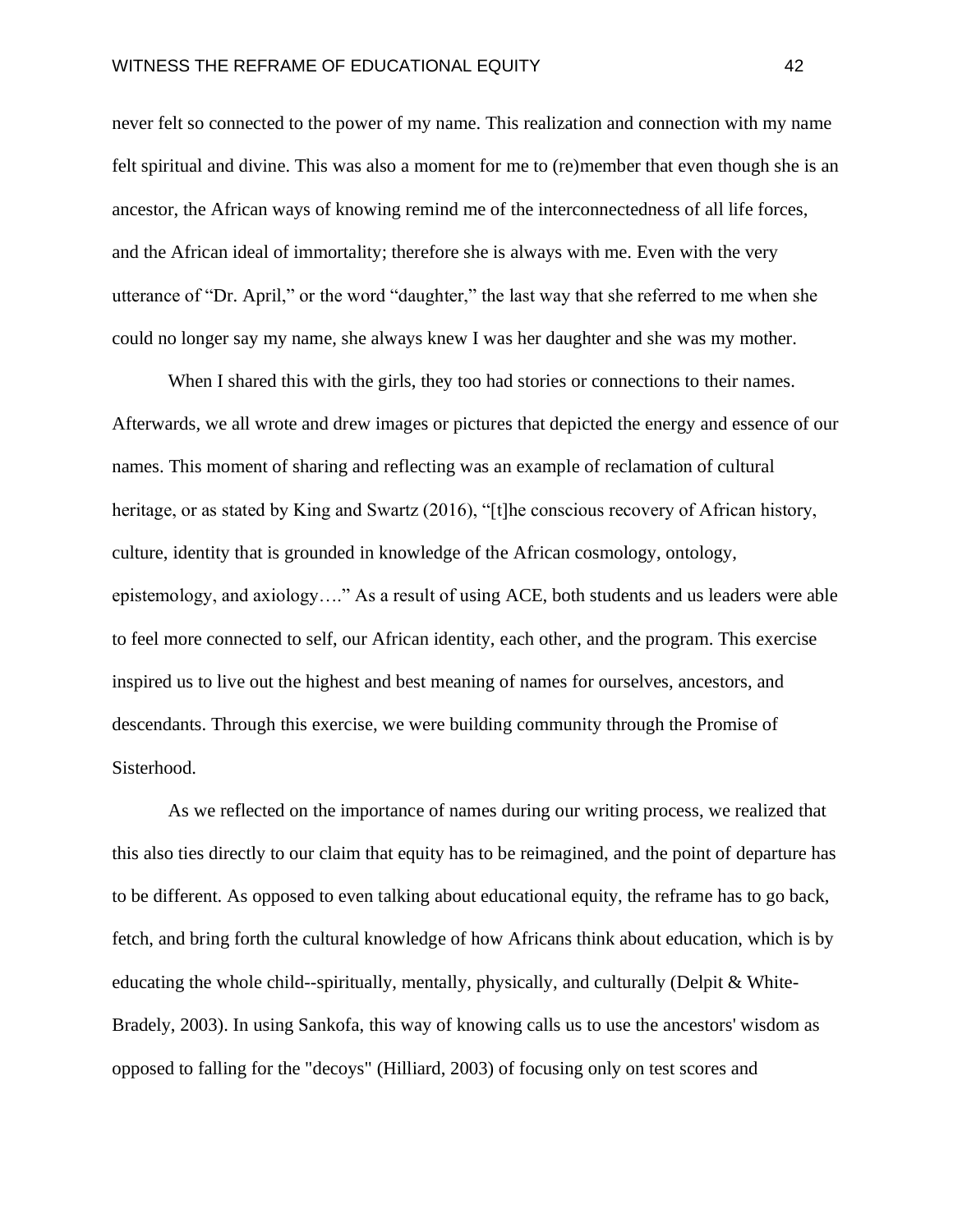never felt so connected to the power of my name. This realization and connection with my name felt spiritual and divine. This was also a moment for me to (re)member that even though she is an ancestor, the African ways of knowing remind me of the interconnectedness of all life forces, and the African ideal of immortality; therefore she is always with me. Even with the very utterance of “Dr. April,” or the word “daughter,” the last way that she referred to me when she could no longer say my name, she always knew I was her daughter and she was my mother.

When I shared this with the girls, they too had stories or connections to their names. Afterwards, we all wrote and drew images or pictures that depicted the energy and essence of our names. This moment of sharing and reflecting was an example of reclamation of cultural heritage, or as stated by King and Swartz (2016), “[t]he conscious recovery of African history, culture, identity that is grounded in knowledge of the African cosmology, ontology, epistemology, and axiology….” As a result of using ACE, both students and us leaders were able to feel more connected to self, our African identity, each other, and the program. This exercise inspired us to live out the highest and best meaning of names for ourselves, ancestors, and descendants. Through this exercise, we were building community through the Promise of Sisterhood.

As we reflected on the importance of names during our writing process, we realized that this also ties directly to our claim that equity has to be reimagined, and the point of departure has to be different. As opposed to even talking about educational equity, the reframe has to go back, fetch, and bring forth the cultural knowledge of how Africans think about education, which is by educating the whole child--spiritually, mentally, physically, and culturally (Delpit & White-Bradely, 2003). In using Sankofa, this way of knowing calls us to use the ancestors' wisdom as opposed to falling for the "decoys" (Hilliard, 2003) of focusing only on test scores and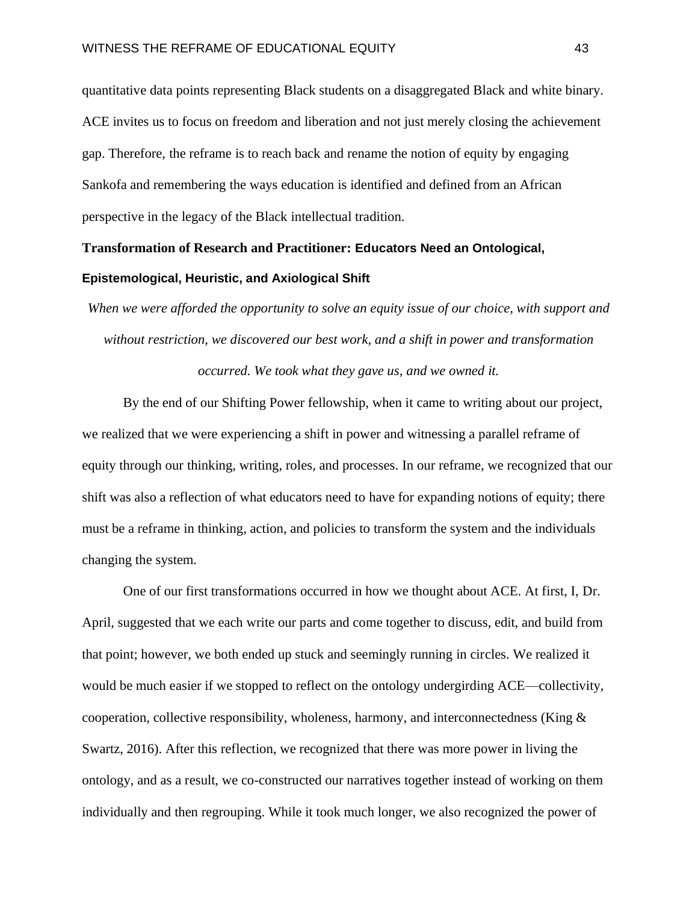quantitative data points representing Black students on a disaggregated Black and white binary. ACE invites us to focus on freedom and liberation and not just merely closing the achievement gap. Therefore, the reframe is to reach back and rename the notion of equity by engaging Sankofa and remembering the ways education is identified and defined from an African perspective in the legacy of the Black intellectual tradition.

## Transformation of Research and Practitioner: Educators Need an Ontological, Epistemological, Heuristic, and Axiological Shift

*When we were afforded the opportunity to solve an equity issue of our choice, with support and without restriction, we discovered our best work, and a shift in power and transformation occurred. We took what they gave us, and we owned it.*

By the end of our Shifting Power fellowship, when it came to writing about our project, we realized that we were experiencing a shift in power and witnessing a parallel reframe of equity through our thinking, writing, roles, and processes. In our reframe, we recognized that our shift was also a reflection of what educators need to have for expanding notions of equity; there must be a reframe in thinking, action, and policies to transform the system and the individuals changing the system.

One of our first transformations occurred in how we thought about ACE. At first, I, Dr. April, suggested that we each write our parts and come together to discuss, edit, and build from that point; however, we both ended up stuck and seemingly running in circles. We realized it would be much easier if we stopped to reflect on the ontology undergirding ACE—collectivity, cooperation, collective responsibility, wholeness, harmony, and interconnectedness (King & Swartz, 2016). After this reflection, we recognized that there was more power in living the ontology, and as a result, we co-constructed our narratives together instead of working on them individually and then regrouping. While it took much longer, we also recognized the power of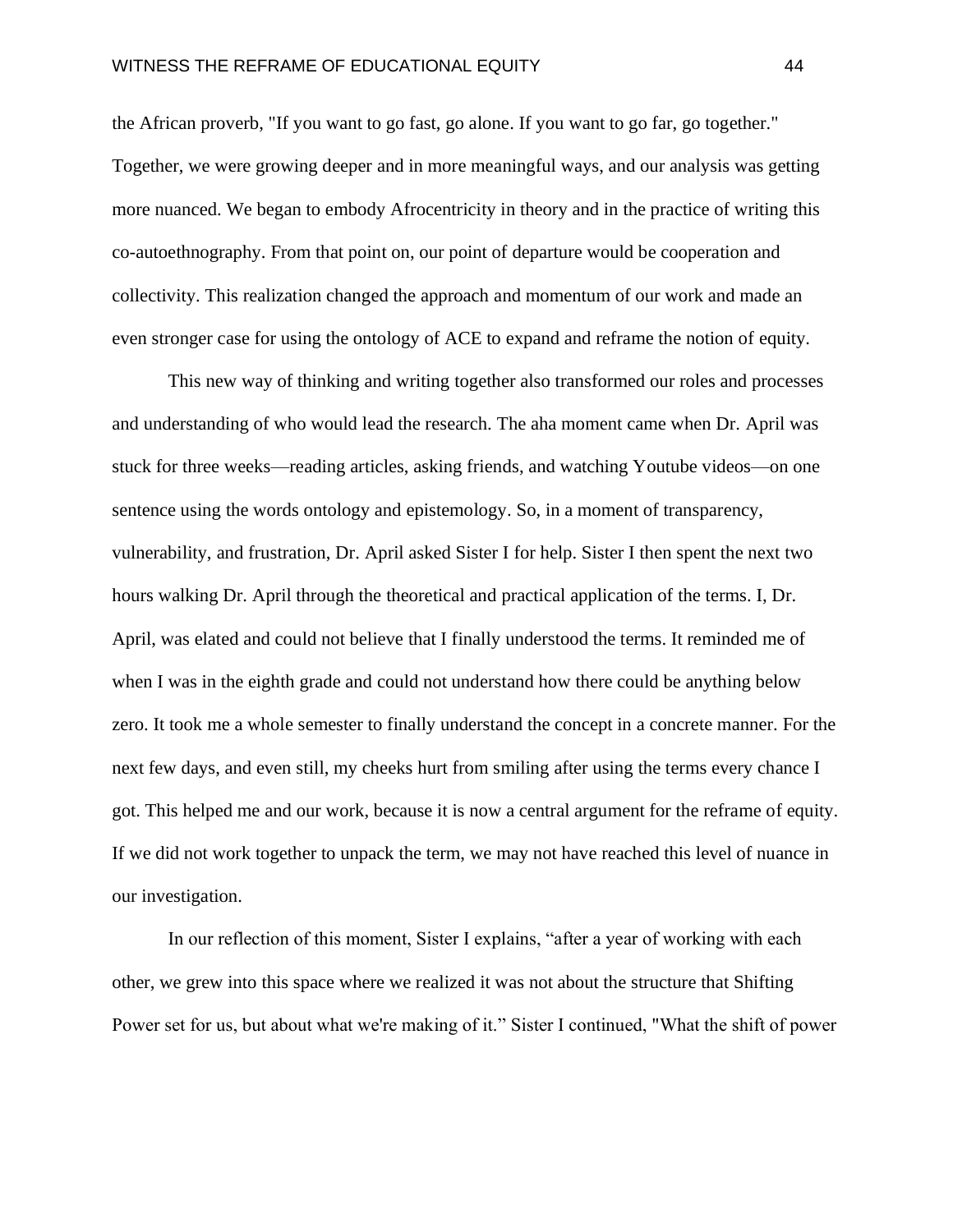the African proverb, "If you want to go fast, go alone. If you want to go far, go together." Together, we were growing deeper and in more meaningful ways, and our analysis was getting more nuanced. We began to embody Afrocentricity in theory and in the practice of writing this co-autoethnography. From that point on, our point of departure would be cooperation and collectivity. This realization changed the approach and momentum of our work and made an even stronger case for using the ontology of ACE to expand and reframe the notion of equity.

This new way of thinking and writing together also transformed our roles and processes and understanding of who would lead the research. The aha moment came when Dr. April was stuck for three weeks—reading articles, asking friends, and watching Youtube videos—on one sentence using the words ontology and epistemology. So, in a moment of transparency, vulnerability, and frustration, Dr. April asked Sister I for help. Sister I then spent the next two hours walking Dr. April through the theoretical and practical application of the terms. I, Dr. April, was elated and could not believe that I finally understood the terms. It reminded me of when I was in the eighth grade and could not understand how there could be anything below zero. It took me a whole semester to finally understand the concept in a concrete manner. For the next few days, and even still, my cheeks hurt from smiling after using the terms every chance I got. This helped me and our work, because it is now a central argument for the reframe of equity. If we did not work together to unpack the term, we may not have reached this level of nuance in our investigation.

In our reflection of this moment, Sister I explains, "after a year of working with each other, we grew into this space where we realized it was not about the structure that Shifting Power set for us, but about what we're making of it." Sister I continued, "What the shift of power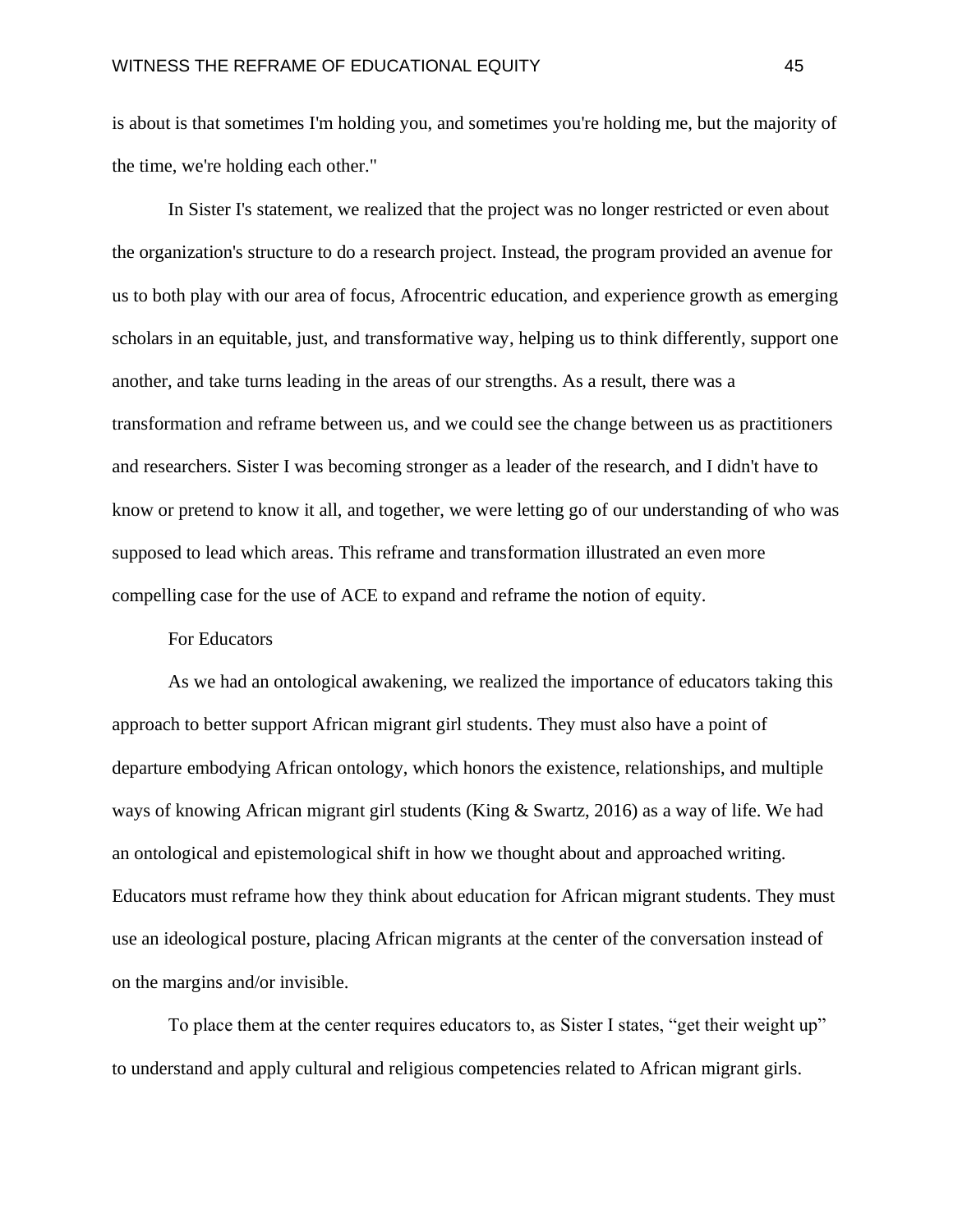is about is that sometimes I'm holding you, and sometimes you're holding me, but the majority of the time, we're holding each other."

In Sister I's statement, we realized that the project was no longer restricted or even about the organization's structure to do a research project. Instead, the program provided an avenue for us to both play with our area of focus, Afrocentric education, and experience growth as emerging scholars in an equitable, just, and transformative way, helping us to think differently, support one another, and take turns leading in the areas of our strengths. As a result, there was a transformation and reframe between us, and we could see the change between us as practitioners and researchers. Sister I was becoming stronger as a leader of the research, and I didn't have to know or pretend to know it all, and together, we were letting go of our understanding of who was supposed to lead which areas. This reframe and transformation illustrated an even more compelling case for the use of ACE to expand and reframe the notion of equity.

### For Educators

As we had an ontological awakening, we realized the importance of educators taking this approach to better support African migrant girl students. They must also have a point of departure embodying African ontology, which honors the existence, relationships, and multiple ways of knowing African migrant girl students (King & Swartz, 2016) as a way of life. We had an ontological and epistemological shift in how we thought about and approached writing. Educators must reframe how they think about education for African migrant students. They must use an ideological posture, placing African migrants at the center of the conversation instead of on the margins and/or invisible.

To place them at the center requires educators to, as Sister I states, "get their weight up" to understand and apply cultural and religious competencies related to African migrant girls.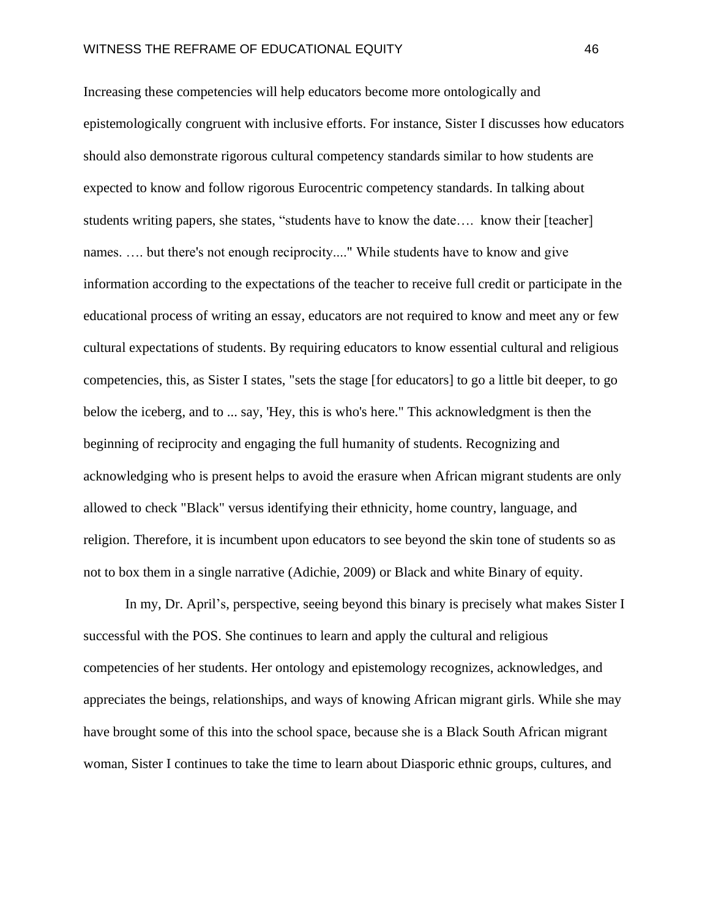Increasing these competencies will help educators become more ontologically and epistemologically congruent with inclusive efforts. For instance, Sister I discusses how educators should also demonstrate rigorous cultural competency standards similar to how students are expected to know and follow rigorous Eurocentric competency standards. In talking about students writing papers, she states, "students have to know the date…. know their [teacher] names. …. but there's not enough reciprocity...." While students have to know and give information according to the expectations of the teacher to receive full credit or participate in the educational process of writing an essay, educators are not required to know and meet any or few cultural expectations of students. By requiring educators to know essential cultural and religious competencies, this, as Sister I states, "sets the stage [for educators] to go a little bit deeper, to go below the iceberg, and to ... say, 'Hey, this is who's here." This acknowledgment is then the beginning of reciprocity and engaging the full humanity of students. Recognizing and acknowledging who is present helps to avoid the erasure when African migrant students are only allowed to check "Black" versus identifying their ethnicity, home country, language, and religion. Therefore, it is incumbent upon educators to see beyond the skin tone of students so as not to box them in a single narrative (Adichie, 2009) or Black and white Binary of equity.

In my, Dr. April's, perspective, seeing beyond this binary is precisely what makes Sister I successful with the POS. She continues to learn and apply the cultural and religious competencies of her students. Her ontology and epistemology recognizes, acknowledges, and appreciates the beings, relationships, and ways of knowing African migrant girls. While she may have brought some of this into the school space, because she is a Black South African migrant woman, Sister I continues to take the time to learn about Diasporic ethnic groups, cultures, and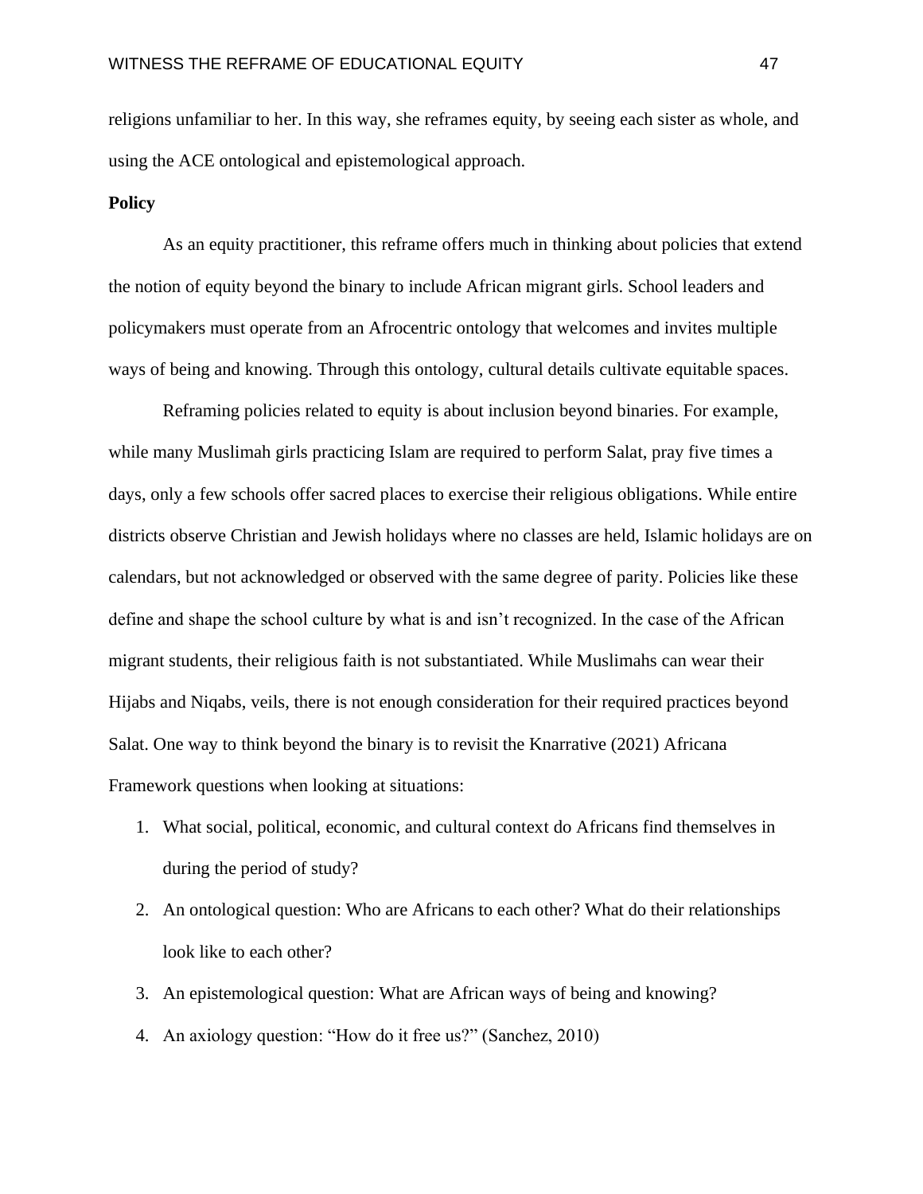religions unfamiliar to her. In this way, she reframes equity, by seeing each sister as whole, and using the ACE ontological and epistemological approach.

**Policy**

As an equity practitioner, this reframe offers much in thinking about policies that extend the notion of equity beyond the binary to include African migrant girls. School leaders and policymakers must operate from an Afrocentric ontology that welcomes and invites multiple ways of being and knowing. Through this ontology, cultural details cultivate equitable spaces.

Reframing policies related to equity is about inclusion beyond binaries. For example, while many Muslimah girls practicing Islam are required to perform Salat, pray five times a days, only a few schools offer sacred places to exercise their religious obligations. While entire districts observe Christian and Jewish holidays where no classes are held, Islamic holidays are on calendars, but not acknowledged or observed with the same degree of parity. Policies like these define and shape the school culture by what is and isn't recognized. In the case of the African migrant students, their religious faith is not substantiated. While Muslimahs can wear their Hijabs and Niqabs, veils, there is not enough consideration for their required practices beyond Salat. One way to think beyond the binary is to revisit the Knarrative (2021) Africana Framework questions when looking at situations:

1. What social, political, economic, and cultural context do Africans find themselves in during the period of study?
2. An ontological question: Who are Africans to each other? What do their relationships look like to each other?
3. An epistemological question: What are African ways of being and knowing?
4. An axiology question: "How do it free us?" (Sanchez, 2010)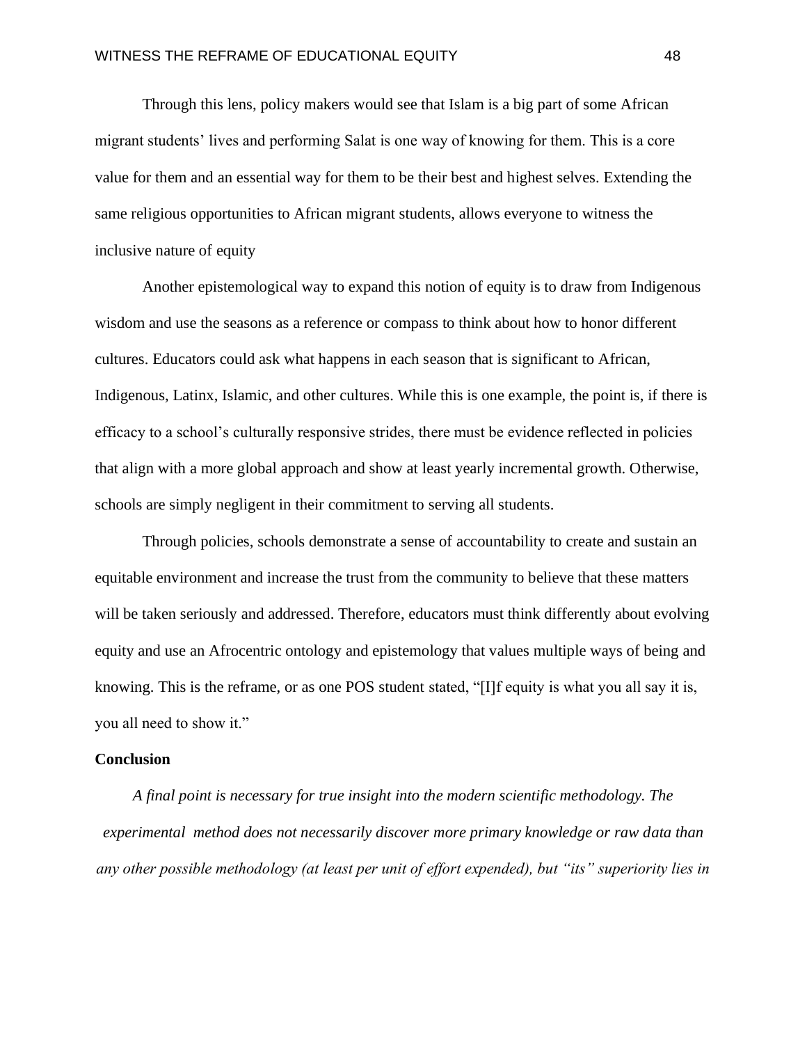Through this lens, policy makers would see that Islam is a big part of some African migrant students' lives and performing Salat is one way of knowing for them. This is a core value for them and an essential way for them to be their best and highest selves. Extending the same religious opportunities to African migrant students, allows everyone to witness the inclusive nature of equity

Another epistemological way to expand this notion of equity is to draw from Indigenous wisdom and use the seasons as a reference or compass to think about how to honor different cultures. Educators could ask what happens in each season that is significant to African, Indigenous, Latinx, Islamic, and other cultures. While this is one example, the point is, if there is efficacy to a school's culturally responsive strides, there must be evidence reflected in policies that align with a more global approach and show at least yearly incremental growth. Otherwise, schools are simply negligent in their commitment to serving all students.

Through policies, schools demonstrate a sense of accountability to create and sustain an equitable environment and increase the trust from the community to believe that these matters will be taken seriously and addressed. Therefore, educators must think differently about evolving equity and use an Afrocentric ontology and epistemology that values multiple ways of being and knowing. This is the reframe, or as one POS student stated, "[I]f equity is what you all say it is, you all need to show it."

**Conclusion**

*A final point is necessary for true insight into the modern scientific methodology. The experimental method does not necessarily discover more primary knowledge or raw data than any other possible methodology (at least per unit of effort expended), but "its" superiority lies in*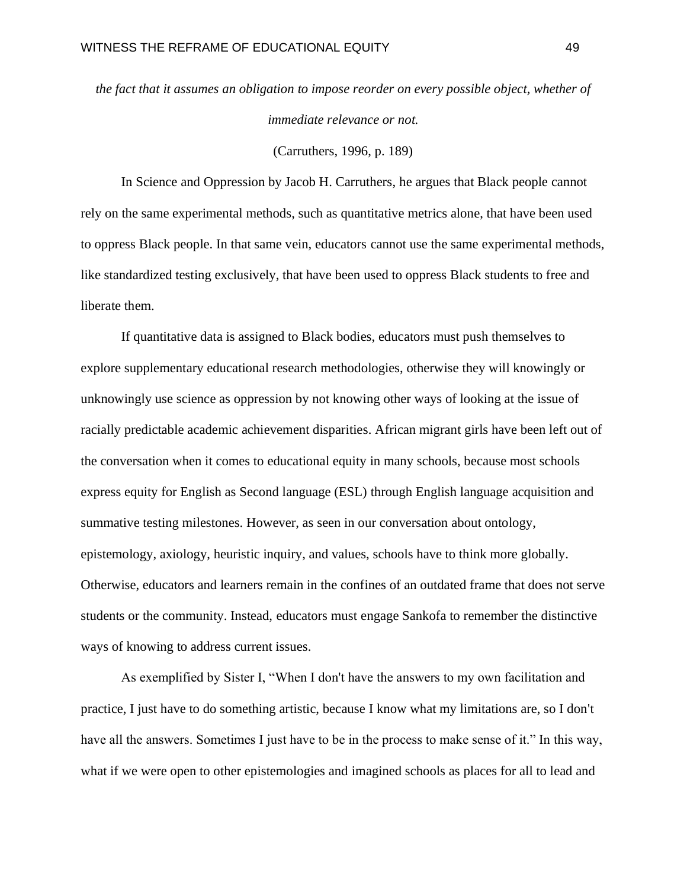*the fact that it assumes an obligation to impose reorder on every possible object, whether of immediate relevance or not.*

(Carruthers, 1996, p. 189)

In Science and Oppression by Jacob H. Carruthers, he argues that Black people cannot rely on the same experimental methods, such as quantitative metrics alone, that have been used to oppress Black people. In that same vein, educators cannot use the same experimental methods, like standardized testing exclusively, that have been used to oppress Black students to free and liberate them.

If quantitative data is assigned to Black bodies, educators must push themselves to explore supplementary educational research methodologies, otherwise they will knowingly or unknowingly use science as oppression by not knowing other ways of looking at the issue of racially predictable academic achievement disparities. African migrant girls have been left out of the conversation when it comes to educational equity in many schools, because most schools express equity for English as Second language (ESL) through English language acquisition and summative testing milestones. However, as seen in our conversation about ontology, epistemology, axiology, heuristic inquiry, and values, schools have to think more globally. Otherwise, educators and learners remain in the confines of an outdated frame that does not serve students or the community. Instead, educators must engage Sankofa to remember the distinctive ways of knowing to address current issues.

As exemplified by Sister I, "When I don't have the answers to my own facilitation and practice, I just have to do something artistic, because I know what my limitations are, so I don't have all the answers. Sometimes I just have to be in the process to make sense of it." In this way, what if we were open to other epistemologies and imagined schools as places for all to lead and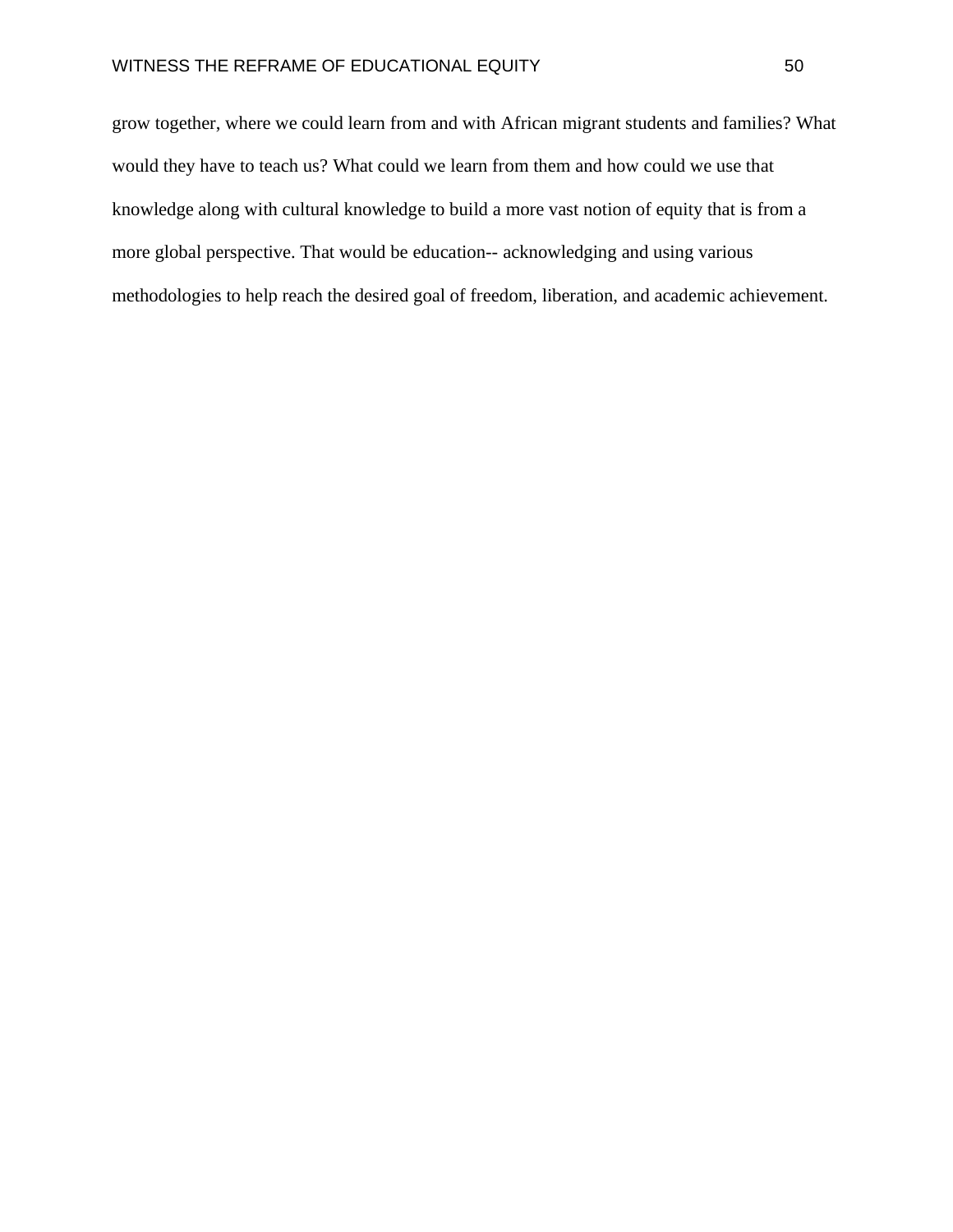grow together, where we could learn from and with African migrant students and families? What would they have to teach us? What could we learn from them and how could we use that knowledge along with cultural knowledge to build a more vast notion of equity that is from a more global perspective. That would be education-- acknowledging and using various methodologies to help reach the desired goal of freedom, liberation, and academic achievement.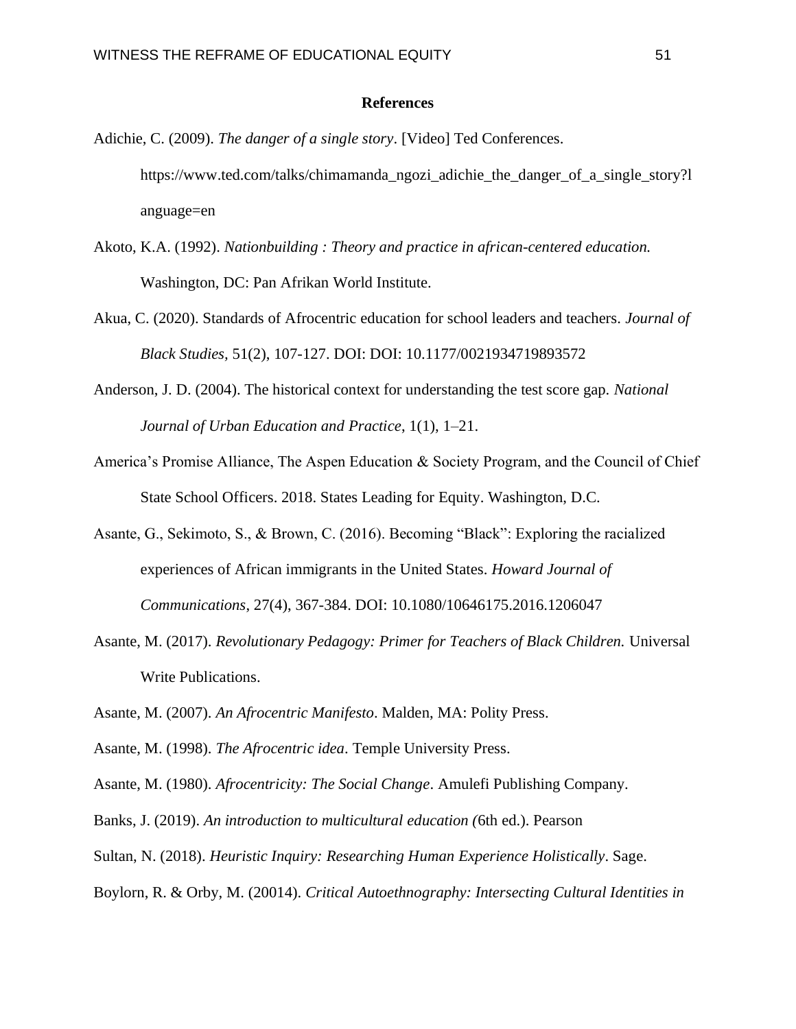## References

Adichie, C. (2009). *The danger of a single story*. [Video] Ted Conferences. https://www.ted.com/talks/chimamanda_ngozi_adichie_the_danger_of_a_single_story?language=en

Akoto, K.A. (1992). *Nationbuilding : Theory and practice in african-centered education.* Washington, DC: Pan Afrikan World Institute.

Akua, C. (2020). Standards of Afrocentric education for school leaders and teachers. *Journal of Black Studies,* 51(2), 107-127. DOI: DOI: 10.1177/0021934719893572

Anderson, J. D. (2004). The historical context for understanding the test score gap. *National Journal of Urban Education and Practice*, 1(1), 1–21.

America's Promise Alliance, The Aspen Education & Society Program, and the Council of Chief State School Officers. 2018. States Leading for Equity. Washington, D.C.

Asante, G., Sekimoto, S., & Brown, C. (2016). Becoming "Black": Exploring the racialized experiences of African immigrants in the United States. *Howard Journal of Communications*, 27(4), 367-384. DOI: 10.1080/10646175.2016.1206047

Asante, M. (2017). *Revolutionary Pedagogy: Primer for Teachers of Black Children.* Universal Write Publications.

Asante, M. (2007). *An Afrocentric Manifesto*. Malden, MA: Polity Press.

Asante, M. (1998). *The Afrocentric idea*. Temple University Press.

Asante, M. (1980). *Afrocentricity: The Social Change*. Amulefi Publishing Company.

Banks, J. (2019). *An introduction to multicultural education (*6th ed.). Pearson

Sultan, N. (2018). *Heuristic Inquiry: Researching Human Experience Holistically*. Sage.

Boylorn, R. & Orby, M. (20014). *Critical Autoethnography: Intersecting Cultural Identities in*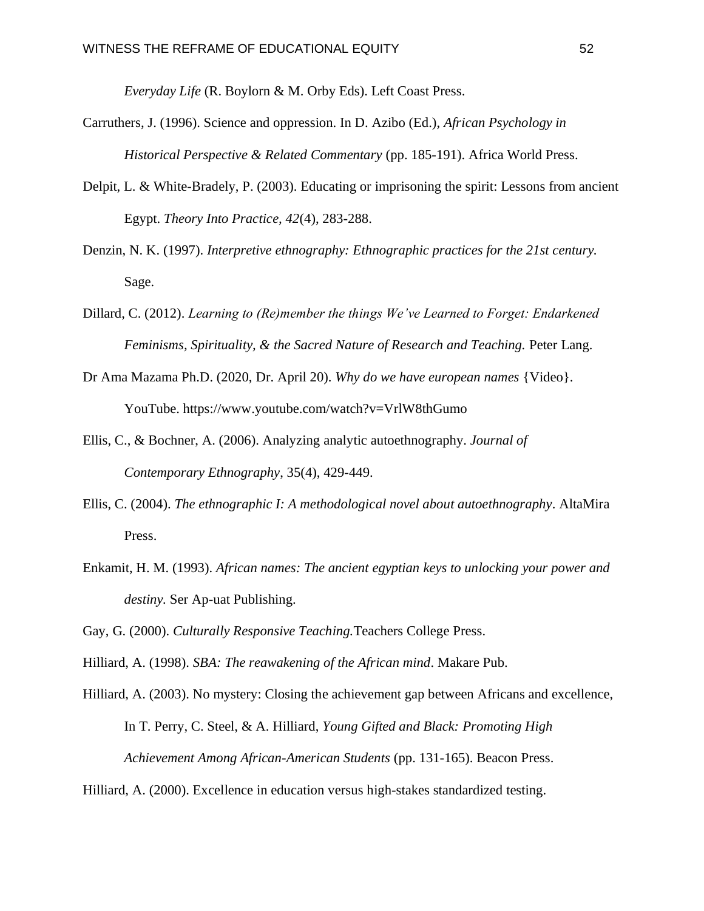*Everyday Life* (R. Boylorn & M. Orby Eds). Left Coast Press.

Carruthers, J. (1996). Science and oppression. In D. Azibo (Ed.), *African Psychology in Historical Perspective & Related Commentary* (pp. 185-191). Africa World Press.

Delpit, L. & White-Bradely, P. (2003). Educating or imprisoning the spirit: Lessons from ancient Egypt. *Theory Into Practice, 42*(4), 283-288.

Denzin, N. K. (1997). *Interpretive ethnography: Ethnographic practices for the 21st century.* Sage.

Dillard, C. (2012). *Learning to (Re)member the things We've Learned to Forget: Endarkened Feminisms, Spirituality, & the Sacred Nature of Research and Teaching.* Peter Lang.

Dr Ama Mazama Ph.D. (2020, Dr. April 20). *Why do we have european names* {Video}. YouTube. https://www.youtube.com/watch?v=VrlW8thGumo

Ellis, C., & Bochner, A. (2006). Analyzing analytic autoethnography. *Journal of Contemporary Ethnography*, 35(4), 429-449.

Ellis, C. (2004). *The ethnographic I: A methodological novel about autoethnography*. AltaMira Press.

Enkamit, H. M. (1993). *African names: The ancient egyptian keys to unlocking your power and destiny.* Ser Ap-uat Publishing.

Gay, G. (2000). *Culturally Responsive Teaching.*Teachers College Press.

Hilliard, A. (1998). *SBA: The reawakening of the African mind*. Makare Pub.

Hilliard, A. (2003). No mystery: Closing the achievement gap between Africans and excellence, In T. Perry, C. Steel, & A. Hilliard, *Young Gifted and Black: Promoting High Achievement Among African-American Students* (pp. 131-165). Beacon Press.

Hilliard, A. (2000). Excellence in education versus high-stakes standardized testing.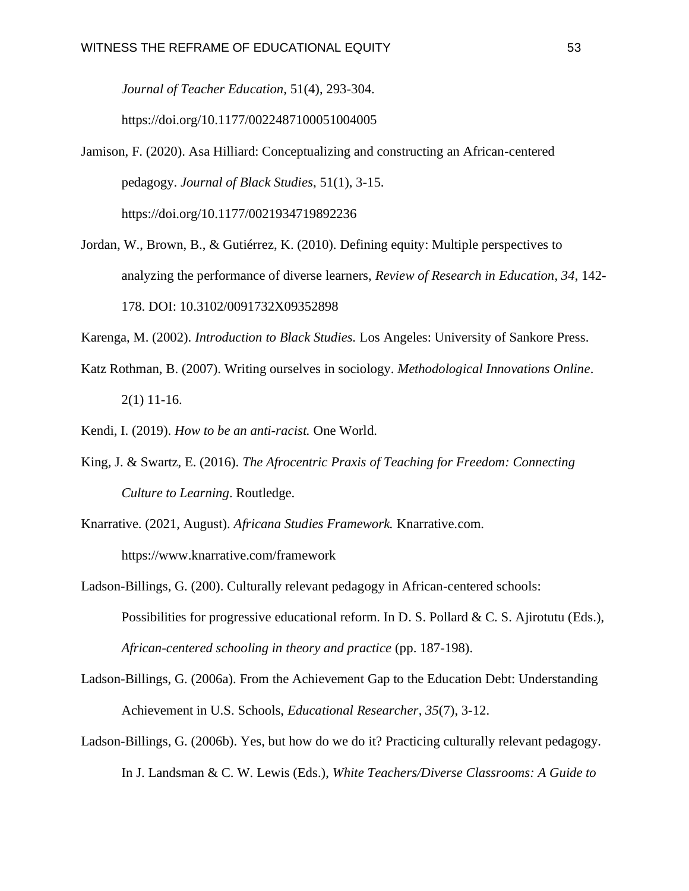*Journal of Teacher Education*, 51(4), 293-304. https://doi.org/10.1177/0022487100051004005

Jamison, F. (2020). Asa Hilliard: Conceptualizing and constructing an African-centered pedagogy. *Journal of Black Studies*, 51(1), 3-15. https://doi.org/10.1177/0021934719892236

Jordan, W., Brown, B., & Gutiérrez, K. (2010). Defining equity: Multiple perspectives to analyzing the performance of diverse learners, *Review of Research in Education, 34*, 142-178. DOI: 10.3102/0091732X09352898

Karenga, M. (2002). *Introduction to Black Studies.* Los Angeles: University of Sankore Press.

Katz Rothman, B. (2007). Writing ourselves in sociology. *Methodological Innovations Online*. 2(1) 11-16.

Kendi, I. (2019). *How to be an anti-racist.* One World.

King, J. & Swartz, E. (2016). *The Afrocentric Praxis of Teaching for Freedom: Connecting Culture to Learning*. Routledge.

Knarrative. (2021, August). *Africana Studies Framework.* Knarrative.com. https://www.knarrative.com/framework

Ladson-Billings, G. (200). Culturally relevant pedagogy in African-centered schools: Possibilities for progressive educational reform. In D. S. Pollard & C. S. Ajirotutu (Eds.), *African-centered schooling in theory and practice* (pp. 187-198).

Ladson-Billings, G. (2006a). From the Achievement Gap to the Education Debt: Understanding Achievement in U.S. Schools, *Educational Researcher*, *35*(7), 3-12.

Ladson-Billings, G. (2006b). Yes, but how do we do it? Practicing culturally relevant pedagogy. In J. Landsman & C. W. Lewis (Eds.), *White Teachers/Diverse Classrooms: A Guide to*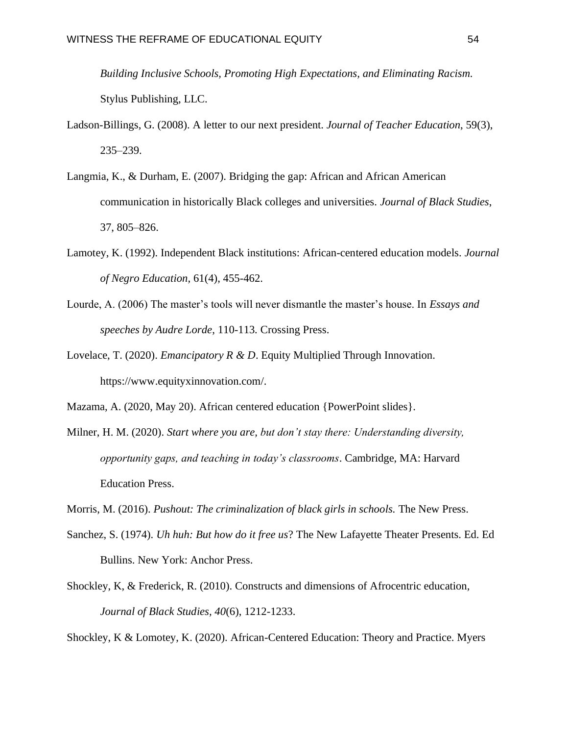*Building Inclusive Schools, Promoting High Expectations, and Eliminating Racism.* Stylus Publishing, LLC.

Ladson-Billings, G. (2008). A letter to our next president. *Journal of Teacher Education*, 59(3), 235–239.

Langmia, K., & Durham, E. (2007). Bridging the gap: African and African American communication in historically Black colleges and universities. *Journal of Black Studies*, 37, 805–826.

Lamotey, K. (1992). Independent Black institutions: African-centered education models. *Journal of Negro Education*, 61(4), 455-462.

Lourde, A. (2006) The master's tools will never dismantle the master's house. In *Essays and speeches by Audre Lorde*, 110-113. Crossing Press.

Lovelace, T. (2020). *Emancipatory R & D*. Equity Multiplied Through Innovation. https://www.equityxinnovation.com/.

Mazama, A. (2020, May 20). African centered education {PowerPoint slides}.

Milner, H. M. (2020). *Start where you are, but don't stay there: Understanding diversity, opportunity gaps, and teaching in today's classrooms*. Cambridge, MA: Harvard Education Press.

Morris, M. (2016). *Pushout: The criminalization of black girls in schools.* The New Press.

Sanchez, S. (1974). *Uh huh: But how do it free us*? The New Lafayette Theater Presents. Ed. Ed Bullins. New York: Anchor Press.

Shockley, K, & Frederick, R. (2010). Constructs and dimensions of Afrocentric education, *Journal of Black Studies, 40*(6), 1212-1233.

Shockley, K & Lomotey, K. (2020). African-Centered Education: Theory and Practice. Myers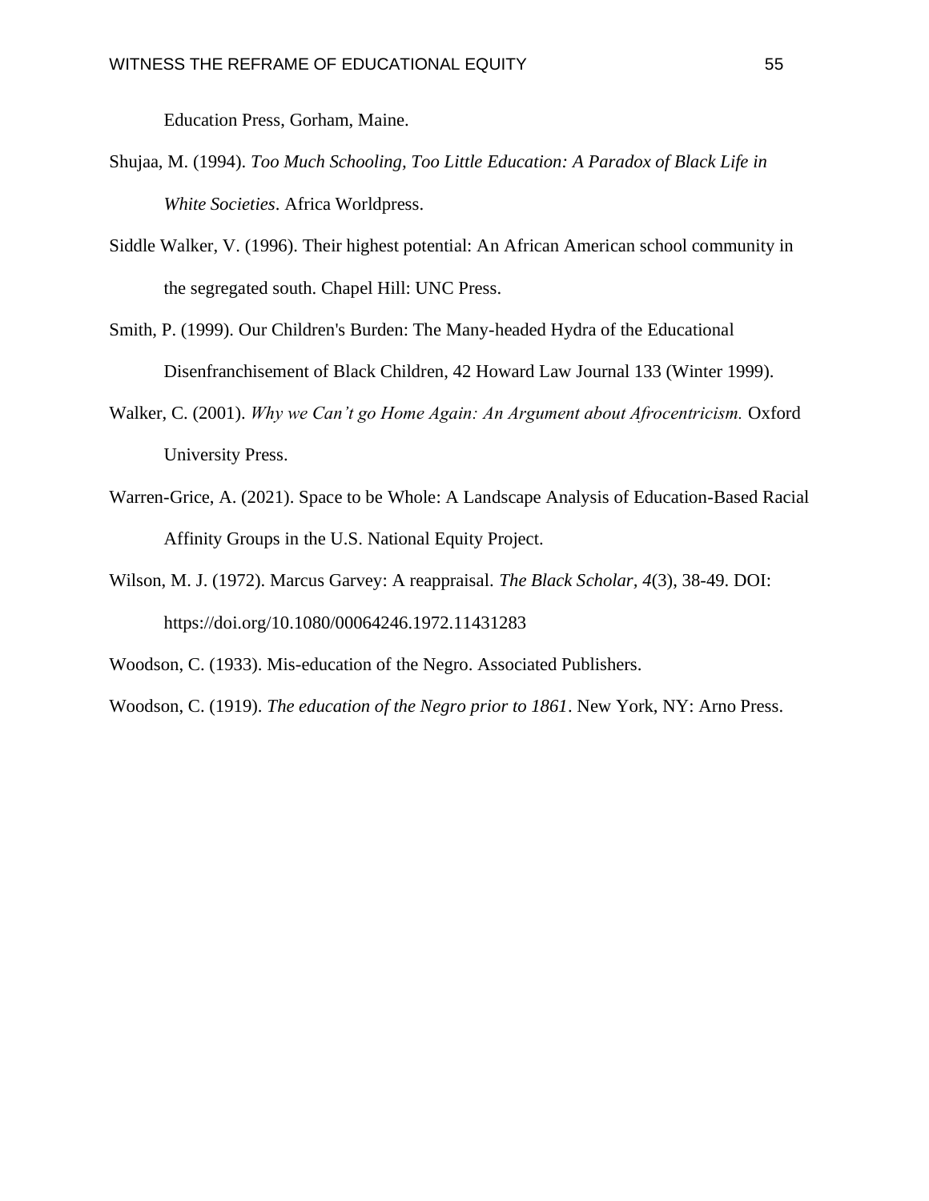Education Press, Gorham, Maine.

Shujaa, M. (1994). *Too Much Schooling, Too Little Education: A Paradox of Black Life in White Societies*. Africa Worldpress.

Siddle Walker, V. (1996). Their highest potential: An African American school community in the segregated south. Chapel Hill: UNC Press.

Smith, P. (1999). Our Children's Burden: The Many-headed Hydra of the Educational Disenfranchisement of Black Children, 42 Howard Law Journal 133 (Winter 1999).

Walker, C. (2001). *Why we Can't go Home Again: An Argument about Afrocentricism.* Oxford University Press.

Warren-Grice, A. (2021). Space to be Whole: A Landscape Analysis of Education-Based Racial Affinity Groups in the U.S. National Equity Project.

Wilson, M. J. (1972). Marcus Garvey: A reappraisal. *The Black Scholar, 4*(3), 38-49. DOI: https://doi.org/10.1080/00064246.1972.11431283

Woodson, C. (1933). Mis-education of the Negro. Associated Publishers.

Woodson, C. (1919). *The education of the Negro prior to 1861*. New York, NY: Arno Press.